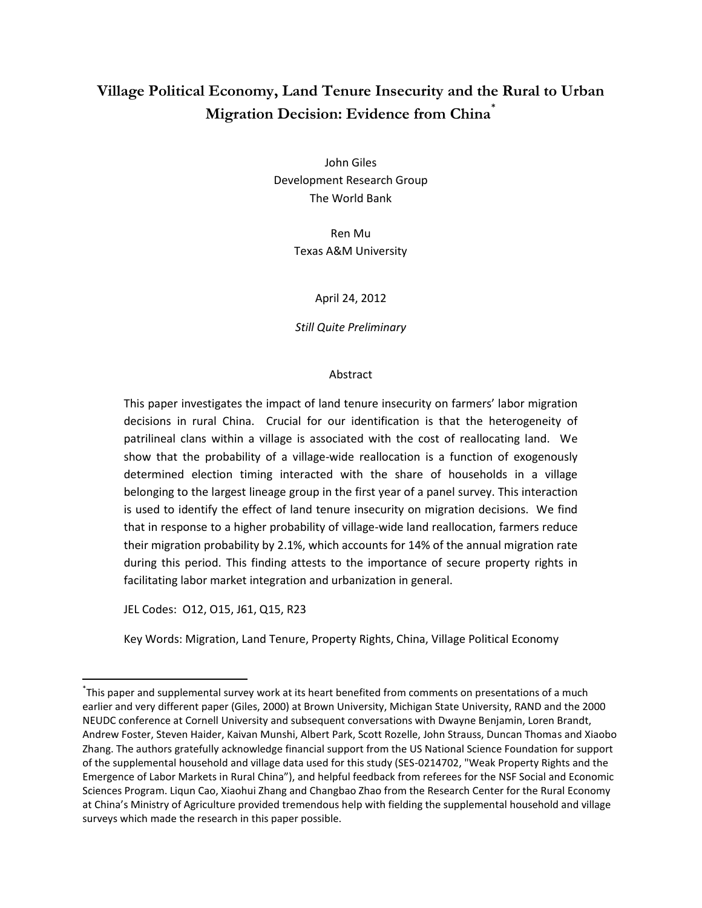# Village Political Economy, Land Tenure Insecurity and the Rural to Urban Migration Decision: Evidence from China[*]

John Giles
Development Research Group
The World Bank

Ren Mu
Texas A&M University

April 24, 2012

*Still Quite Preliminary*

## Abstract

This paper investigates the impact of land tenure insecurity on farmers' labor migration decisions in rural China. Crucial for our identification is that the heterogeneity of patrilineal clans within a village is associated with the cost of reallocating land. We show that the probability of a village-wide reallocation is a function of exogenously determined election timing interacted with the share of households in a village belonging to the largest lineage group in the first year of a panel survey. This interaction is used to identify the effect of land tenure insecurity on migration decisions. We find that in response to a higher probability of village-wide land reallocation, farmers reduce their migration probability by 2.1%, which accounts for 14% of the annual migration rate during this period. This finding attests to the importance of secure property rights in facilitating labor market integration and urbanization in general.

JEL Codes: O12, O15, J61, Q15, R23

Key Words: Migration, Land Tenure, Property Rights, China, Village Political Economy

[*] This paper and supplemental survey work at its heart benefited from comments on presentations of a much earlier and very different paper (Giles, 2000) at Brown University, Michigan State University, RAND and the 2000 NEUDC conference at Cornell University and subsequent conversations with Dwayne Benjamin, Loren Brandt, Andrew Foster, Steven Haider, Kaivan Munshi, Albert Park, Scott Rozelle, John Strauss, Duncan Thomas and Xiaobo Zhang. The authors gratefully acknowledge financial support from the US National Science Foundation for support of the supplemental household and village data used for this study (SES-0214702, "Weak Property Rights and the Emergence of Labor Markets in Rural China"), and helpful feedback from referees for the NSF Social and Economic Sciences Program. Liqun Cao, Xiaohui Zhang and Changbao Zhao from the Research Center for the Rural Economy at China's Ministry of Agriculture provided tremendous help with fielding the supplemental household and village surveys which made the research in this paper possible.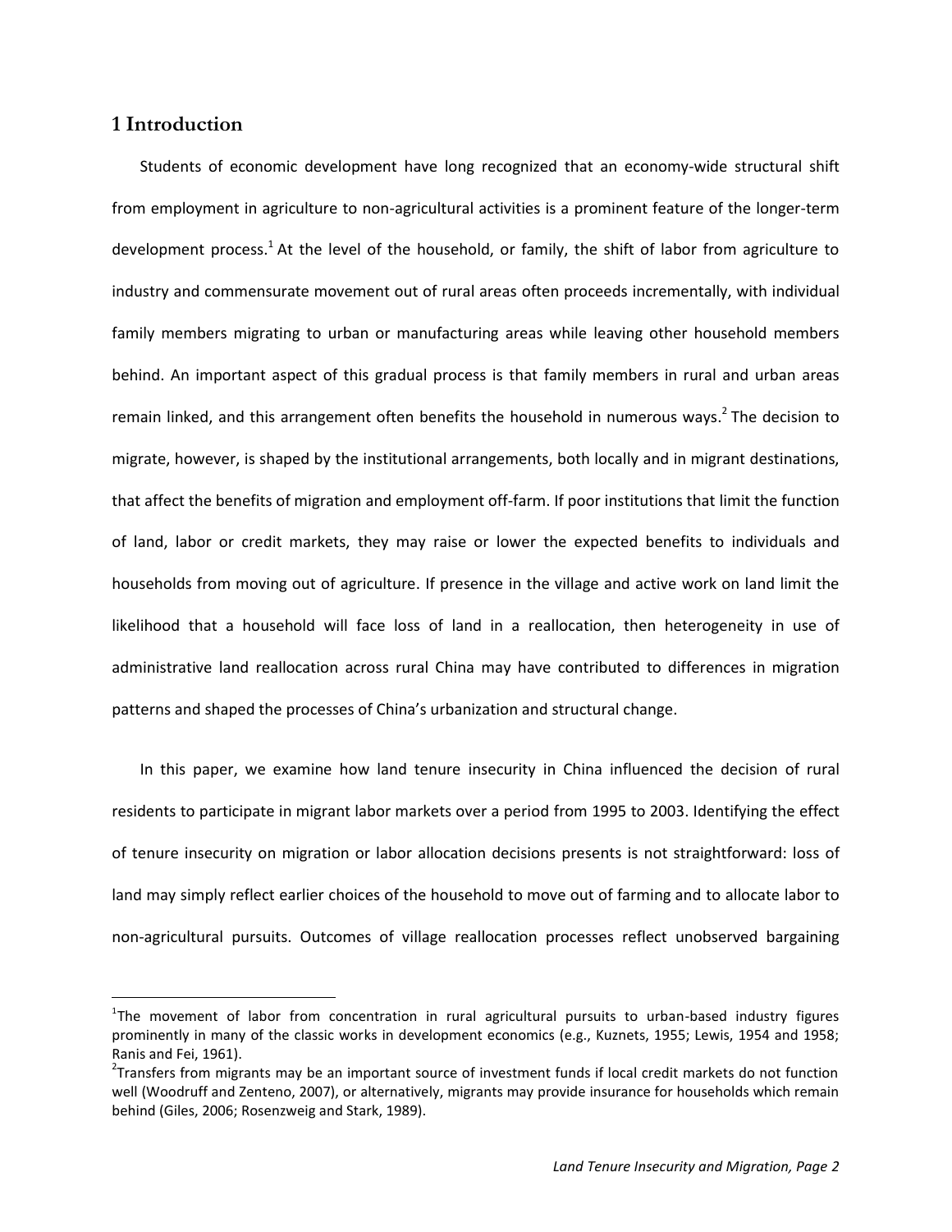## 1 Introduction

Students of economic development have long recognized that an economy-wide structural shift from employment in agriculture to non-agricultural activities is a prominent feature of the longer-term development process.[1] At the level of the household, or family, the shift of labor from agriculture to industry and commensurate movement out of rural areas often proceeds incrementally, with individual family members migrating to urban or manufacturing areas while leaving other household members behind. An important aspect of this gradual process is that family members in rural and urban areas remain linked, and this arrangement often benefits the household in numerous ways.[2] The decision to migrate, however, is shaped by the institutional arrangements, both locally and in migrant destinations, that affect the benefits of migration and employment off-farm. If poor institutions that limit the function of land, labor or credit markets, they may raise or lower the expected benefits to individuals and households from moving out of agriculture. If presence in the village and active work on land limit the likelihood that a household will face loss of land in a reallocation, then heterogeneity in use of administrative land reallocation across rural China may have contributed to differences in migration patterns and shaped the processes of China's urbanization and structural change.

In this paper, we examine how land tenure insecurity in China influenced the decision of rural residents to participate in migrant labor markets over a period from 1995 to 2003. Identifying the effect of tenure insecurity on migration or labor allocation decisions presents is not straightforward: loss of land may simply reflect earlier choices of the household to move out of farming and to allocate labor to non-agricultural pursuits. Outcomes of village reallocation processes reflect unobserved bargaining

---

[1] The movement of labor from concentration in rural agricultural pursuits to urban-based industry figures prominently in many of the classic works in development economics (e.g., Kuznets, 1955; Lewis, 1954 and 1958; Ranis and Fei, 1961).

[2] Transfers from migrants may be an important source of investment funds if local credit markets do not function well (Woodruff and Zenteno, 2007), or alternatively, migrants may provide insurance for households which remain behind (Giles, 2006; Rosenzweig and Stark, 1989).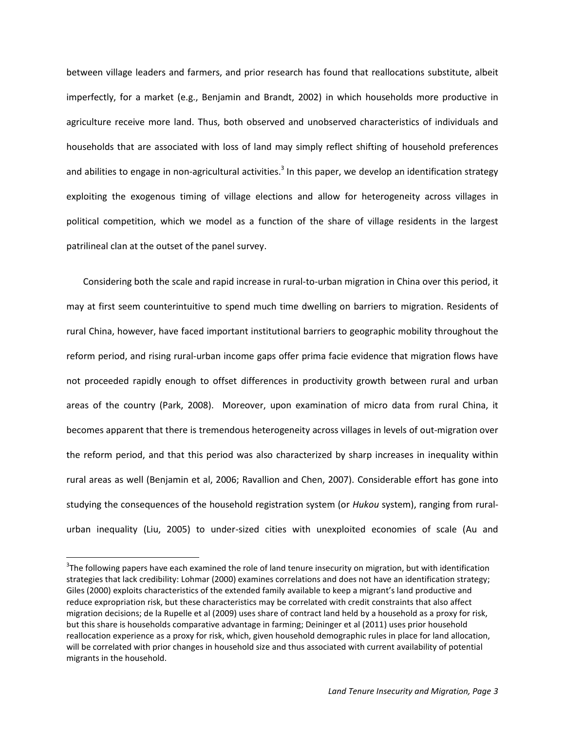between village leaders and farmers, and prior research has found that reallocations substitute, albeit imperfectly, for a market (e.g., Benjamin and Brandt, 2002) in which households more productive in agriculture receive more land. Thus, both observed and unobserved characteristics of individuals and households that are associated with loss of land may simply reflect shifting of household preferences and abilities to engage in non-agricultural activities.[3] In this paper, we develop an identification strategy exploiting the exogenous timing of village elections and allow for heterogeneity across villages in political competition, which we model as a function of the share of village residents in the largest patrilineal clan at the outset of the panel survey.

Considering both the scale and rapid increase in rural-to-urban migration in China over this period, it may at first seem counterintuitive to spend much time dwelling on barriers to migration. Residents of rural China, however, have faced important institutional barriers to geographic mobility throughout the reform period, and rising rural-urban income gaps offer prima facie evidence that migration flows have not proceeded rapidly enough to offset differences in productivity growth between rural and urban areas of the country (Park, 2008). Moreover, upon examination of micro data from rural China, it becomes apparent that there is tremendous heterogeneity across villages in levels of out-migration over the reform period, and that this period was also characterized by sharp increases in inequality within rural areas as well (Benjamin et al, 2006; Ravallion and Chen, 2007). Considerable effort has gone into studying the consequences of the household registration system (or *Hukou* system), ranging from rural-urban inequality (Liu, 2005) to under-sized cities with unexploited economies of scale (Au and

---

[3] The following papers have each examined the role of land tenure insecurity on migration, but with identification strategies that lack credibility: Lohmar (2000) examines correlations and does not have an identification strategy; Giles (2000) exploits characteristics of the extended family available to keep a migrant's land productive and reduce expropriation risk, but these characteristics may be correlated with credit constraints that also affect migration decisions; de la Rupelle et al (2009) uses share of contract land held by a household as a proxy for risk, but this share is households comparative advantage in farming; Deininger et al (2011) uses prior household reallocation experience as a proxy for risk, which, given household demographic rules in place for land allocation, will be correlated with prior changes in household size and thus associated with current availability of potential migrants in the household.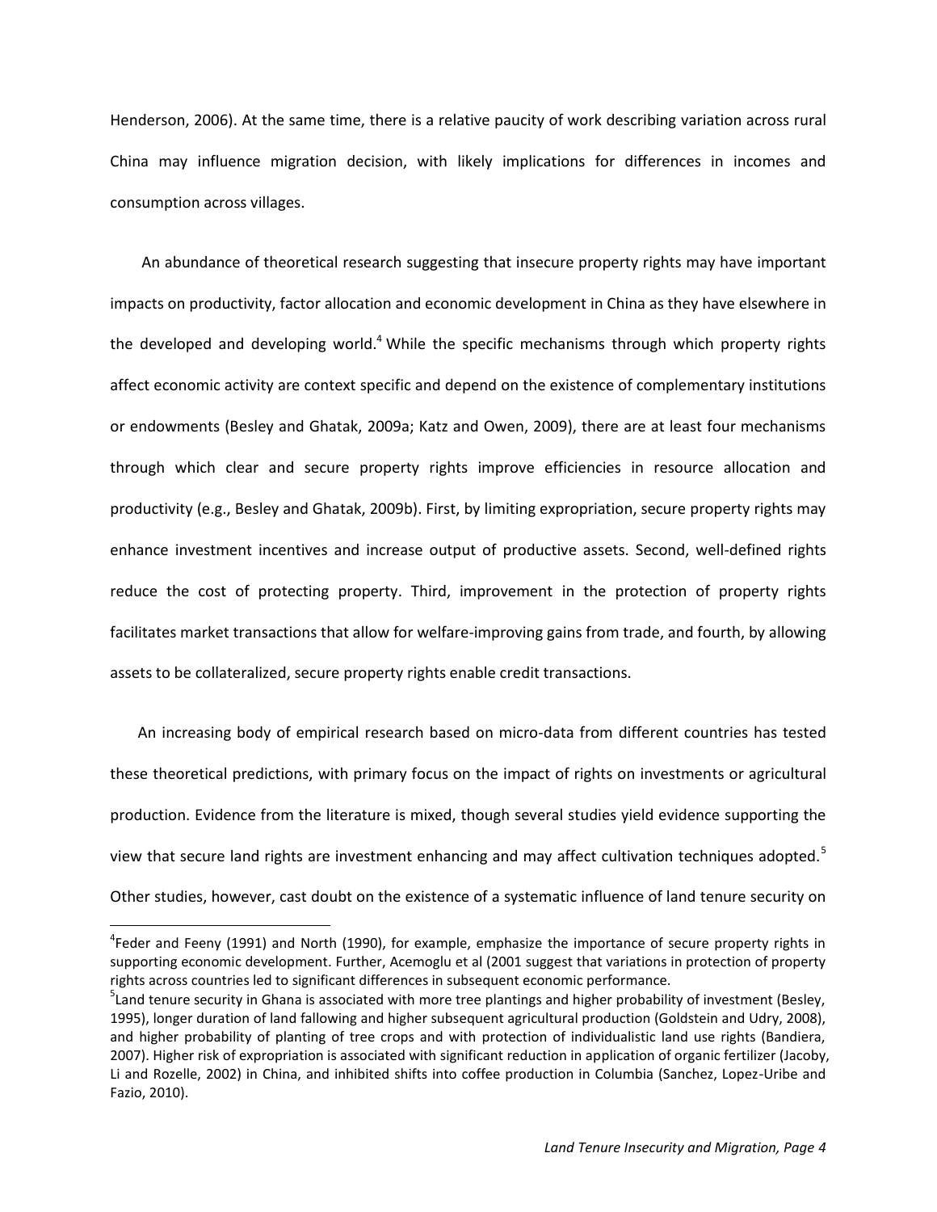Henderson, 2006). At the same time, there is a relative paucity of work describing variation across rural China may influence migration decision, with likely implications for differences in incomes and consumption across villages.

An abundance of theoretical research suggesting that insecure property rights may have important impacts on productivity, factor allocation and economic development in China as they have elsewhere in the developed and developing world.[4] While the specific mechanisms through which property rights affect economic activity are context specific and depend on the existence of complementary institutions or endowments (Besley and Ghatak, 2009a; Katz and Owen, 2009), there are at least four mechanisms through which clear and secure property rights improve efficiencies in resource allocation and productivity (e.g., Besley and Ghatak, 2009b). First, by limiting expropriation, secure property rights may enhance investment incentives and increase output of productive assets. Second, well-defined rights reduce the cost of protecting property. Third, improvement in the protection of property rights facilitates market transactions that allow for welfare-improving gains from trade, and fourth, by allowing assets to be collateralized, secure property rights enable credit transactions.

An increasing body of empirical research based on micro-data from different countries has tested these theoretical predictions, with primary focus on the impact of rights on investments or agricultural production. Evidence from the literature is mixed, though several studies yield evidence supporting the view that secure land rights are investment enhancing and may affect cultivation techniques adopted.[5] Other studies, however, cast doubt on the existence of a systematic influence of land tenure security on

---

[4]Feder and Feeny (1991) and North (1990), for example, emphasize the importance of secure property rights in supporting economic development. Further, Acemoglu et al (2001 suggest that variations in protection of property rights across countries led to significant differences in subsequent economic performance.

[5]Land tenure security in Ghana is associated with more tree plantings and higher probability of investment (Besley, 1995), longer duration of land fallowing and higher subsequent agricultural production (Goldstein and Udry, 2008), and higher probability of planting of tree crops and with protection of individualistic land use rights (Bandiera, 2007). Higher risk of expropriation is associated with significant reduction in application of organic fertilizer (Jacoby, Li and Rozelle, 2002) in China, and inhibited shifts into coffee production in Columbia (Sanchez, Lopez-Uribe and Fazio, 2010).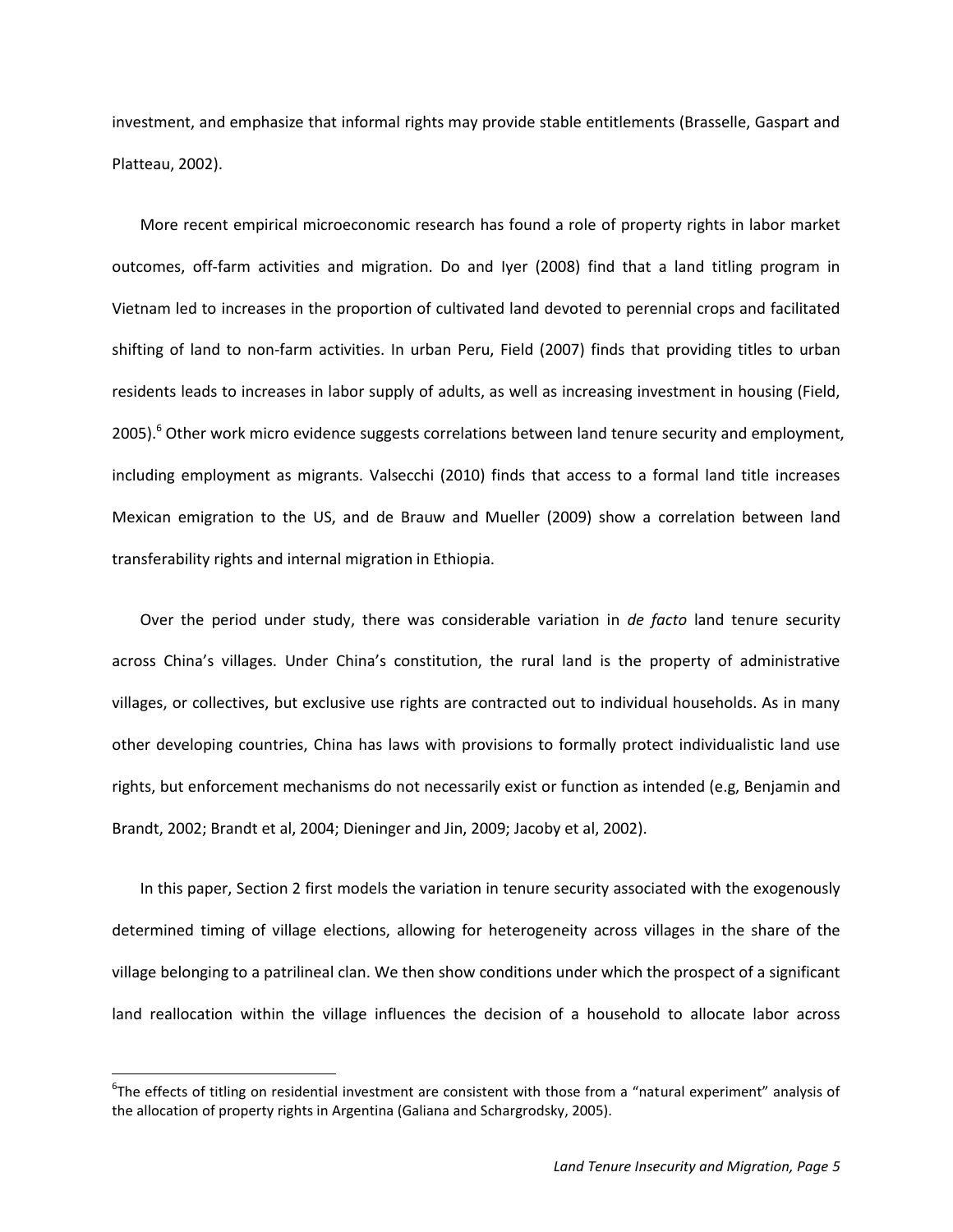investment, and emphasize that informal rights may provide stable entitlements (Brasselle, Gaspart and Platteau, 2002).

More recent empirical microeconomic research has found a role of property rights in labor market outcomes, off-farm activities and migration. Do and Iyer (2008) find that a land titling program in Vietnam led to increases in the proportion of cultivated land devoted to perennial crops and facilitated shifting of land to non-farm activities. In urban Peru, Field (2007) finds that providing titles to urban residents leads to increases in labor supply of adults, as well as increasing investment in housing (Field, 2005).[6] Other work micro evidence suggests correlations between land tenure security and employment, including employment as migrants. Valsecchi (2010) finds that access to a formal land title increases Mexican emigration to the US, and de Brauw and Mueller (2009) show a correlation between land transferability rights and internal migration in Ethiopia.

Over the period under study, there was considerable variation in *de facto* land tenure security across China's villages. Under China's constitution, the rural land is the property of administrative villages, or collectives, but exclusive use rights are contracted out to individual households. As in many other developing countries, China has laws with provisions to formally protect individualistic land use rights, but enforcement mechanisms do not necessarily exist or function as intended (e.g, Benjamin and Brandt, 2002; Brandt et al, 2004; Dieninger and Jin, 2009; Jacoby et al, 2002).

In this paper, Section 2 first models the variation in tenure security associated with the exogenously determined timing of village elections, allowing for heterogeneity across villages in the share of the village belonging to a patrilineal clan. We then show conditions under which the prospect of a significant land reallocation within the village influences the decision of a household to allocate labor across

[6] The effects of titling on residential investment are consistent with those from a "natural experiment" analysis of the allocation of property rights in Argentina (Galiana and Schargrodsky, 2005).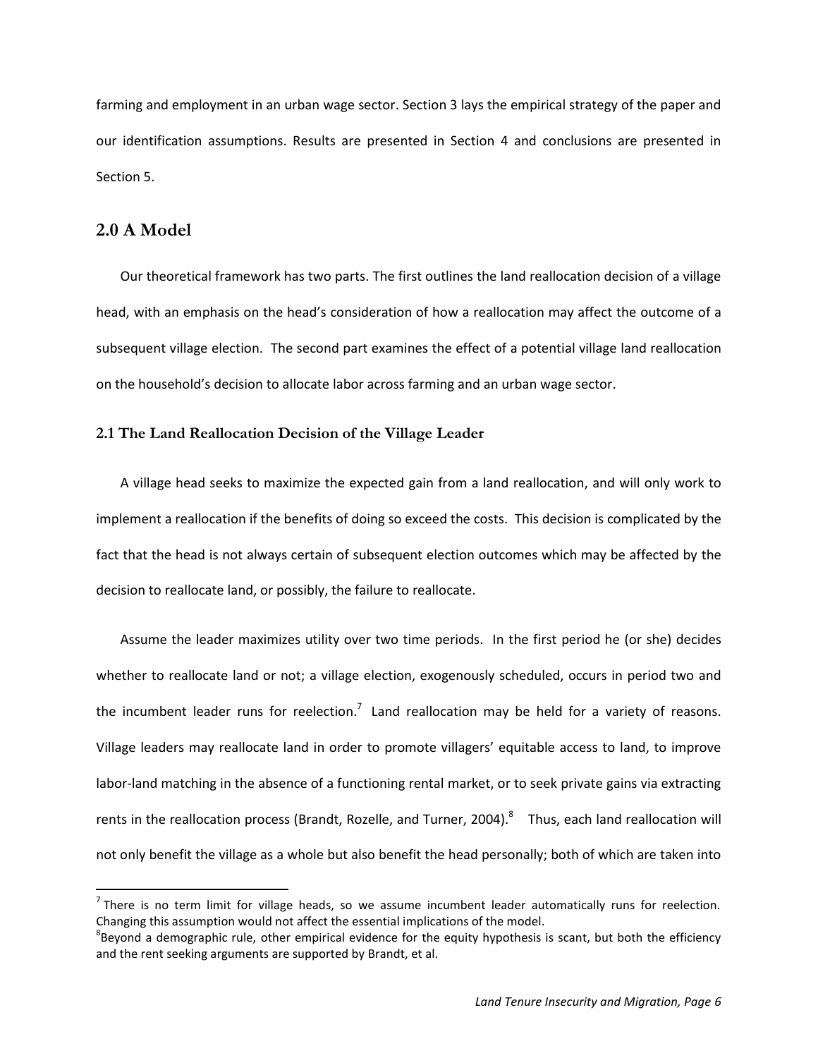farming and employment in an urban wage sector. Section 3 lays the empirical strategy of the paper and our identification assumptions. Results are presented in Section 4 and conclusions are presented in Section 5.

## 2.0 A Model

Our theoretical framework has two parts. The first outlines the land reallocation decision of a village head, with an emphasis on the head's consideration of how a reallocation may affect the outcome of a subsequent village election. The second part examines the effect of a potential village land reallocation on the household's decision to allocate labor across farming and an urban wage sector.

### 2.1 The Land Reallocation Decision of the Village Leader

A village head seeks to maximize the expected gain from a land reallocation, and will only work to implement a reallocation if the benefits of doing so exceed the costs. This decision is complicated by the fact that the head is not always certain of subsequent election outcomes which may be affected by the decision to reallocate land, or possibly, the failure to reallocate.

Assume the leader maximizes utility over two time periods. In the first period he (or she) decides whether to reallocate land or not; a village election, exogenously scheduled, occurs in period two and the incumbent leader runs for reelection.[7] Land reallocation may be held for a variety of reasons. Village leaders may reallocate land in order to promote villagers' equitable access to land, to improve labor-land matching in the absence of a functioning rental market, or to seek private gains via extracting rents in the reallocation process (Brandt, Rozelle, and Turner, 2004).[8] Thus, each land reallocation will not only benefit the village as a whole but also benefit the head personally; both of which are taken into

---

[7] There is no term limit for village heads, so we assume incumbent leader automatically runs for reelection. Changing this assumption would not affect the essential implications of the model.

[8] Beyond a demographic rule, other empirical evidence for the equity hypothesis is scant, but both the efficiency and the rent seeking arguments are supported by Brandt, et al.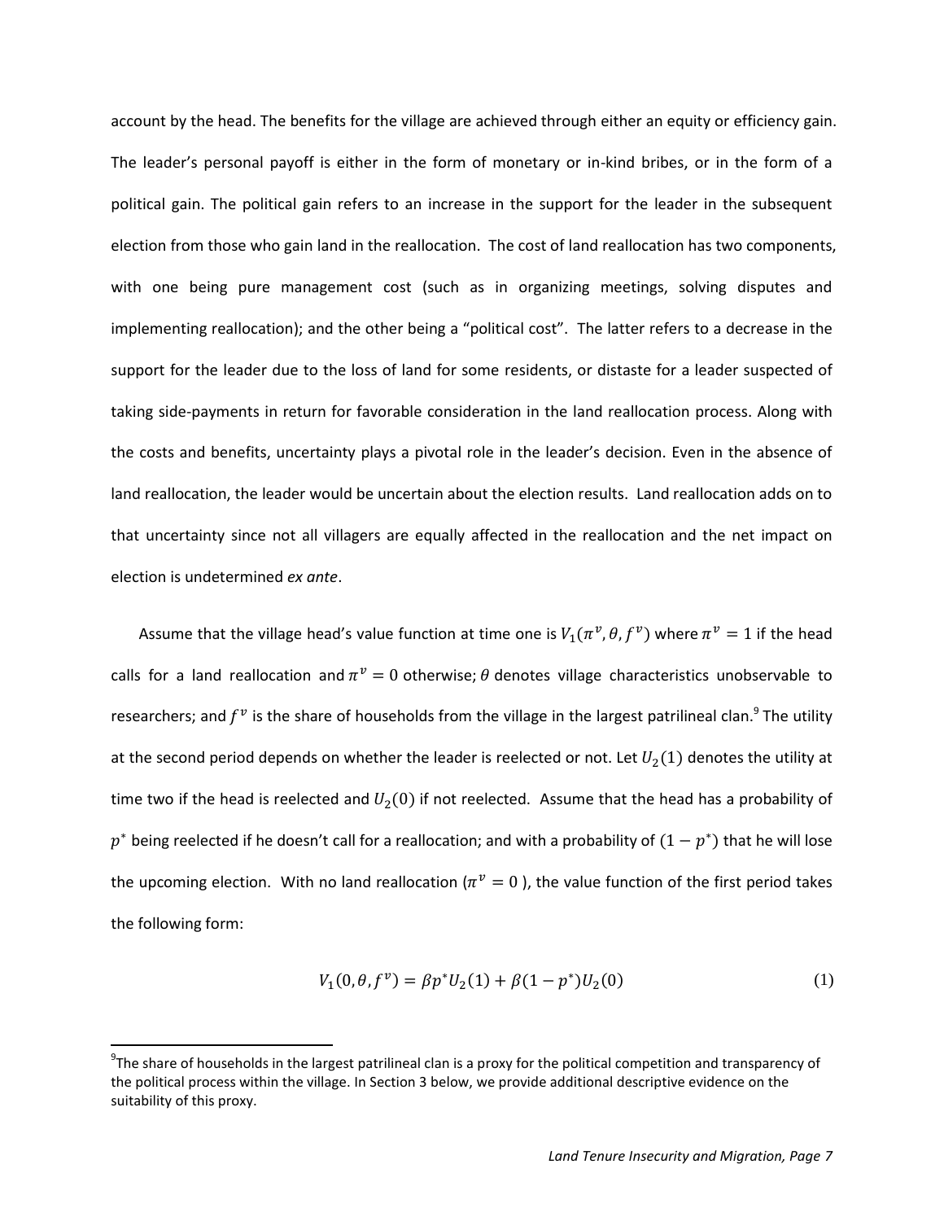account by the head. The benefits for the village are achieved through either an equity or efficiency gain. The leader's personal payoff is either in the form of monetary or in-kind bribes, or in the form of a political gain. The political gain refers to an increase in the support for the leader in the subsequent election from those who gain land in the reallocation. The cost of land reallocation has two components, with one being pure management cost (such as in organizing meetings, solving disputes and implementing reallocation); and the other being a "political cost". The latter refers to a decrease in the support for the leader due to the loss of land for some residents, or distaste for a leader suspected of taking side-payments in return for favorable consideration in the land reallocation process. Along with the costs and benefits, uncertainty plays a pivotal role in the leader's decision. Even in the absence of land reallocation, the leader would be uncertain about the election results. Land reallocation adds on to that uncertainty since not all villagers are equally affected in the reallocation and the net impact on election is undetermined *ex ante*.

Assume that the village head's value function at time one is $V_1(\pi^v, \theta, f^v)$ where $\pi^v = 1$ if the head calls for a land reallocation and $\pi^v = 0$ otherwise; $\theta$ denotes village characteristics unobservable to researchers; and $f^v$ is the share of households from the village in the largest patrilineal clan.[9] The utility at the second period depends on whether the leader is reelected or not. Let $U_2(1)$ denotes the utility at time two if the head is reelected and $U_2(0)$ if not reelected. Assume that the head has a probability of $p^*$ being reelected if he doesn't call for a reallocation; and with a probability of $(1 - p^*)$ that he will lose the upcoming election. With no land reallocation ($\pi^v = 0$), the value function of the first period takes the following form:

$$V_1(0, \theta, f^v) = \beta p^* U_2(1) + \beta(1 - p^*) U_2(0) \tag{1}$$

[9] The share of households in the largest patrilineal clan is a proxy for the political competition and transparency of the political process within the village. In Section 3 below, we provide additional descriptive evidence on the suitability of this proxy.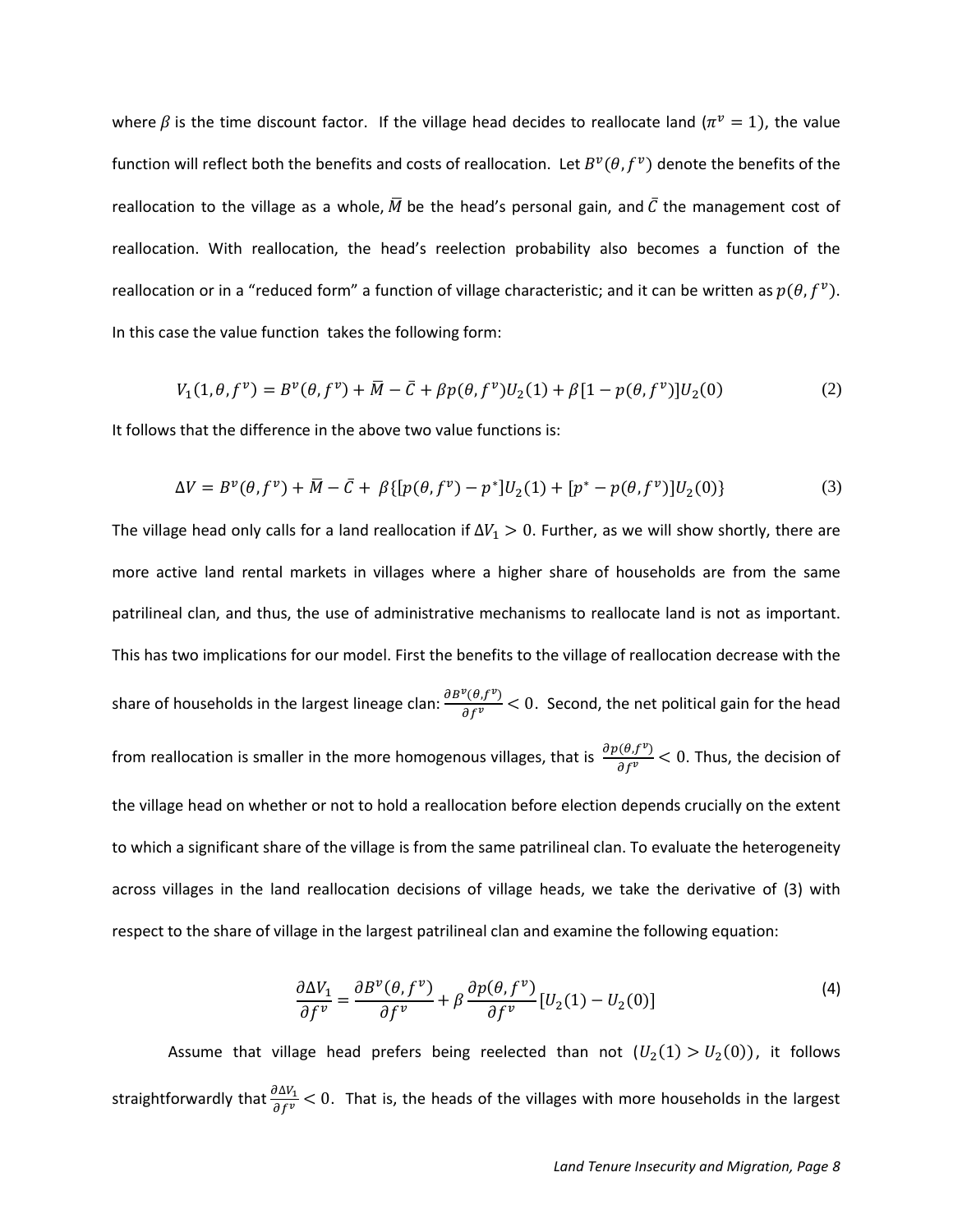where $\beta$ is the time discount factor. If the village head decides to reallocate land ($\pi^v = 1$), the value function will reflect both the benefits and costs of reallocation. Let $B^v(\theta, f^v)$ denote the benefits of the reallocation to the village as a whole, $\bar{M}$ be the head's personal gain, and $\bar{C}$ the management cost of reallocation. With reallocation, the head's reelection probability also becomes a function of the reallocation or in a "reduced form" a function of village characteristic; and it can be written as $p(\theta, f^v)$. In this case the value function takes the following form:

$$V_1(1, \theta, f^v) = B^v(\theta, f^v) + \bar{M} - \bar{C} + \beta p(\theta, f^v) U_2(1) + \beta[1 - p(\theta, f^v)] U_2(0) \tag{2}$$

It follows that the difference in the above two value functions is:

$$\Delta V = B^v(\theta, f^v) + \bar{M} - \bar{C} + \beta\{[p(\theta, f^v) - p^*] U_2(1) + [p^* - p(\theta, f^v)] U_2(0)\} \tag{3}$$

The village head only calls for a land reallocation if $\Delta V_1 > 0$. Further, as we will show shortly, there are more active land rental markets in villages where a higher share of households are from the same patrilineal clan, and thus, the use of administrative mechanisms to reallocate land is not as important. This has two implications for our model. First the benefits to the village of reallocation decrease with the share of households in the largest lineage clan: $\frac{\partial B^v(\theta, f^v)}{\partial f^v} < 0$. Second, the net political gain for the head from reallocation is smaller in the more homogenous villages, that is $\frac{\partial p(\theta, f^v)}{\partial f^v} < 0$. Thus, the decision of the village head on whether or not to hold a reallocation before election depends crucially on the extent to which a significant share of the village is from the same patrilineal clan. To evaluate the heterogeneity across villages in the land reallocation decisions of village heads, we take the derivative of (3) with respect to the share of village in the largest patrilineal clan and examine the following equation:

$$\frac{\partial \Delta V_1}{\partial f^v} = \frac{\partial B^v(\theta, f^v)}{\partial f^v} + \beta \frac{\partial p(\theta, f^v)}{\partial f^v} [U_2(1) - U_2(0)] \tag{4}$$

Assume that village head prefers being reelected than not ($U_2(1) > U_2(0)$), it follows straightforwardly that $\frac{\partial \Delta V_1}{\partial f^v} < 0$. That is, the heads of the villages with more households in the largest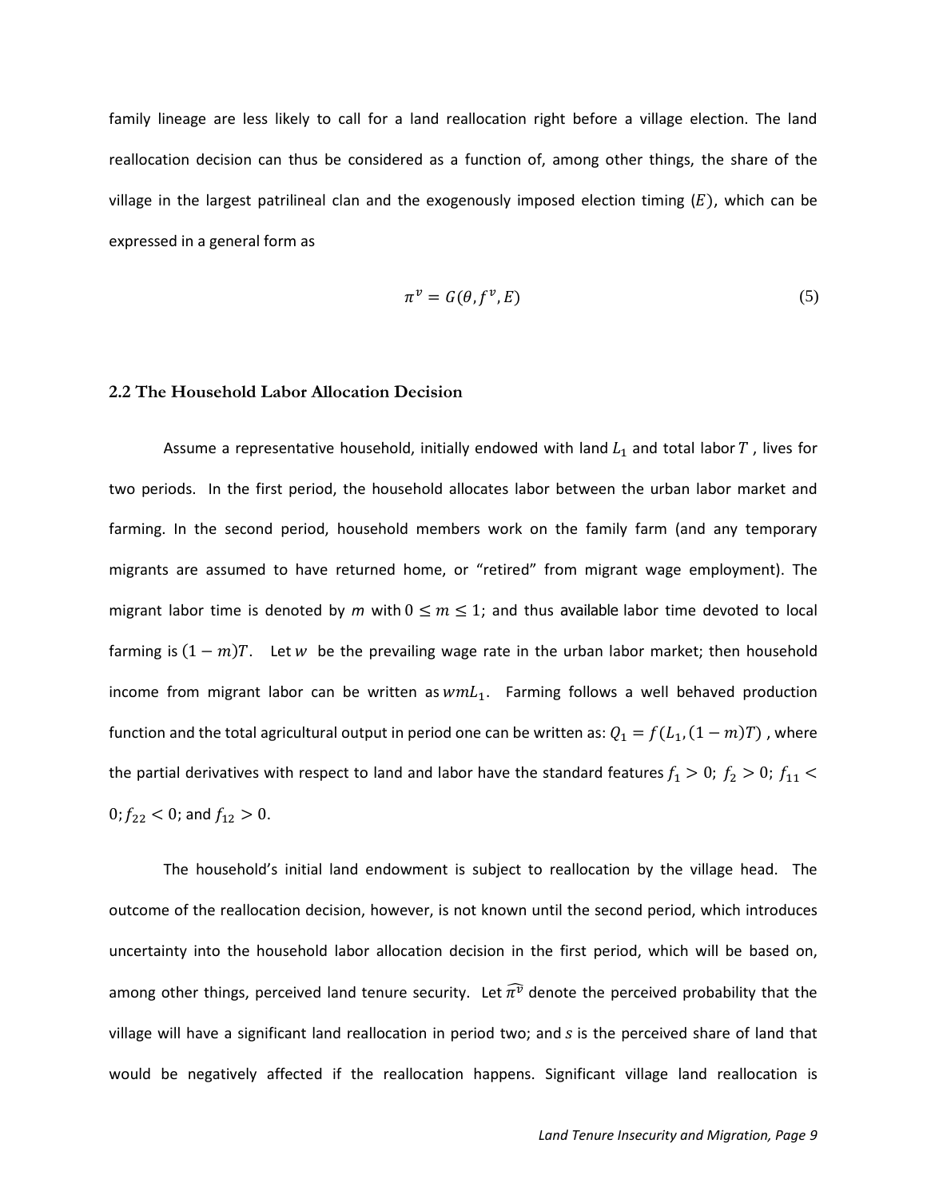family lineage are less likely to call for a land reallocation right before a village election. The land reallocation decision can thus be considered as a function of, among other things, the share of the village in the largest patrilineal clan and the exogenously imposed election timing ($E$), which can be expressed in a general form as

$$\pi^v = G(\theta, f^v, E) \tag{5}$$

## 2.2 The Household Labor Allocation Decision

Assume a representative household, initially endowed with land $L_1$ and total labor $T$ , lives for two periods. In the first period, the household allocates labor between the urban labor market and farming. In the second period, household members work on the family farm (and any temporary migrants are assumed to have returned home, or "retired" from migrant wage employment). The migrant labor time is denoted by $m$ with $0 \leq m \leq 1$; and thus available labor time devoted to local farming is $(1-m)T$. Let $w$ be the prevailing wage rate in the urban labor market; then household income from migrant labor can be written as $wmL_1$. Farming follows a well behaved production function and the total agricultural output in period one can be written as: $Q_1 = f(L_1, (1-m)T)$ , where the partial derivatives with respect to land and labor have the standard features $f_1 > 0$; $f_2 > 0$; $f_{11} < 0$; $f_{22} < 0$; and $f_{12} > 0$.

The household's initial land endowment is subject to reallocation by the village head. The outcome of the reallocation decision, however, is not known until the second period, which introduces uncertainty into the household labor allocation decision in the first period, which will be based on, among other things, perceived land tenure security. Let $\widehat{\pi^v}$ denote the perceived probability that the village will have a significant land reallocation in period two; and $s$ is the perceived share of land that would be negatively affected if the reallocation happens. Significant village land reallocation is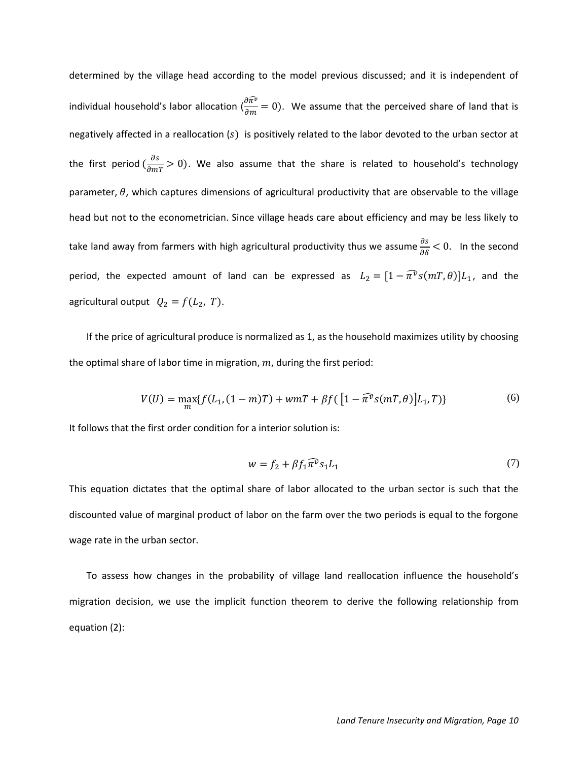determined by the village head according to the model previous discussed; and it is independent of individual household's labor allocation ($\frac{\partial \widehat{\pi^v}}{\partial m} = 0$). We assume that the perceived share of land that is negatively affected in a reallocation ($s$) is positively related to the labor devoted to the urban sector at the first period ($\frac{\partial s}{\partial mT} > 0$). We also assume that the share is related to household's technology parameter, $\theta$, which captures dimensions of agricultural productivity that are observable to the village head but not to the econometrician. Since village heads care about efficiency and may be less likely to take land away from farmers with high agricultural productivity thus we assume $\frac{\partial s}{\partial \delta} < 0$. In the second period, the expected amount of land can be expressed as $L_2 = [1 - \widehat{\pi^v} s(mT, \theta)]L_1$, and the agricultural output $Q_2 = f(L_2, T)$.

If the price of agricultural produce is normalized as 1, as the household maximizes utility by choosing the optimal share of labor time in migration, $m$, during the first period:

$$V(U) = \max_m \{ f(L_1, (1-m)T) + wmT + \beta f([1 - \widehat{\pi^v} s(mT, \theta)]L_1, T) \} \tag{6}$$

It follows that the first order condition for a interior solution is:

$$w = f_2 + \beta f_1 \widehat{\pi^v} s_1 L_1 \tag{7}$$

This equation dictates that the optimal share of labor allocated to the urban sector is such that the discounted value of marginal product of labor on the farm over the two periods is equal to the forgone wage rate in the urban sector.

To assess how changes in the probability of village land reallocation influence the household's migration decision, we use the implicit function theorem to derive the following relationship from equation (2):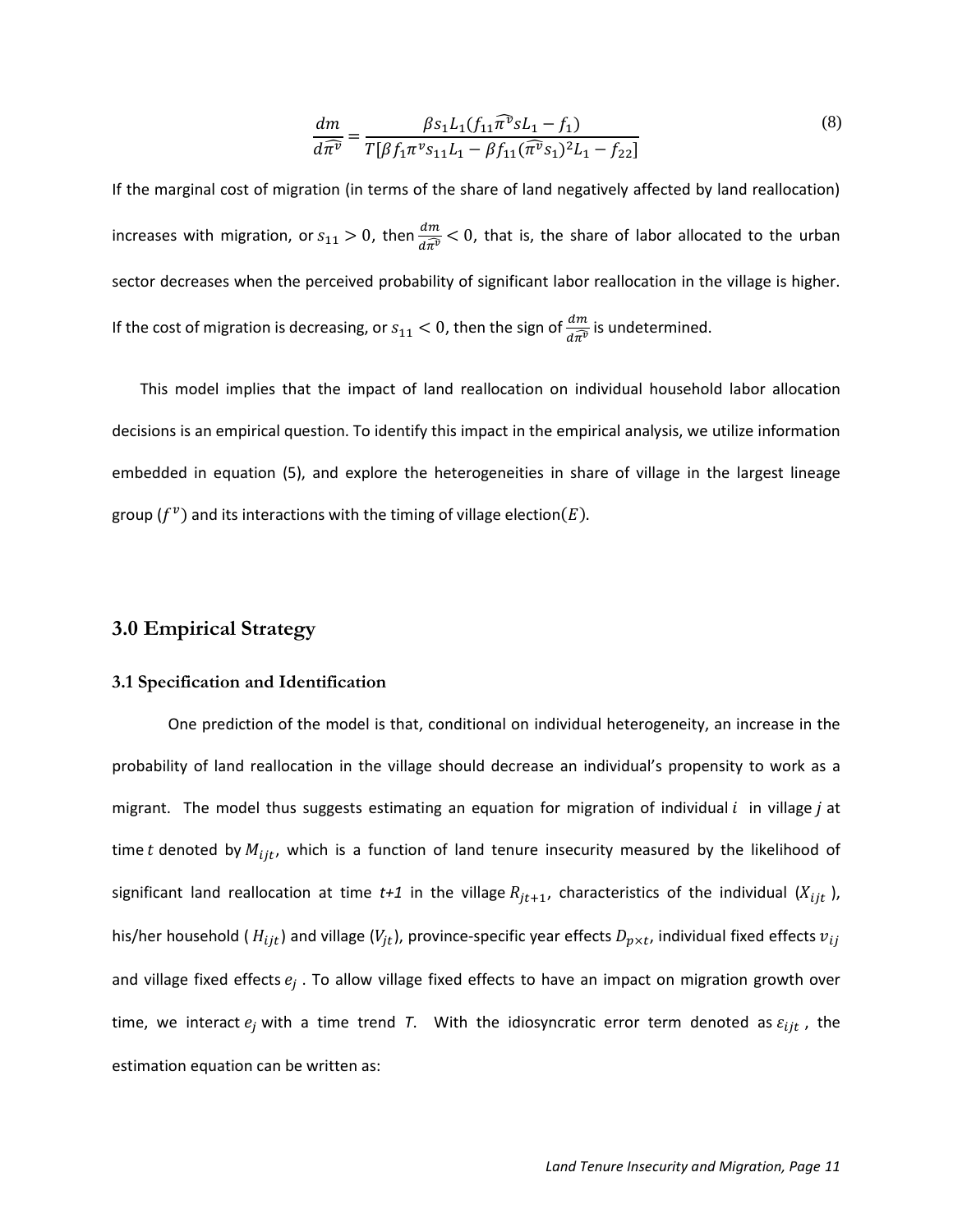$$\frac{dm}{d\widehat{\pi^v}} = \frac{\beta s_1 L_1 (f_{11}\widehat{\pi^v} s L_1 - f_1)}{T[\beta f_1 \pi^v s_{11} L_1 - \beta f_{11}(\widehat{\pi^v} s_1)^2 L_1 - f_{22}]} \tag{8}$$

If the marginal cost of migration (in terms of the share of land negatively affected by land reallocation) increases with migration, or $s_{11} > 0$, then $\frac{dm}{d\widehat{\pi^v}} < 0$, that is, the share of labor allocated to the urban sector decreases when the perceived probability of significant labor reallocation in the village is higher. If the cost of migration is decreasing, or $s_{11} < 0$, then the sign of $\frac{dm}{d\widehat{\pi^v}}$ is undetermined.

This model implies that the impact of land reallocation on individual household labor allocation decisions is an empirical question. To identify this impact in the empirical analysis, we utilize information embedded in equation (5), and explore the heterogeneities in share of village in the largest lineage group ($f^v$) and its interactions with the timing of village election($E$).

## 3.0 Empirical Strategy

### 3.1 Specification and Identification

One prediction of the model is that, conditional on individual heterogeneity, an increase in the probability of land reallocation in the village should decrease an individual's propensity to work as a migrant. The model thus suggests estimating an equation for migration of individual $i$ in village $j$ at time $t$ denoted by $M_{ijt}$, which is a function of land tenure insecurity measured by the likelihood of significant land reallocation at time $t+1$ in the village $R_{jt+1}$, characteristics of the individual ($X_{ijt}$), his/her household ($H_{ijt}$) and village ($V_{jt}$), province-specific year effects $D_{p\times t}$, individual fixed effects $v_{ij}$ and village fixed effects $e_j$. To allow village fixed effects to have an impact on migration growth over time, we interact $e_j$ with a time trend $T$. With the idiosyncratic error term denoted as $\varepsilon_{ijt}$, the estimation equation can be written as: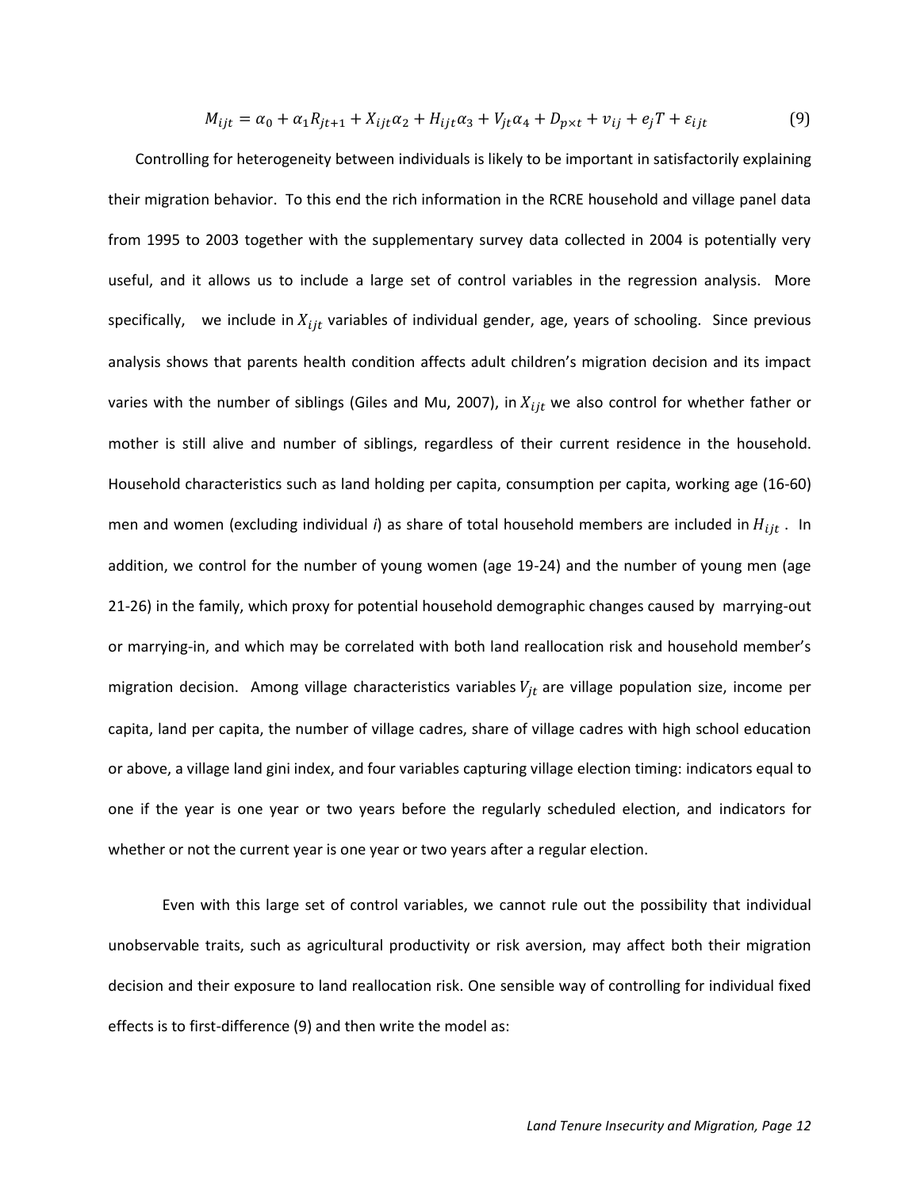$$M_{ijt} = \alpha_0 + \alpha_1 R_{jt+1} + X_{ijt}\alpha_2 + H_{ijt}\alpha_3 + V_{jt}\alpha_4 + D_{p\times t} + v_{ij} + e_j T + \varepsilon_{ijt} \tag{9}$$

Controlling for heterogeneity between individuals is likely to be important in satisfactorily explaining their migration behavior. To this end the rich information in the RCRE household and village panel data from 1995 to 2003 together with the supplementary survey data collected in 2004 is potentially very useful, and it allows us to include a large set of control variables in the regression analysis. More specifically, we include in $X_{ijt}$ variables of individual gender, age, years of schooling. Since previous analysis shows that parents health condition affects adult children's migration decision and its impact varies with the number of siblings (Giles and Mu, 2007), in $X_{ijt}$ we also control for whether father or mother is still alive and number of siblings, regardless of their current residence in the household. Household characteristics such as land holding per capita, consumption per capita, working age (16-60) men and women (excluding individual *i*) as share of total household members are included in $H_{ijt}$. In addition, we control for the number of young women (age 19-24) and the number of young men (age 21-26) in the family, which proxy for potential household demographic changes caused by marrying-out or marrying-in, and which may be correlated with both land reallocation risk and household member's migration decision. Among village characteristics variables $V_{jt}$ are village population size, income per capita, land per capita, the number of village cadres, share of village cadres with high school education or above, a village land gini index, and four variables capturing village election timing: indicators equal to one if the year is one year or two years before the regularly scheduled election, and indicators for whether or not the current year is one year or two years after a regular election.

Even with this large set of control variables, we cannot rule out the possibility that individual unobservable traits, such as agricultural productivity or risk aversion, may affect both their migration decision and their exposure to land reallocation risk. One sensible way of controlling for individual fixed effects is to first-difference (9) and then write the model as: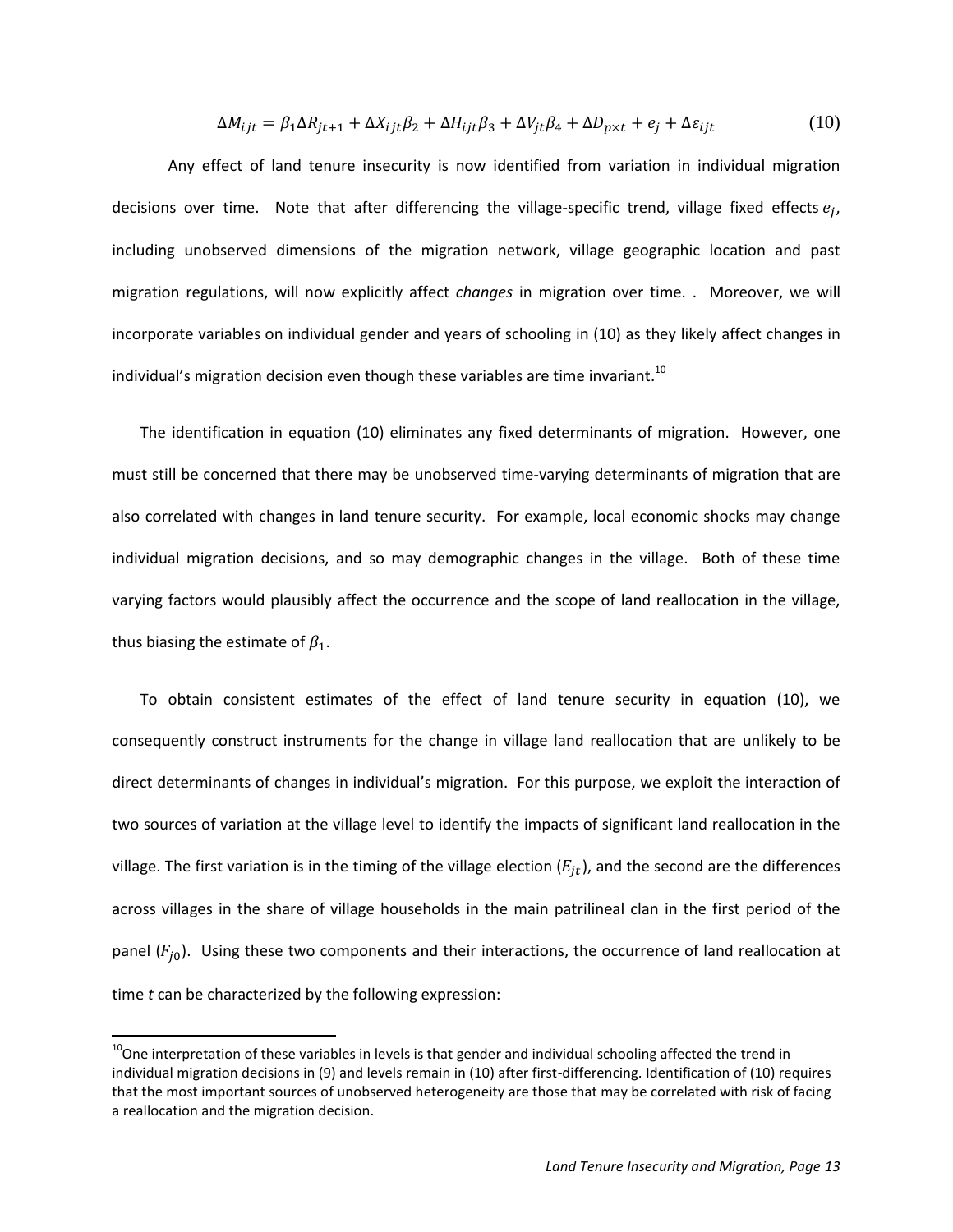$$\Delta M_{ijt} = \beta_1 \Delta R_{jt+1} + \Delta X_{ijt}\beta_2 + \Delta H_{ijt}\beta_3 + \Delta V_{jt}\beta_4 + \Delta D_{p\times t} + e_j + \Delta\varepsilon_{ijt} \tag{10}$$

Any effect of land tenure insecurity is now identified from variation in individual migration decisions over time. Note that after differencing the village-specific trend, village fixed effects $e_j$, including unobserved dimensions of the migration network, village geographic location and past migration regulations, will now explicitly affect *changes* in migration over time. . Moreover, we will incorporate variables on individual gender and years of schooling in (10) as they likely affect changes in individual's migration decision even though these variables are time invariant.[10]

The identification in equation (10) eliminates any fixed determinants of migration. However, one must still be concerned that there may be unobserved time-varying determinants of migration that are also correlated with changes in land tenure security. For example, local economic shocks may change individual migration decisions, and so may demographic changes in the village. Both of these time varying factors would plausibly affect the occurrence and the scope of land reallocation in the village, thus biasing the estimate of $\beta_1$.

To obtain consistent estimates of the effect of land tenure security in equation (10), we consequently construct instruments for the change in village land reallocation that are unlikely to be direct determinants of changes in individual's migration. For this purpose, we exploit the interaction of two sources of variation at the village level to identify the impacts of significant land reallocation in the village. The first variation is in the timing of the village election ($E_{jt}$), and the second are the differences across villages in the share of village households in the main patrilineal clan in the first period of the panel ($F_{j0}$). Using these two components and their interactions, the occurrence of land reallocation at time *t* can be characterized by the following expression:

[10]One interpretation of these variables in levels is that gender and individual schooling affected the trend in individual migration decisions in (9) and levels remain in (10) after first-differencing. Identification of (10) requires that the most important sources of unobserved heterogeneity are those that may be correlated with risk of facing a reallocation and the migration decision.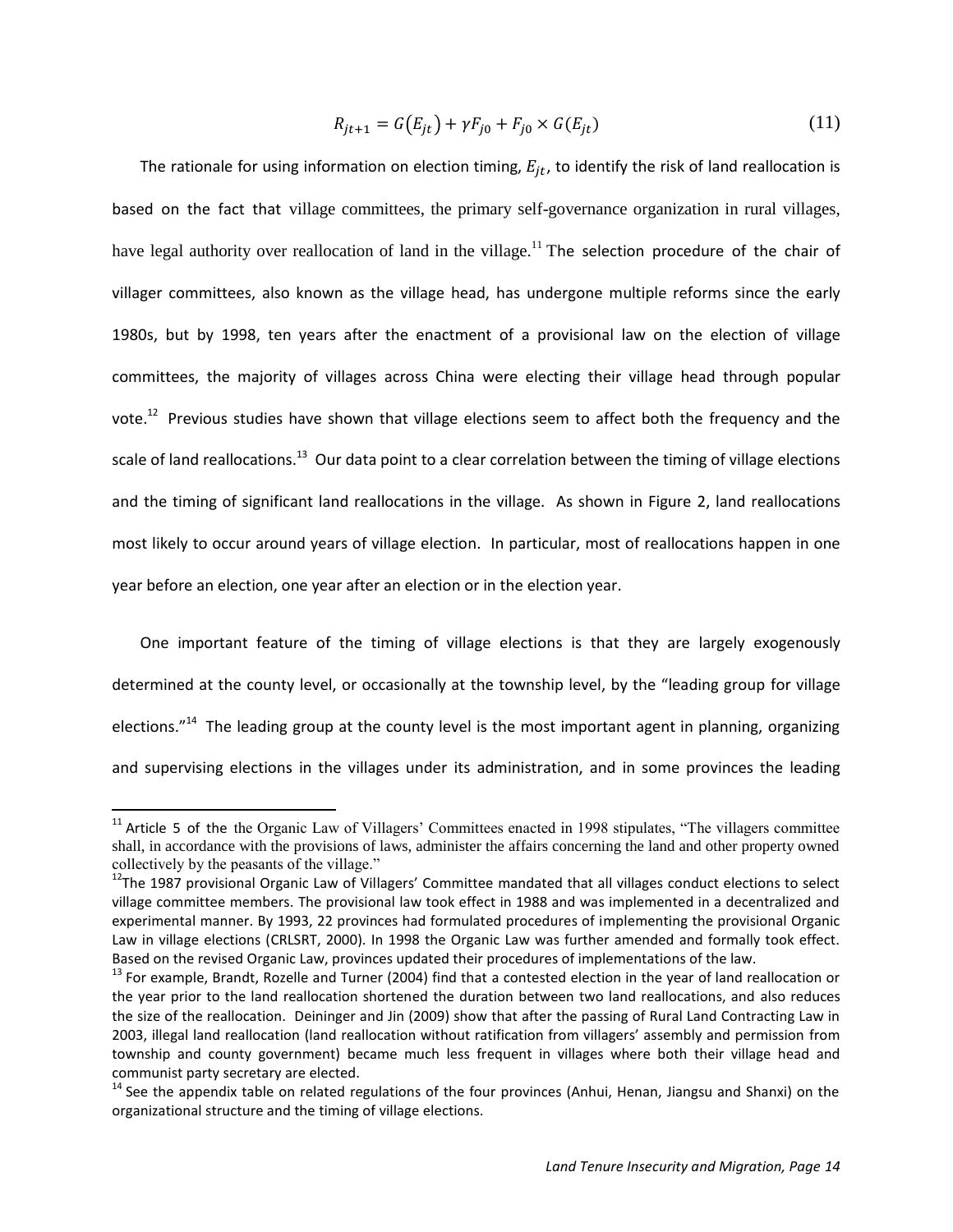$$R_{jt+1} = G(E_{jt}) + \gamma F_{j0} + F_{j0} \times G(E_{jt}) \tag{11}$$

The rationale for using information on election timing, $E_{jt}$, to identify the risk of land reallocation is based on the fact that village committees, the primary self-governance organization in rural villages, have legal authority over reallocation of land in the village.[11] The selection procedure of the chair of villager committees, also known as the village head, has undergone multiple reforms since the early 1980s, but by 1998, ten years after the enactment of a provisional law on the election of village committees, the majority of villages across China were electing their village head through popular vote.[12] Previous studies have shown that village elections seem to affect both the frequency and the scale of land reallocations.[13] Our data point to a clear correlation between the timing of village elections and the timing of significant land reallocations in the village. As shown in Figure 2, land reallocations most likely to occur around years of village election. In particular, most of reallocations happen in one year before an election, one year after an election or in the election year.

One important feature of the timing of village elections is that they are largely exogenously determined at the county level, or occasionally at the township level, by the "leading group for village elections."[14] The leading group at the county level is the most important agent in planning, organizing and supervising elections in the villages under its administration, and in some provinces the leading

---

[11] Article 5 of the the Organic Law of Villagers' Committees enacted in 1998 stipulates, "The villagers committee shall, in accordance with the provisions of laws, administer the affairs concerning the land and other property owned collectively by the peasants of the village."

[12] The 1987 provisional Organic Law of Villagers' Committee mandated that all villages conduct elections to select village committee members. The provisional law took effect in 1988 and was implemented in a decentralized and experimental manner. By 1993, 22 provinces had formulated procedures of implementing the provisional Organic Law in village elections (CRLSRT, 2000). In 1998 the Organic Law was further amended and formally took effect. Based on the revised Organic Law, provinces updated their procedures of implementations of the law.

[13] For example, Brandt, Rozelle and Turner (2004) find that a contested election in the year of land reallocation or the year prior to the land reallocation shortened the duration between two land reallocations, and also reduces the size of the reallocation. Deininger and Jin (2009) show that after the passing of Rural Land Contracting Law in 2003, illegal land reallocation (land reallocation without ratification from villagers' assembly and permission from township and county government) became much less frequent in villages where both their village head and communist party secretary are elected.

[14] See the appendix table on related regulations of the four provinces (Anhui, Henan, Jiangsu and Shanxi) on the organizational structure and the timing of village elections.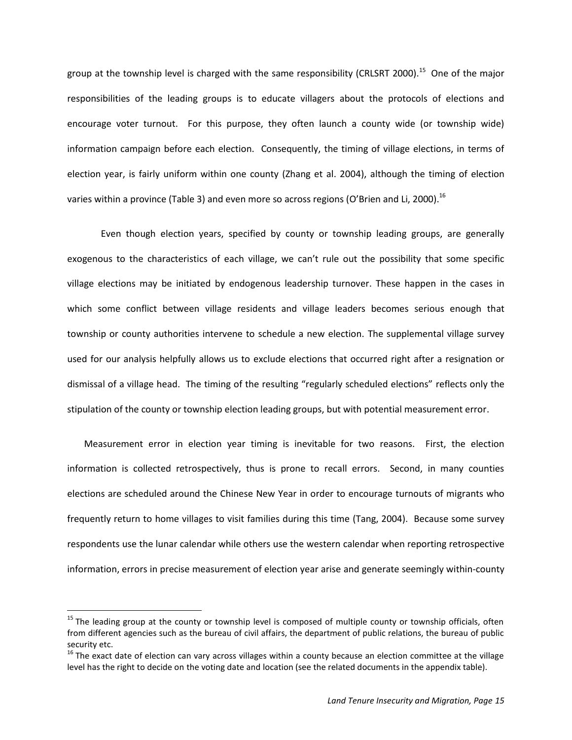group at the township level is charged with the same responsibility (CRLSRT 2000).[15] One of the major responsibilities of the leading groups is to educate villagers about the protocols of elections and encourage voter turnout. For this purpose, they often launch a county wide (or township wide) information campaign before each election. Consequently, the timing of village elections, in terms of election year, is fairly uniform within one county (Zhang et al. 2004), although the timing of election varies within a province (Table 3) and even more so across regions (O'Brien and Li, 2000).[16]

Even though election years, specified by county or township leading groups, are generally exogenous to the characteristics of each village, we can't rule out the possibility that some specific village elections may be initiated by endogenous leadership turnover. These happen in the cases in which some conflict between village residents and village leaders becomes serious enough that township or county authorities intervene to schedule a new election. The supplemental village survey used for our analysis helpfully allows us to exclude elections that occurred right after a resignation or dismissal of a village head. The timing of the resulting "regularly scheduled elections" reflects only the stipulation of the county or township election leading groups, but with potential measurement error.

Measurement error in election year timing is inevitable for two reasons. First, the election information is collected retrospectively, thus is prone to recall errors. Second, in many counties elections are scheduled around the Chinese New Year in order to encourage turnouts of migrants who frequently return to home villages to visit families during this time (Tang, 2004). Because some survey respondents use the lunar calendar while others use the western calendar when reporting retrospective information, errors in precise measurement of election year arise and generate seemingly within-county

---

[15] The leading group at the county or township level is composed of multiple county or township officials, often from different agencies such as the bureau of civil affairs, the department of public relations, the bureau of public security etc.

[16] The exact date of election can vary across villages within a county because an election committee at the village level has the right to decide on the voting date and location (see the related documents in the appendix table).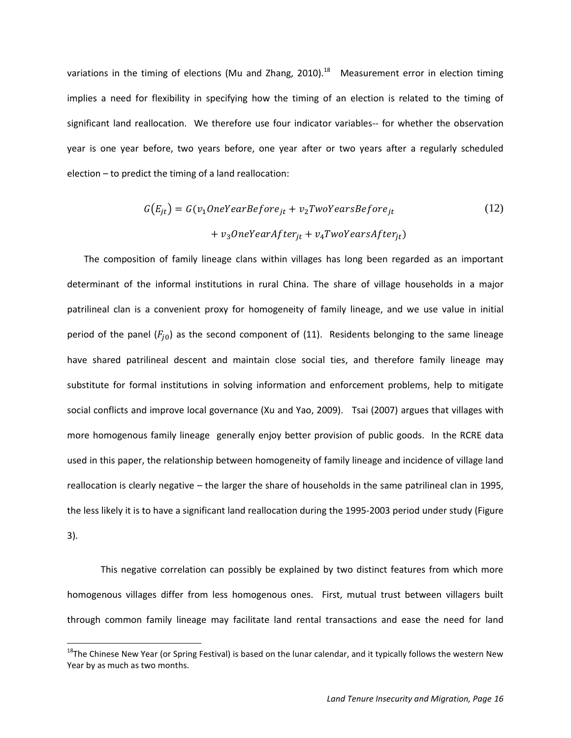variations in the timing of elections (Mu and Zhang, 2010).[18] Measurement error in election timing implies a need for flexibility in specifying how the timing of an election is related to the timing of significant land reallocation. We therefore use four indicator variables-- for whether the observation year is one year before, two years before, one year after or two years after a regularly scheduled election – to predict the timing of a land reallocation:

$$G(E_{jt}) = G(v_1 OneYearBefore_{jt} + v_2 TwoYearsBefore_{jt} + v_3 OneYearAfter_{jt} + v_4 TwoYearsAfter_{jt}) \tag{12}$$

The composition of family lineage clans within villages has long been regarded as an important determinant of the informal institutions in rural China. The share of village households in a major patrilineal clan is a convenient proxy for homogeneity of family lineage, and we use value in initial period of the panel ($F_{j0}$) as the second component of (11). Residents belonging to the same lineage have shared patrilineal descent and maintain close social ties, and therefore family lineage may substitute for formal institutions in solving information and enforcement problems, help to mitigate social conflicts and improve local governance (Xu and Yao, 2009). Tsai (2007) argues that villages with more homogenous family lineage generally enjoy better provision of public goods. In the RCRE data used in this paper, the relationship between homogeneity of family lineage and incidence of village land reallocation is clearly negative – the larger the share of households in the same patrilineal clan in 1995, the less likely it is to have a significant land reallocation during the 1995-2003 period under study (Figure 3).

This negative correlation can possibly be explained by two distinct features from which more homogenous villages differ from less homogenous ones. First, mutual trust between villagers built through common family lineage may facilitate land rental transactions and ease the need for land

[18] The Chinese New Year (or Spring Festival) is based on the lunar calendar, and it typically follows the western New Year by as much as two months.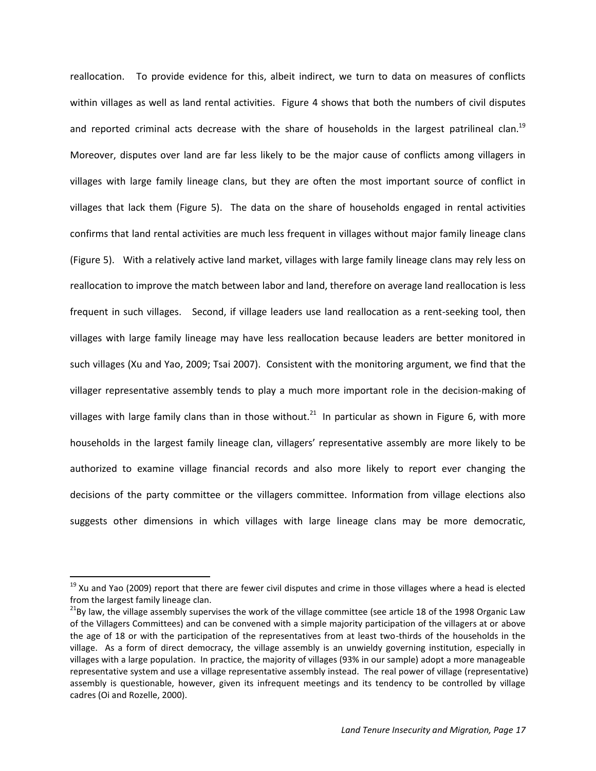reallocation. To provide evidence for this, albeit indirect, we turn to data on measures of conflicts within villages as well as land rental activities. Figure 4 shows that both the numbers of civil disputes and reported criminal acts decrease with the share of households in the largest patrilineal clan.[19] Moreover, disputes over land are far less likely to be the major cause of conflicts among villagers in villages with large family lineage clans, but they are often the most important source of conflict in villages that lack them (Figure 5). The data on the share of households engaged in rental activities confirms that land rental activities are much less frequent in villages without major family lineage clans (Figure 5). With a relatively active land market, villages with large family lineage clans may rely less on reallocation to improve the match between labor and land, therefore on average land reallocation is less frequent in such villages. Second, if village leaders use land reallocation as a rent-seeking tool, then villages with large family lineage may have less reallocation because leaders are better monitored in such villages (Xu and Yao, 2009; Tsai 2007). Consistent with the monitoring argument, we find that the villager representative assembly tends to play a much more important role in the decision-making of villages with large family clans than in those without.[21] In particular as shown in Figure 6, with more households in the largest family lineage clan, villagers' representative assembly are more likely to be authorized to examine village financial records and also more likely to report ever changing the decisions of the party committee or the villagers committee. Information from village elections also suggests other dimensions in which villages with large lineage clans may be more democratic,

---

[19] Xu and Yao (2009) report that there are fewer civil disputes and crime in those villages where a head is elected from the largest family lineage clan.

[21] By law, the village assembly supervises the work of the village committee (see article 18 of the 1998 Organic Law of the Villagers Committees) and can be convened with a simple majority participation of the villagers at or above the age of 18 or with the participation of the representatives from at least two-thirds of the households in the village. As a form of direct democracy, the village assembly is an unwieldy governing institution, especially in villages with a large population. In practice, the majority of villages (93% in our sample) adopt a more manageable representative system and use a village representative assembly instead. The real power of village (representative) assembly is questionable, however, given its infrequent meetings and its tendency to be controlled by village cadres (Oi and Rozelle, 2000).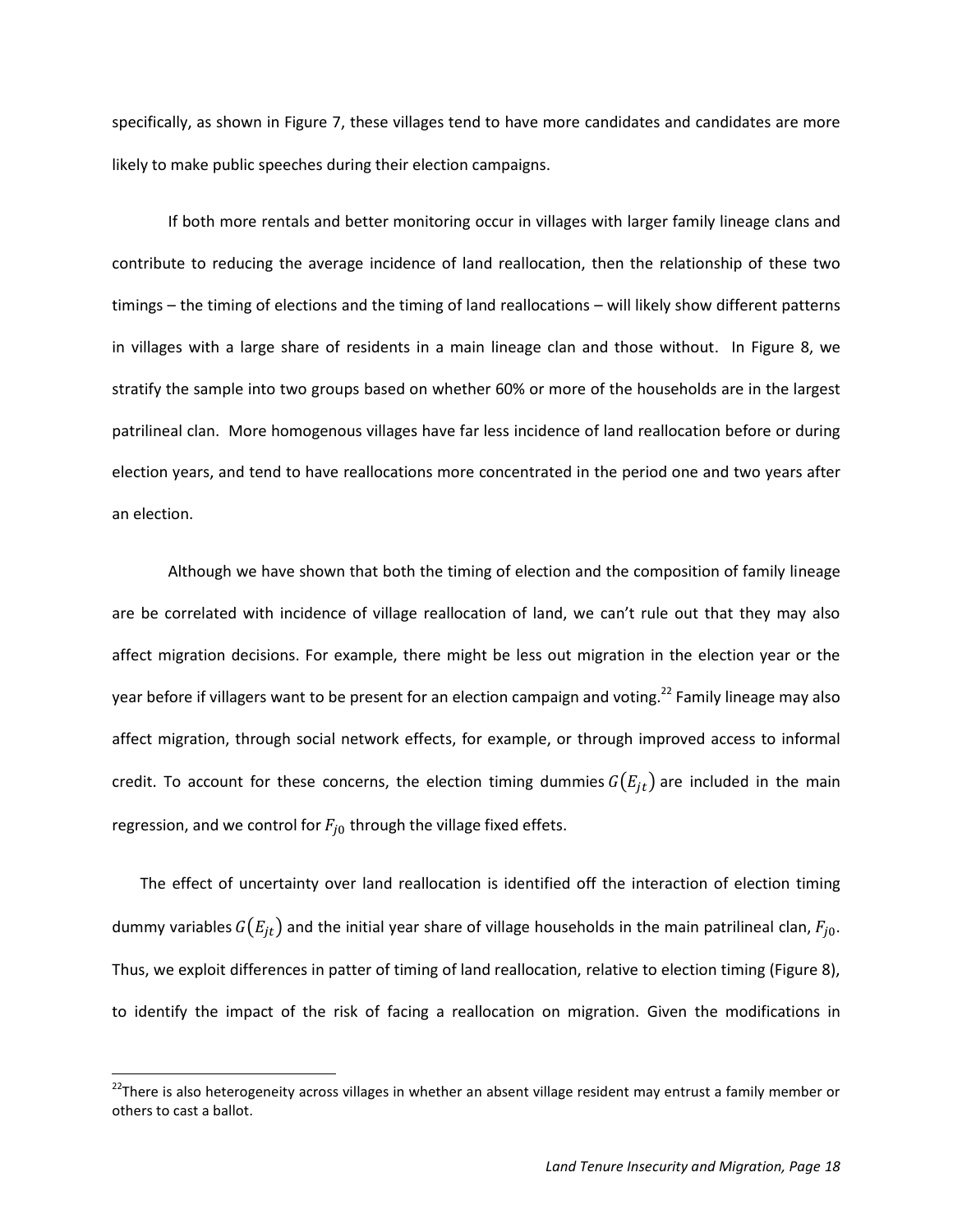specifically, as shown in Figure 7, these villages tend to have more candidates and candidates are more likely to make public speeches during their election campaigns.

If both more rentals and better monitoring occur in villages with larger family lineage clans and contribute to reducing the average incidence of land reallocation, then the relationship of these two timings – the timing of elections and the timing of land reallocations – will likely show different patterns in villages with a large share of residents in a main lineage clan and those without. In Figure 8, we stratify the sample into two groups based on whether 60% or more of the households are in the largest patrilineal clan. More homogenous villages have far less incidence of land reallocation before or during election years, and tend to have reallocations more concentrated in the period one and two years after an election.

Although we have shown that both the timing of election and the composition of family lineage are be correlated with incidence of village reallocation of land, we can't rule out that they may also affect migration decisions. For example, there might be less out migration in the election year or the year before if villagers want to be present for an election campaign and voting.[22] Family lineage may also affect migration, through social network effects, for example, or through improved access to informal credit. To account for these concerns, the election timing dummies $G(E_{jt})$ are included in the main regression, and we control for $F_{j0}$ through the village fixed effets.

The effect of uncertainty over land reallocation is identified off the interaction of election timing dummy variables $G(E_{jt})$ and the initial year share of village households in the main patrilineal clan, $F_{j0}$. Thus, we exploit differences in patter of timing of land reallocation, relative to election timing (Figure 8), to identify the impact of the risk of facing a reallocation on migration. Given the modifications in

[22]There is also heterogeneity across villages in whether an absent village resident may entrust a family member or others to cast a ballot.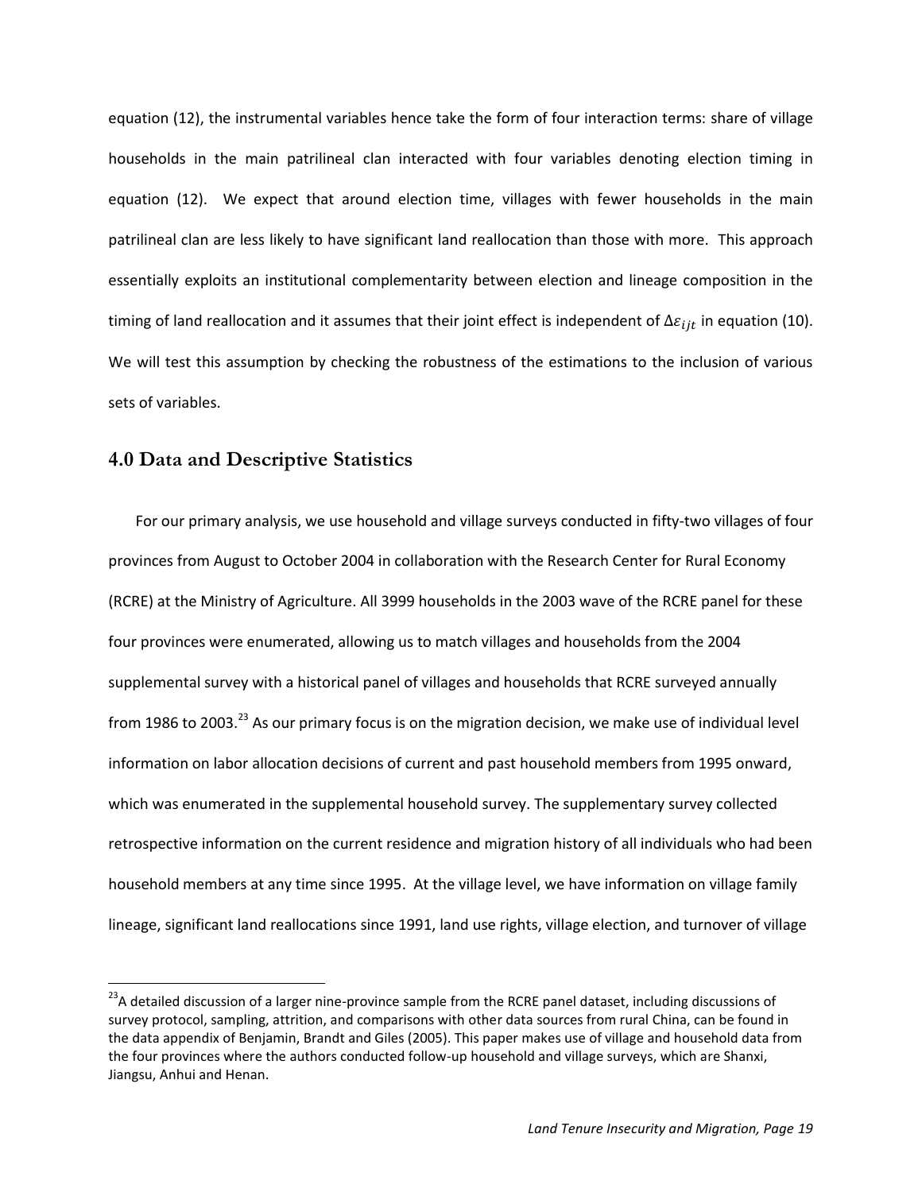equation (12), the instrumental variables hence take the form of four interaction terms: share of village households in the main patrilineal clan interacted with four variables denoting election timing in equation (12). We expect that around election time, villages with fewer households in the main patrilineal clan are less likely to have significant land reallocation than those with more. This approach essentially exploits an institutional complementarity between election and lineage composition in the timing of land reallocation and it assumes that their joint effect is independent of $\Delta\varepsilon_{ijt}$ in equation (10). We will test this assumption by checking the robustness of the estimations to the inclusion of various sets of variables.

## 4.0 Data and Descriptive Statistics

For our primary analysis, we use household and village surveys conducted in fifty-two villages of four provinces from August to October 2004 in collaboration with the Research Center for Rural Economy (RCRE) at the Ministry of Agriculture. All 3999 households in the 2003 wave of the RCRE panel for these four provinces were enumerated, allowing us to match villages and households from the 2004 supplemental survey with a historical panel of villages and households that RCRE surveyed annually from 1986 to 2003.[23] As our primary focus is on the migration decision, we make use of individual level information on labor allocation decisions of current and past household members from 1995 onward, which was enumerated in the supplemental household survey. The supplementary survey collected retrospective information on the current residence and migration history of all individuals who had been household members at any time since 1995. At the village level, we have information on village family lineage, significant land reallocations since 1991, land use rights, village election, and turnover of village

[23] A detailed discussion of a larger nine-province sample from the RCRE panel dataset, including discussions of survey protocol, sampling, attrition, and comparisons with other data sources from rural China, can be found in the data appendix of Benjamin, Brandt and Giles (2005). This paper makes use of village and household data from the four provinces where the authors conducted follow-up household and village surveys, which are Shanxi, Jiangsu, Anhui and Henan.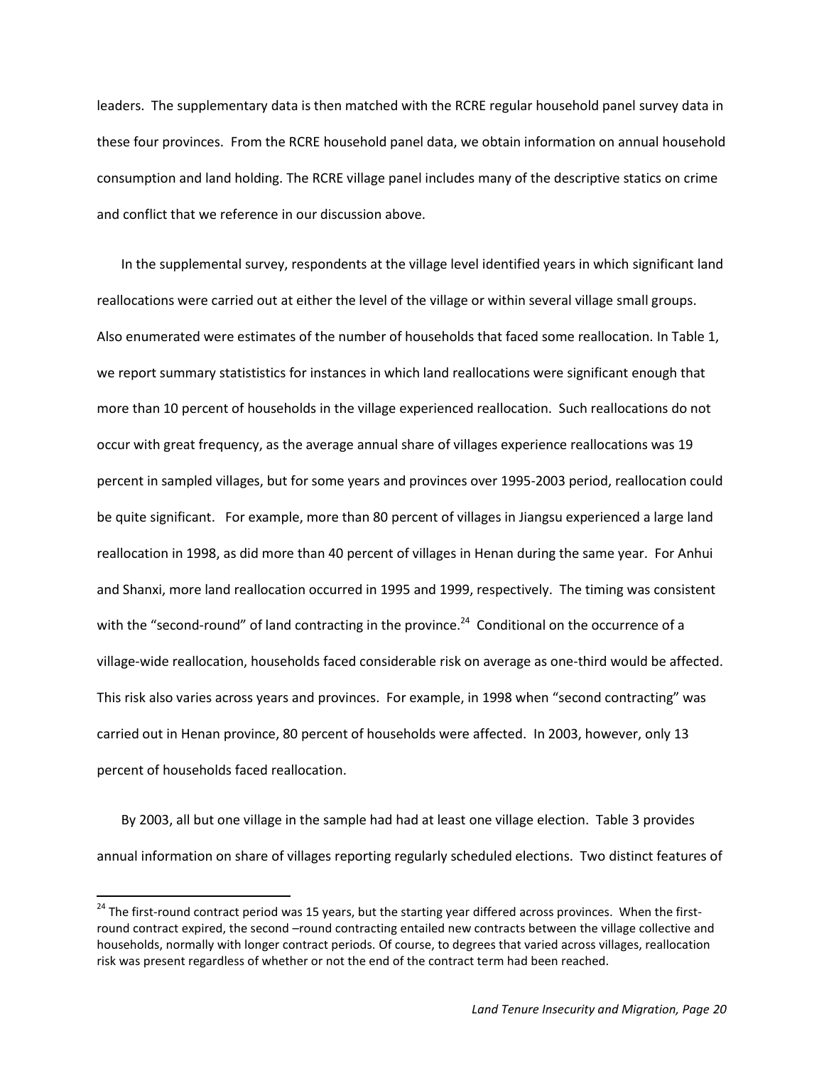leaders. The supplementary data is then matched with the RCRE regular household panel survey data in these four provinces. From the RCRE household panel data, we obtain information on annual household consumption and land holding. The RCRE village panel includes many of the descriptive statics on crime and conflict that we reference in our discussion above.

In the supplemental survey, respondents at the village level identified years in which significant land reallocations were carried out at either the level of the village or within several village small groups. Also enumerated were estimates of the number of households that faced some reallocation. In Table 1, we report summary statistics for instances in which land reallocations were significant enough that more than 10 percent of households in the village experienced reallocation. Such reallocations do not occur with great frequency, as the average annual share of villages experience reallocations was 19 percent in sampled villages, but for some years and provinces over 1995-2003 period, reallocation could be quite significant. For example, more than 80 percent of villages in Jiangsu experienced a large land reallocation in 1998, as did more than 40 percent of villages in Henan during the same year. For Anhui and Shanxi, more land reallocation occurred in 1995 and 1999, respectively. The timing was consistent with the "second-round" of land contracting in the province.[24] Conditional on the occurrence of a village-wide reallocation, households faced considerable risk on average as one-third would be affected. This risk also varies across years and provinces. For example, in 1998 when "second contracting" was carried out in Henan province, 80 percent of households were affected. In 2003, however, only 13 percent of households faced reallocation.

By 2003, all but one village in the sample had had at least one village election. Table 3 provides annual information on share of villages reporting regularly scheduled elections. Two distinct features of

[24] The first-round contract period was 15 years, but the starting year differed across provinces. When the first-round contract expired, the second –round contracting entailed new contracts between the village collective and households, normally with longer contract periods. Of course, to degrees that varied across villages, reallocation risk was present regardless of whether or not the end of the contract term had been reached.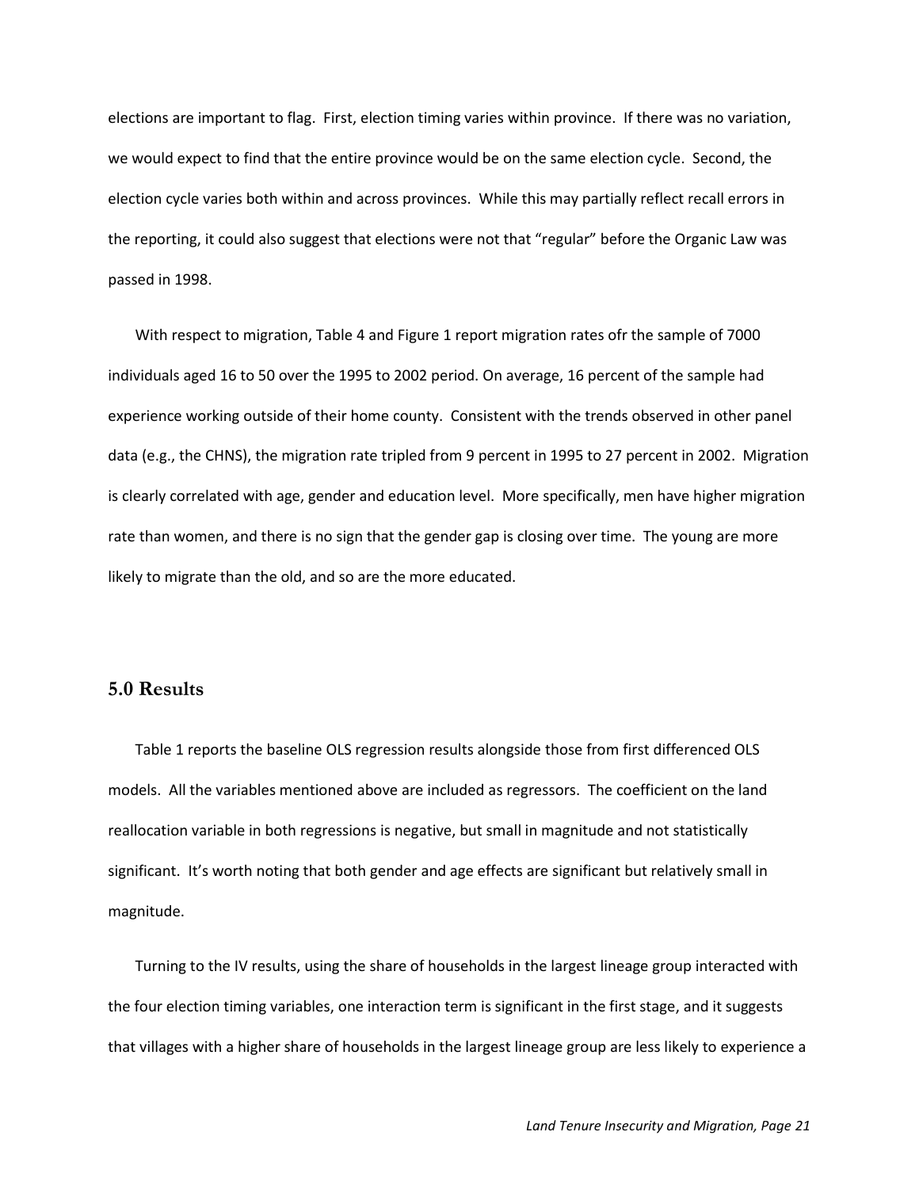elections are important to flag. First, election timing varies within province. If there was no variation, we would expect to find that the entire province would be on the same election cycle. Second, the election cycle varies both within and across provinces. While this may partially reflect recall errors in the reporting, it could also suggest that elections were not that "regular" before the Organic Law was passed in 1998.

With respect to migration, Table 4 and Figure 1 report migration rates ofr the sample of 7000 individuals aged 16 to 50 over the 1995 to 2002 period. On average, 16 percent of the sample had experience working outside of their home county. Consistent with the trends observed in other panel data (e.g., the CHNS), the migration rate tripled from 9 percent in 1995 to 27 percent in 2002. Migration is clearly correlated with age, gender and education level. More specifically, men have higher migration rate than women, and there is no sign that the gender gap is closing over time. The young are more likely to migrate than the old, and so are the more educated.

## 5.0 Results

Table 1 reports the baseline OLS regression results alongside those from first differenced OLS models. All the variables mentioned above are included as regressors. The coefficient on the land reallocation variable in both regressions is negative, but small in magnitude and not statistically significant. It's worth noting that both gender and age effects are significant but relatively small in magnitude.

Turning to the IV results, using the share of households in the largest lineage group interacted with the four election timing variables, one interaction term is significant in the first stage, and it suggests that villages with a higher share of households in the largest lineage group are less likely to experience a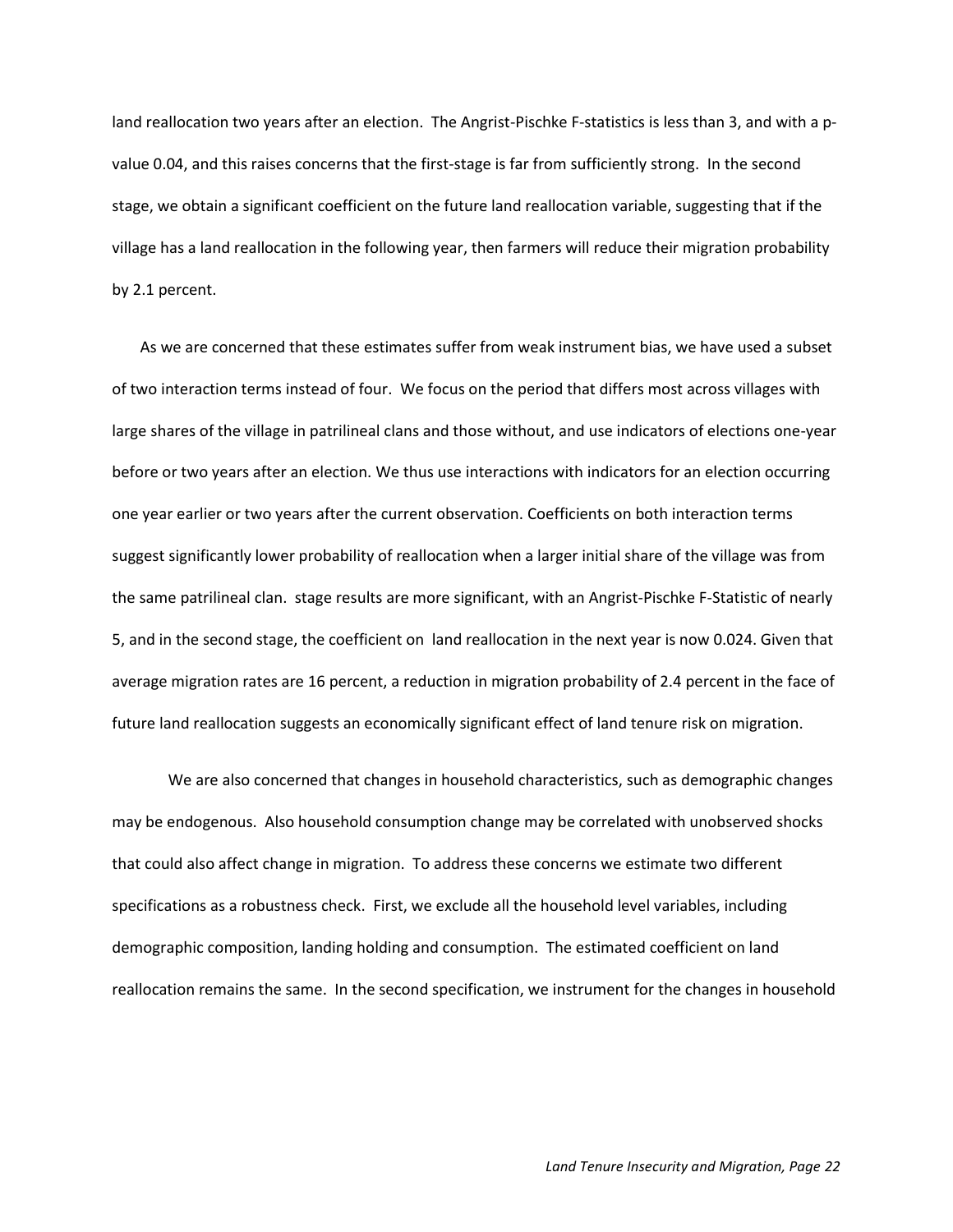land reallocation two years after an election. The Angrist-Pischke F-statistics is less than 3, and with a p-value 0.04, and this raises concerns that the first-stage is far from sufficiently strong. In the second stage, we obtain a significant coefficient on the future land reallocation variable, suggesting that if the village has a land reallocation in the following year, then farmers will reduce their migration probability by 2.1 percent.

As we are concerned that these estimates suffer from weak instrument bias, we have used a subset of two interaction terms instead of four. We focus on the period that differs most across villages with large shares of the village in patrilineal clans and those without, and use indicators of elections one-year before or two years after an election. We thus use interactions with indicators for an election occurring one year earlier or two years after the current observation. Coefficients on both interaction terms suggest significantly lower probability of reallocation when a larger initial share of the village was from the same patrilineal clan. stage results are more significant, with an Angrist-Pischke F-Statistic of nearly 5, and in the second stage, the coefficient on land reallocation in the next year is now 0.024. Given that average migration rates are 16 percent, a reduction in migration probability of 2.4 percent in the face of future land reallocation suggests an economically significant effect of land tenure risk on migration.

We are also concerned that changes in household characteristics, such as demographic changes may be endogenous. Also household consumption change may be correlated with unobserved shocks that could also affect change in migration. To address these concerns we estimate two different specifications as a robustness check. First, we exclude all the household level variables, including demographic composition, landing holding and consumption. The estimated coefficient on land reallocation remains the same. In the second specification, we instrument for the changes in household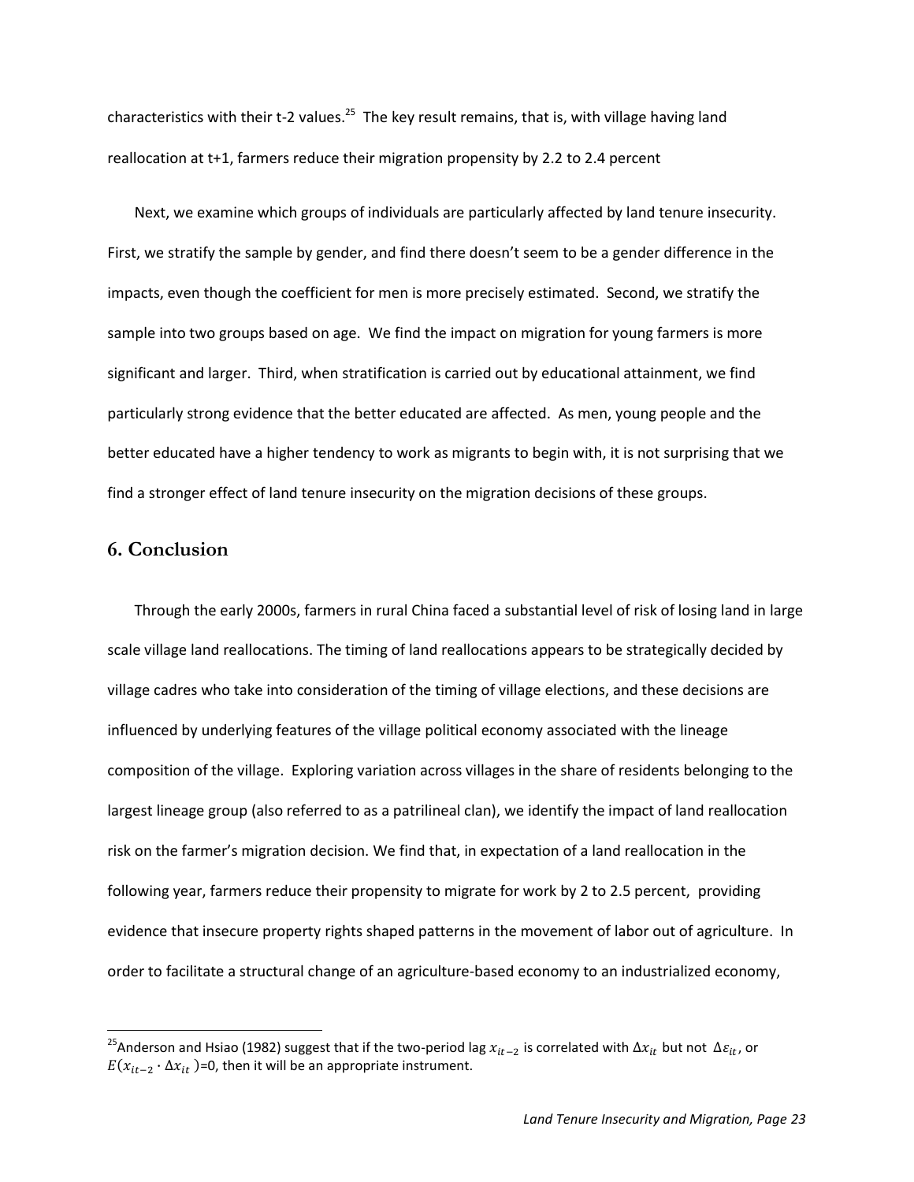characteristics with their t-2 values.[25] The key result remains, that is, with village having land reallocation at t+1, farmers reduce their migration propensity by 2.2 to 2.4 percent

Next, we examine which groups of individuals are particularly affected by land tenure insecurity. First, we stratify the sample by gender, and find there doesn't seem to be a gender difference in the impacts, even though the coefficient for men is more precisely estimated. Second, we stratify the sample into two groups based on age. We find the impact on migration for young farmers is more significant and larger. Third, when stratification is carried out by educational attainment, we find particularly strong evidence that the better educated are affected. As men, young people and the better educated have a higher tendency to work as migrants to begin with, it is not surprising that we find a stronger effect of land tenure insecurity on the migration decisions of these groups.

## 6. Conclusion

Through the early 2000s, farmers in rural China faced a substantial level of risk of losing land in large scale village land reallocations. The timing of land reallocations appears to be strategically decided by village cadres who take into consideration of the timing of village elections, and these decisions are influenced by underlying features of the village political economy associated with the lineage composition of the village. Exploring variation across villages in the share of residents belonging to the largest lineage group (also referred to as a patrilineal clan), we identify the impact of land reallocation risk on the farmer's migration decision. We find that, in expectation of a land reallocation in the following year, farmers reduce their propensity to migrate for work by 2 to 2.5 percent, providing evidence that insecure property rights shaped patterns in the movement of labor out of agriculture. In order to facilitate a structural change of an agriculture-based economy to an industrialized economy,

[25] Anderson and Hsiao (1982) suggest that if the two-period lag $x_{it-2}$ is correlated with $\Delta x_{it}$ but not $\Delta \varepsilon_{it}$, or $E(x_{it-2} \cdot \Delta x_{it})$=0, then it will be an appropriate instrument.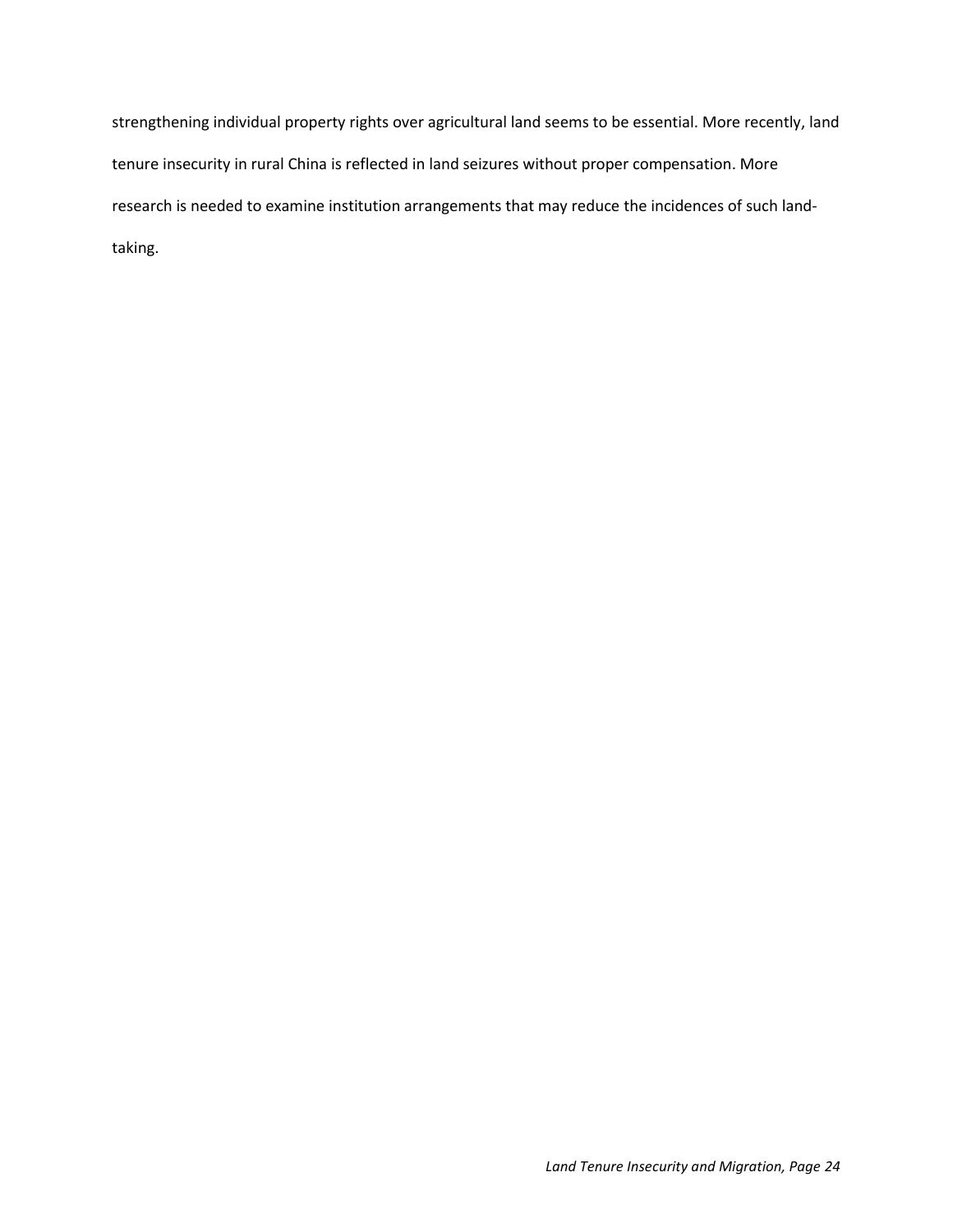strengthening individual property rights over agricultural land seems to be essential. More recently, land tenure insecurity in rural China is reflected in land seizures without proper compensation. More research is needed to examine institution arrangements that may reduce the incidences of such land-taking.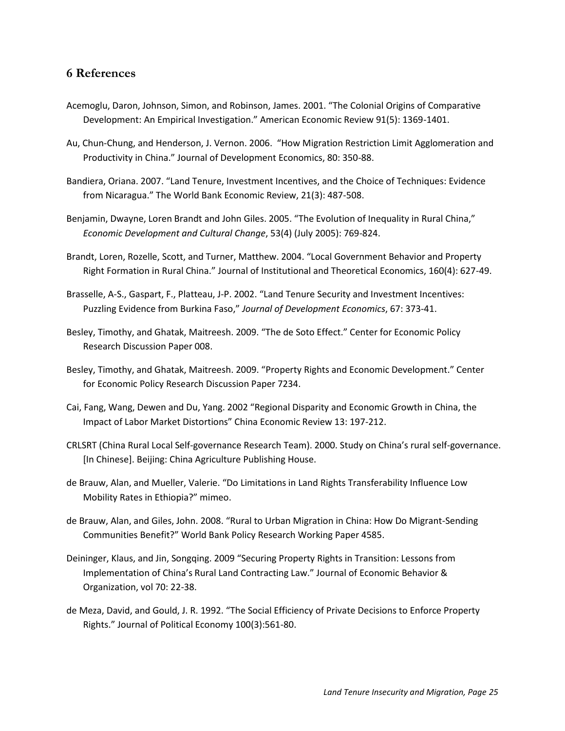## 6 References

Acemoglu, Daron, Johnson, Simon, and Robinson, James. 2001. "The Colonial Origins of Comparative Development: An Empirical Investigation." American Economic Review 91(5): 1369-1401.

Au, Chun-Chung, and Henderson, J. Vernon. 2006. "How Migration Restriction Limit Agglomeration and Productivity in China." Journal of Development Economics, 80: 350-88.

Bandiera, Oriana. 2007. "Land Tenure, Investment Incentives, and the Choice of Techniques: Evidence from Nicaragua." The World Bank Economic Review, 21(3): 487-508.

Benjamin, Dwayne, Loren Brandt and John Giles. 2005. "The Evolution of Inequality in Rural China," *Economic Development and Cultural Change*, 53(4) (July 2005): 769-824.

Brandt, Loren, Rozelle, Scott, and Turner, Matthew. 2004. "Local Government Behavior and Property Right Formation in Rural China." Journal of Institutional and Theoretical Economics, 160(4): 627-49.

Brasselle, A-S., Gaspart, F., Platteau, J-P. 2002. "Land Tenure Security and Investment Incentives: Puzzling Evidence from Burkina Faso," *Journal of Development Economics*, 67: 373-41.

Besley, Timothy, and Ghatak, Maitreesh. 2009. "The de Soto Effect." Center for Economic Policy Research Discussion Paper 008.

Besley, Timothy, and Ghatak, Maitreesh. 2009. "Property Rights and Economic Development." Center for Economic Policy Research Discussion Paper 7234.

Cai, Fang, Wang, Dewen and Du, Yang. 2002 "Regional Disparity and Economic Growth in China, the Impact of Labor Market Distortions" China Economic Review 13: 197-212.

CRLSRT (China Rural Local Self-governance Research Team). 2000. Study on China's rural self-governance. [In Chinese]. Beijing: China Agriculture Publishing House.

de Brauw, Alan, and Mueller, Valerie. "Do Limitations in Land Rights Transferability Influence Low Mobility Rates in Ethiopia?" mimeo.

de Brauw, Alan, and Giles, John. 2008. "Rural to Urban Migration in China: How Do Migrant-Sending Communities Benefit?" World Bank Policy Research Working Paper 4585.

Deininger, Klaus, and Jin, Songqing. 2009 "Securing Property Rights in Transition: Lessons from Implementation of China's Rural Land Contracting Law." Journal of Economic Behavior & Organization, vol 70: 22-38.

de Meza, David, and Gould, J. R. 1992. "The Social Efficiency of Private Decisions to Enforce Property Rights." Journal of Political Economy 100(3):561-80.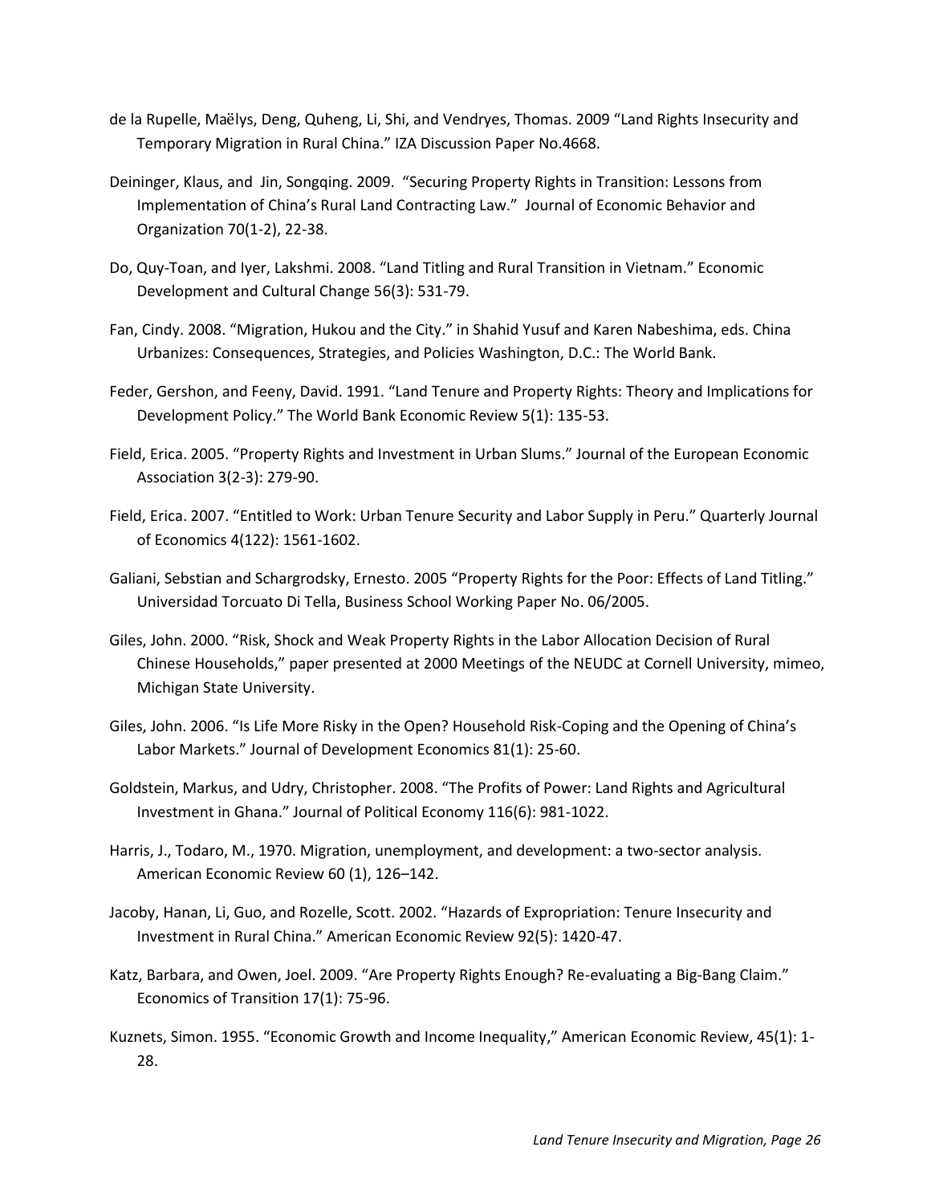de la Rupelle, Maëlys, Deng, Quheng, Li, Shi, and Vendryes, Thomas. 2009 "Land Rights Insecurity and Temporary Migration in Rural China." IZA Discussion Paper No.4668.

Deininger, Klaus, and Jin, Songqing. 2009. "Securing Property Rights in Transition: Lessons from Implementation of China's Rural Land Contracting Law." Journal of Economic Behavior and Organization 70(1-2), 22-38.

Do, Quy-Toan, and Iyer, Lakshmi. 2008. "Land Titling and Rural Transition in Vietnam." Economic Development and Cultural Change 56(3): 531-79.

Fan, Cindy. 2008. "Migration, Hukou and the City." in Shahid Yusuf and Karen Nabeshima, eds. China Urbanizes: Consequences, Strategies, and Policies Washington, D.C.: The World Bank.

Feder, Gershon, and Feeny, David. 1991. "Land Tenure and Property Rights: Theory and Implications for Development Policy." The World Bank Economic Review 5(1): 135-53.

Field, Erica. 2005. "Property Rights and Investment in Urban Slums." Journal of the European Economic Association 3(2-3): 279-90.

Field, Erica. 2007. "Entitled to Work: Urban Tenure Security and Labor Supply in Peru." Quarterly Journal of Economics 4(122): 1561-1602.

Galiani, Sebstian and Schargrodsky, Ernesto. 2005 "Property Rights for the Poor: Effects of Land Titling." Universidad Torcuato Di Tella, Business School Working Paper No. 06/2005.

Giles, John. 2000. "Risk, Shock and Weak Property Rights in the Labor Allocation Decision of Rural Chinese Households," paper presented at 2000 Meetings of the NEUDC at Cornell University, mimeo, Michigan State University.

Giles, John. 2006. "Is Life More Risky in the Open? Household Risk-Coping and the Opening of China's Labor Markets." Journal of Development Economics 81(1): 25-60.

Goldstein, Markus, and Udry, Christopher. 2008. "The Profits of Power: Land Rights and Agricultural Investment in Ghana." Journal of Political Economy 116(6): 981-1022.

Harris, J., Todaro, M., 1970. Migration, unemployment, and development: a two-sector analysis. American Economic Review 60 (1), 126–142.

Jacoby, Hanan, Li, Guo, and Rozelle, Scott. 2002. "Hazards of Expropriation: Tenure Insecurity and Investment in Rural China." American Economic Review 92(5): 1420-47.

Katz, Barbara, and Owen, Joel. 2009. "Are Property Rights Enough? Re-evaluating a Big-Bang Claim." Economics of Transition 17(1): 75-96.

Kuznets, Simon. 1955. "Economic Growth and Income Inequality," American Economic Review, 45(1): 1-28.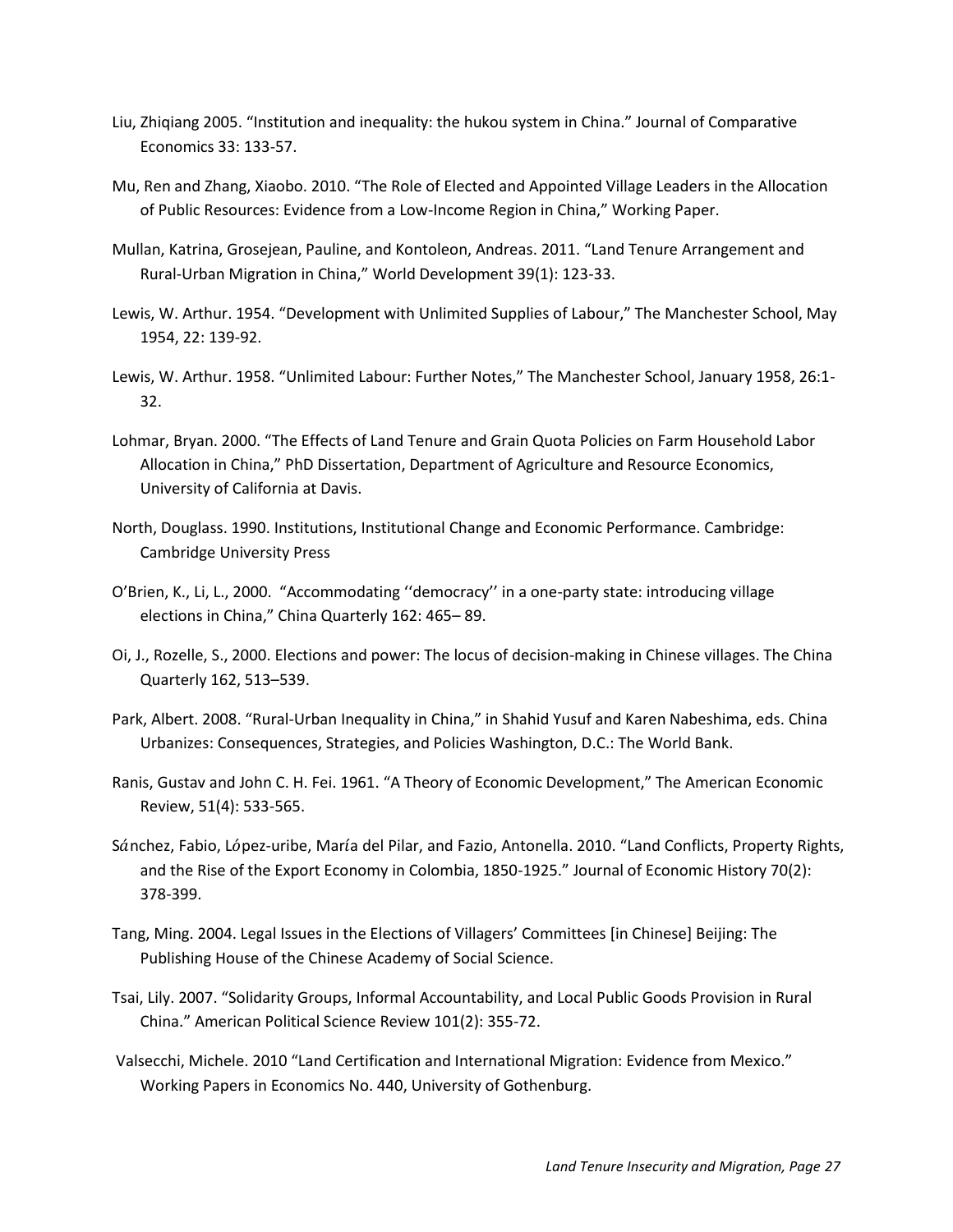Liu, Zhiqiang 2005. "Institution and inequality: the hukou system in China." Journal of Comparative Economics 33: 133-57.

Mu, Ren and Zhang, Xiaobo. 2010. "The Role of Elected and Appointed Village Leaders in the Allocation of Public Resources: Evidence from a Low-Income Region in China," Working Paper.

Mullan, Katrina, Grosejean, Pauline, and Kontoleon, Andreas. 2011. "Land Tenure Arrangement and Rural-Urban Migration in China," World Development 39(1): 123-33.

Lewis, W. Arthur. 1954. "Development with Unlimited Supplies of Labour," The Manchester School, May 1954, 22: 139-92.

Lewis, W. Arthur. 1958. "Unlimited Labour: Further Notes," The Manchester School, January 1958, 26:1-32.

Lohmar, Bryan. 2000. "The Effects of Land Tenure and Grain Quota Policies on Farm Household Labor Allocation in China," PhD Dissertation, Department of Agriculture and Resource Economics, University of California at Davis.

North, Douglass. 1990. Institutions, Institutional Change and Economic Performance. Cambridge: Cambridge University Press

O'Brien, K., Li, L., 2000. "Accommodating ''democracy'' in a one-party state: introducing village elections in China," China Quarterly 162: 465– 89.

Oi, J., Rozelle, S., 2000. Elections and power: The locus of decision-making in Chinese villages. The China Quarterly 162, 513–539.

Park, Albert. 2008. "Rural-Urban Inequality in China," in Shahid Yusuf and Karen Nabeshima, eds. China Urbanizes: Consequences, Strategies, and Policies Washington, D.C.: The World Bank.

Ranis, Gustav and John C. H. Fei. 1961. "A Theory of Economic Development," The American Economic Review, 51(4): 533-565.

Sánchez, Fabio, López-uribe, María del Pilar, and Fazio, Antonella. 2010. "Land Conflicts, Property Rights, and the Rise of the Export Economy in Colombia, 1850-1925." Journal of Economic History 70(2): 378-399.

Tang, Ming. 2004. Legal Issues in the Elections of Villagers' Committees [in Chinese] Beijing: The Publishing House of the Chinese Academy of Social Science.

Tsai, Lily. 2007. "Solidarity Groups, Informal Accountability, and Local Public Goods Provision in Rural China." American Political Science Review 101(2): 355-72.

Valsecchi, Michele. 2010 "Land Certification and International Migration: Evidence from Mexico." Working Papers in Economics No. 440, University of Gothenburg.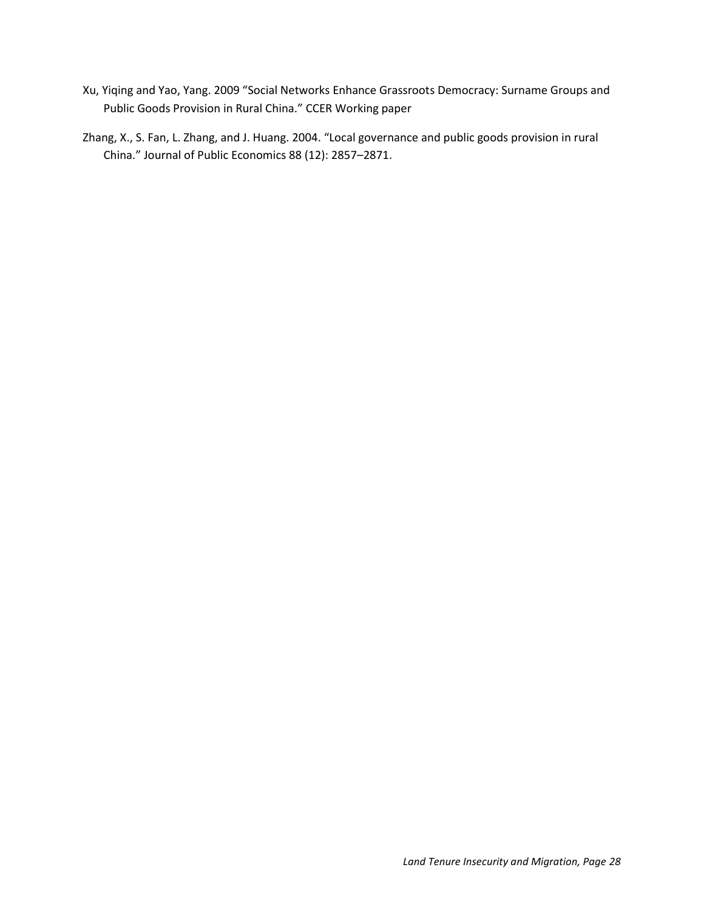Xu, Yiqing and Yao, Yang. 2009 "Social Networks Enhance Grassroots Democracy: Surname Groups and Public Goods Provision in Rural China." CCER Working paper

Zhang, X., S. Fan, L. Zhang, and J. Huang. 2004. "Local governance and public goods provision in rural China." Journal of Public Economics 88 (12): 2857–2871.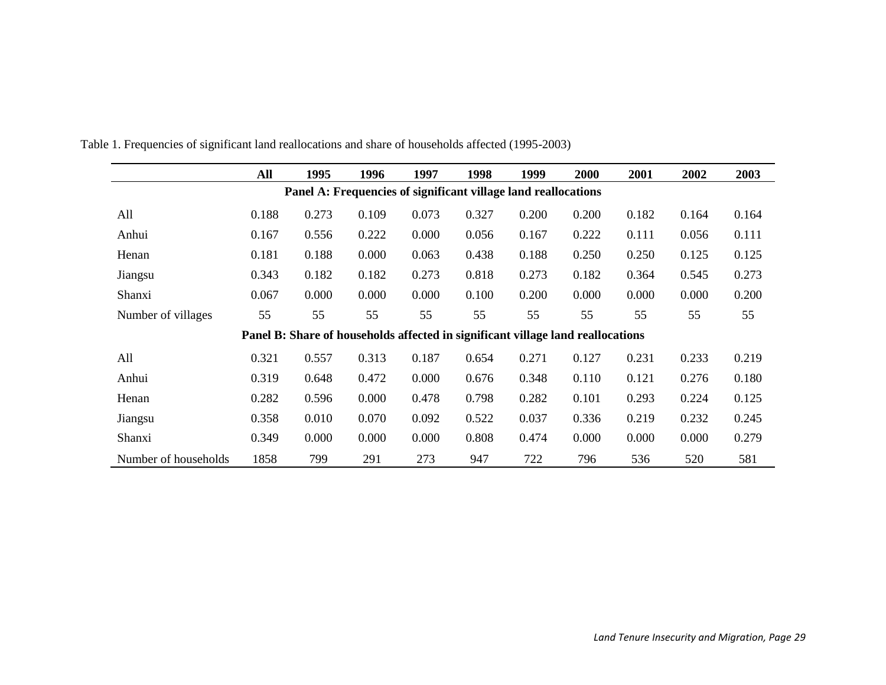Table 1. Frequencies of significant land reallocations and share of households affected (1995-2003)

| | **All** | **1995** | **1996** | **1997** | **1998** | **1999** | **2000** | **2001** | **2002** | **2003** |
|---|---|---|---|---|---|---|---|---|---|---|
| **Panel A: Frequencies of significant village land reallocations** | | | | | | | | | | |
| All | 0.188 | 0.273 | 0.109 | 0.073 | 0.327 | 0.200 | 0.200 | 0.182 | 0.164 | 0.164 |
| Anhui | 0.167 | 0.556 | 0.222 | 0.000 | 0.056 | 0.167 | 0.222 | 0.111 | 0.056 | 0.111 |
| Henan | 0.181 | 0.188 | 0.000 | 0.063 | 0.438 | 0.188 | 0.250 | 0.250 | 0.125 | 0.125 |
| Jiangsu | 0.343 | 0.182 | 0.182 | 0.273 | 0.818 | 0.273 | 0.182 | 0.364 | 0.545 | 0.273 |
| Shanxi | 0.067 | 0.000 | 0.000 | 0.000 | 0.100 | 0.200 | 0.000 | 0.000 | 0.000 | 0.200 |
| Number of villages | 55 | 55 | 55 | 55 | 55 | 55 | 55 | 55 | 55 | 55 |
| **Panel B: Share of households affected in significant village land reallocations** | | | | | | | | | | |
| All | 0.321 | 0.557 | 0.313 | 0.187 | 0.654 | 0.271 | 0.127 | 0.231 | 0.233 | 0.219 |
| Anhui | 0.319 | 0.648 | 0.472 | 0.000 | 0.676 | 0.348 | 0.110 | 0.121 | 0.276 | 0.180 |
| Henan | 0.282 | 0.596 | 0.000 | 0.478 | 0.798 | 0.282 | 0.101 | 0.293 | 0.224 | 0.125 |
| Jiangsu | 0.358 | 0.010 | 0.070 | 0.092 | 0.522 | 0.037 | 0.336 | 0.219 | 0.232 | 0.245 |
| Shanxi | 0.349 | 0.000 | 0.000 | 0.000 | 0.808 | 0.474 | 0.000 | 0.000 | 0.000 | 0.279 |
| Number of households | 1858 | 799 | 291 | 273 | 947 | 722 | 796 | 536 | 520 | 581 |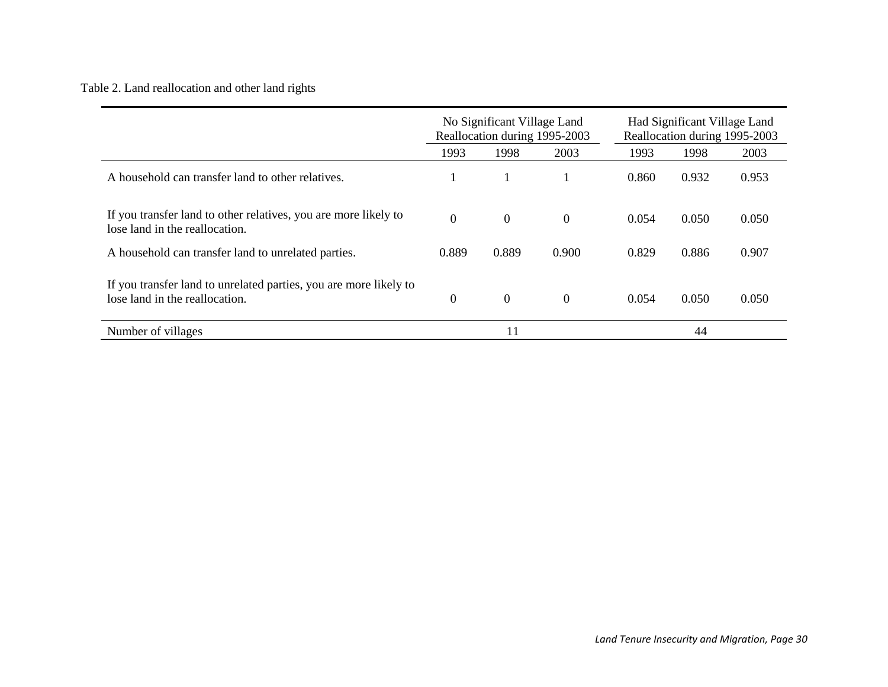Table 2. Land reallocation and other land rights

| | No Significant Village Land Reallocation during 1995-2003 | | | Had Significant Village Land Reallocation during 1995-2003 | | |
|---|---|---|---|---|---|---|
| | 1993 | 1998 | 2003 | 1993 | 1998 | 2003 |
| A household can transfer land to other relatives. | 1 | 1 | 1 | 0.860 | 0.932 | 0.953 |
| If you transfer land to other relatives, you are more likely to lose land in the reallocation. | 0 | 0 | 0 | 0.054 | 0.050 | 0.050 |
| A household can transfer land to unrelated parties. | 0.889 | 0.889 | 0.900 | 0.829 | 0.886 | 0.907 |
| If you transfer land to unrelated parties, you are more likely to lose land in the reallocation. | 0 | 0 | 0 | 0.054 | 0.050 | 0.050 |
| Number of villages | | 11 | | | 44 | |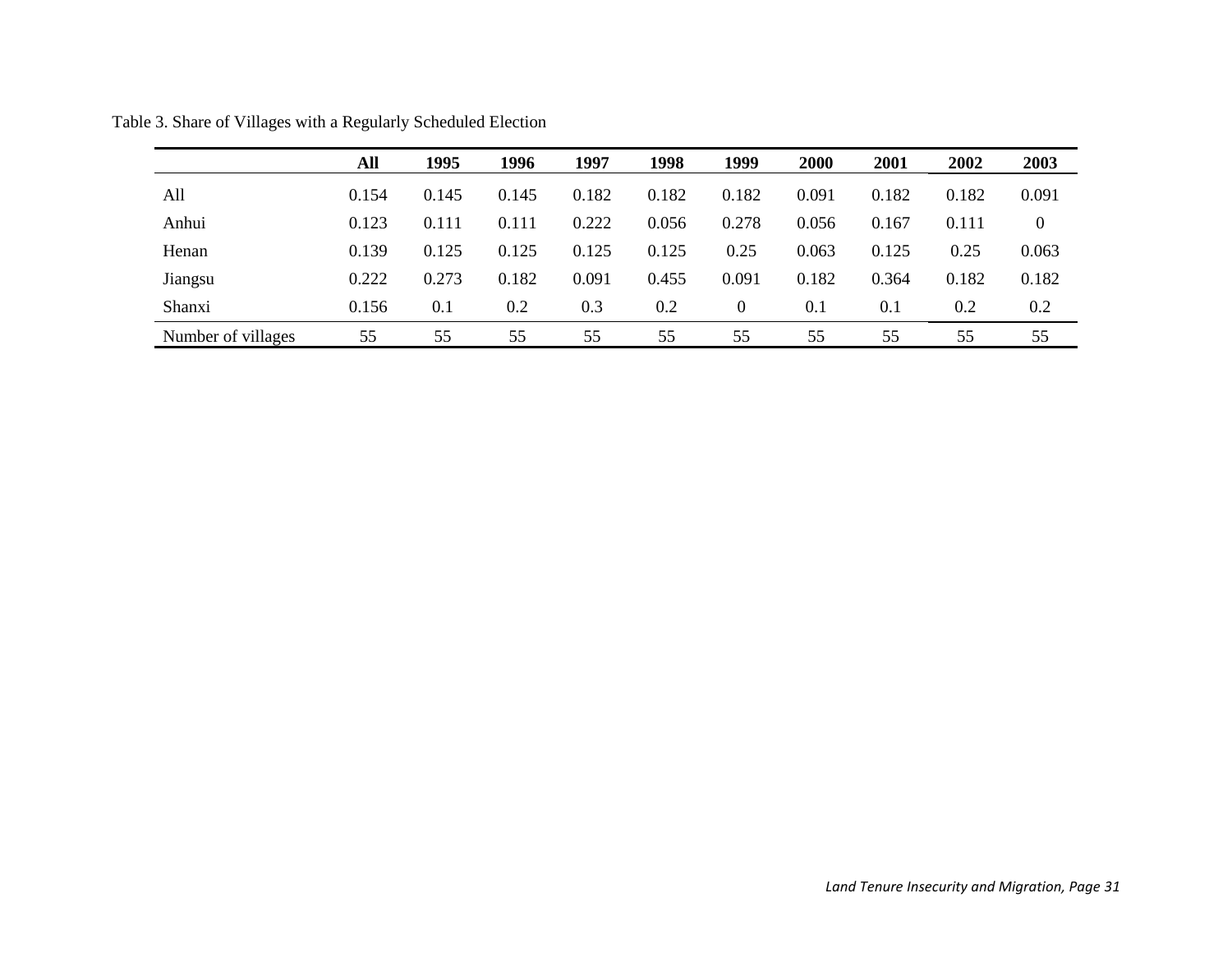Table 3. Share of Villages with a Regularly Scheduled Election

| | All | 1995 | 1996 | 1997 | 1998 | 1999 | 2000 | 2001 | 2002 | 2003 |
|---|---|---|---|---|---|---|---|---|---|---|
| All | 0.154 | 0.145 | 0.145 | 0.182 | 0.182 | 0.182 | 0.091 | 0.182 | 0.182 | 0.091 |
| Anhui | 0.123 | 0.111 | 0.111 | 0.222 | 0.056 | 0.278 | 0.056 | 0.167 | 0.111 | 0 |
| Henan | 0.139 | 0.125 | 0.125 | 0.125 | 0.125 | 0.25 | 0.063 | 0.125 | 0.25 | 0.063 |
| Jiangsu | 0.222 | 0.273 | 0.182 | 0.091 | 0.455 | 0.091 | 0.182 | 0.364 | 0.182 | 0.182 |
| Shanxi | 0.156 | 0.1 | 0.2 | 0.3 | 0.2 | 0 | 0.1 | 0.1 | 0.2 | 0.2 |
| Number of villages | 55 | 55 | 55 | 55 | 55 | 55 | 55 | 55 | 55 | 55 |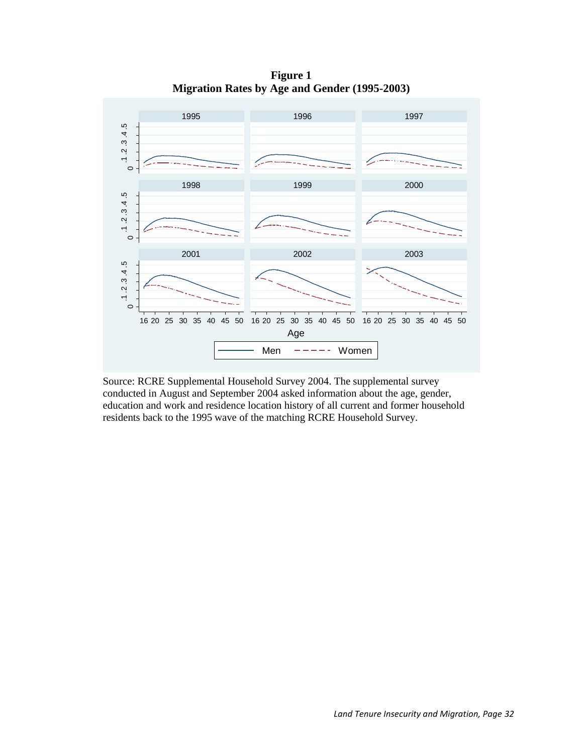**Figure 1**
**Migration Rates by Age and Gender (1995-2003)**

Source: RCRE Supplemental Household Survey 2004. The supplemental survey conducted in August and September 2004 asked information about the age, gender, education and work and residence location history of all current and former household residents back to the 1995 wave of the matching RCRE Household Survey.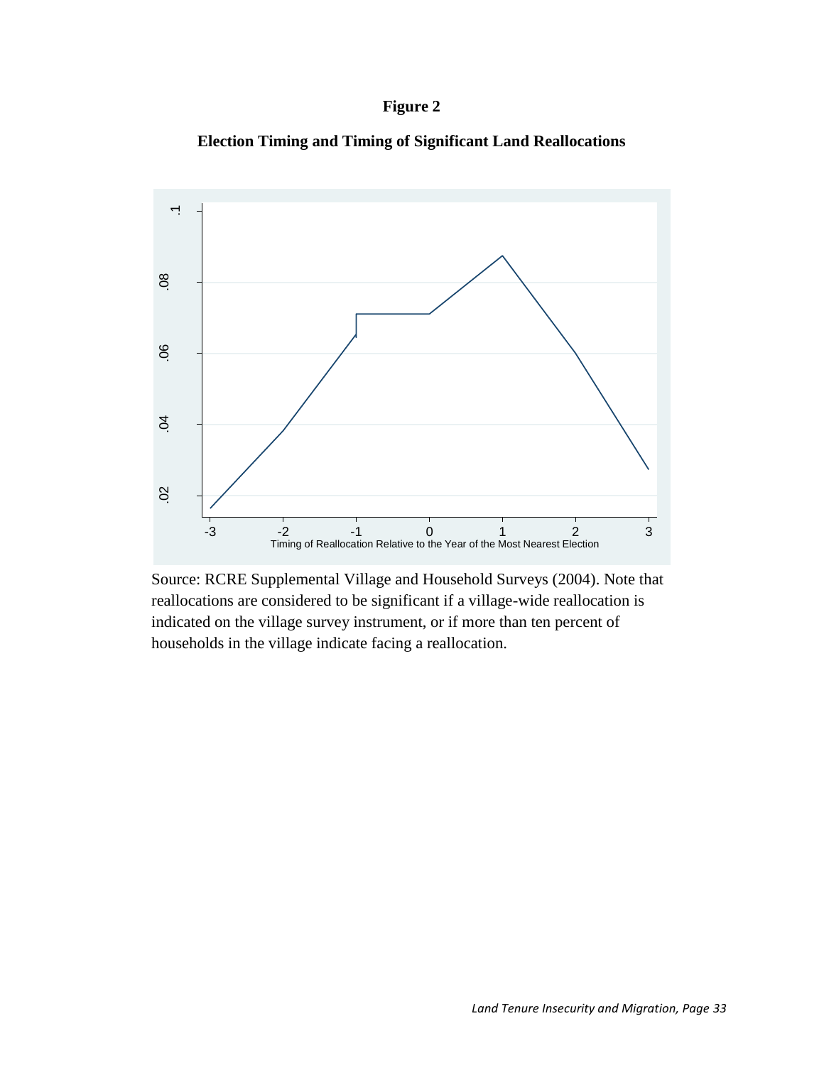**Figure 2**

**Election Timing and Timing of Significant Land Reallocations**

Source: RCRE Supplemental Village and Household Surveys (2004). Note that reallocations are considered to be significant if a village-wide reallocation is indicated on the village survey instrument, or if more than ten percent of households in the village indicate facing a reallocation.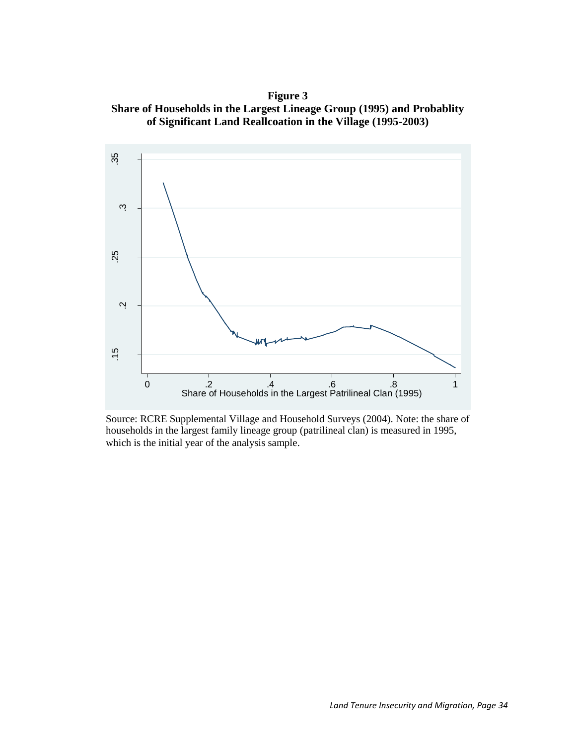**Figure 3**
**Share of Households in the Largest Lineage Group (1995) and Probablity of Significant Land Reallcoation in the Village (1995-2003)**

Source: RCRE Supplemental Village and Household Surveys (2004). Note: the share of households in the largest family lineage group (patrilineal clan) is measured in 1995, which is the initial year of the analysis sample.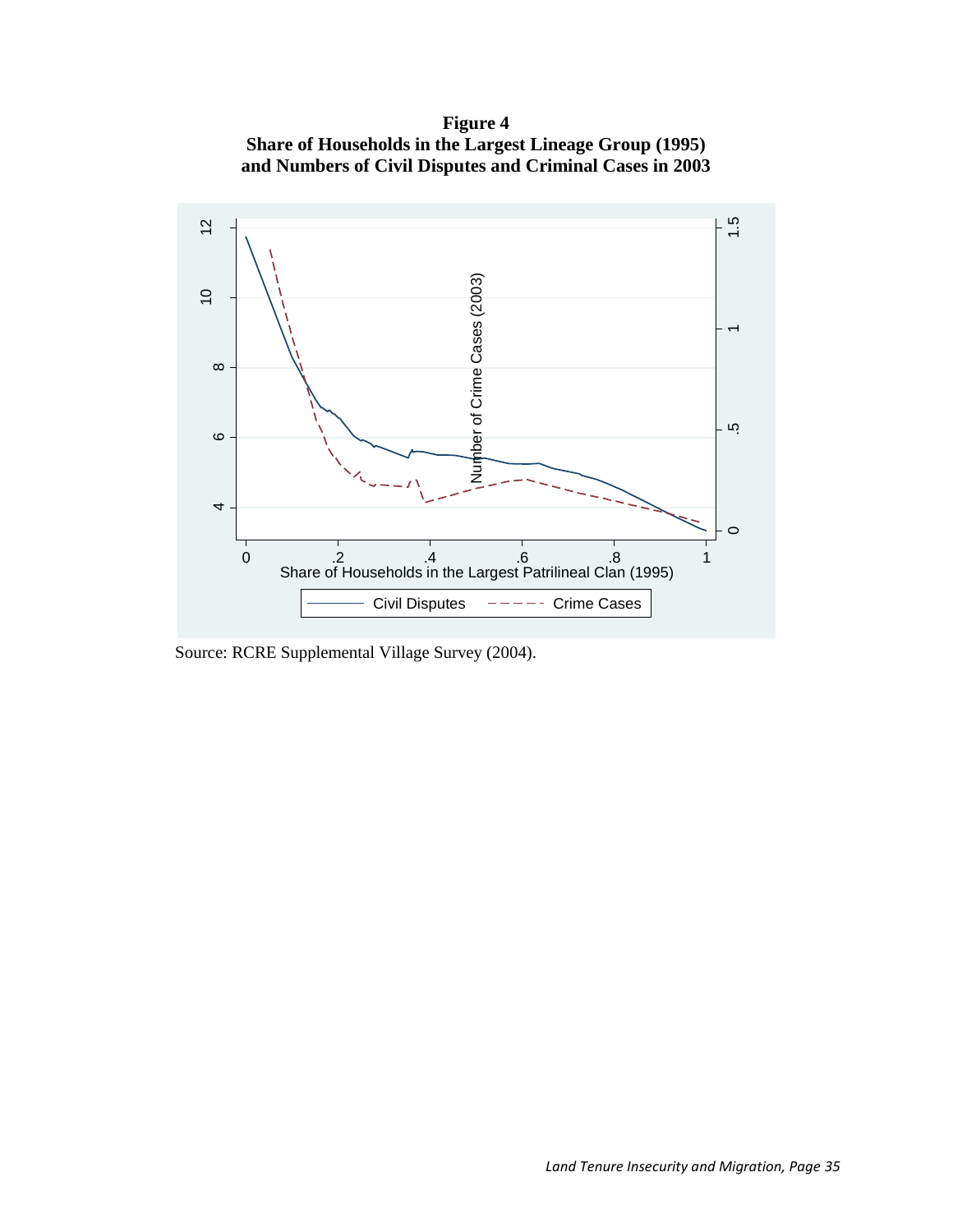**Figure 4**
**Share of Households in the Largest Lineage Group (1995) and Numbers of Civil Disputes and Criminal Cases in 2003**

Source: RCRE Supplemental Village Survey (2004).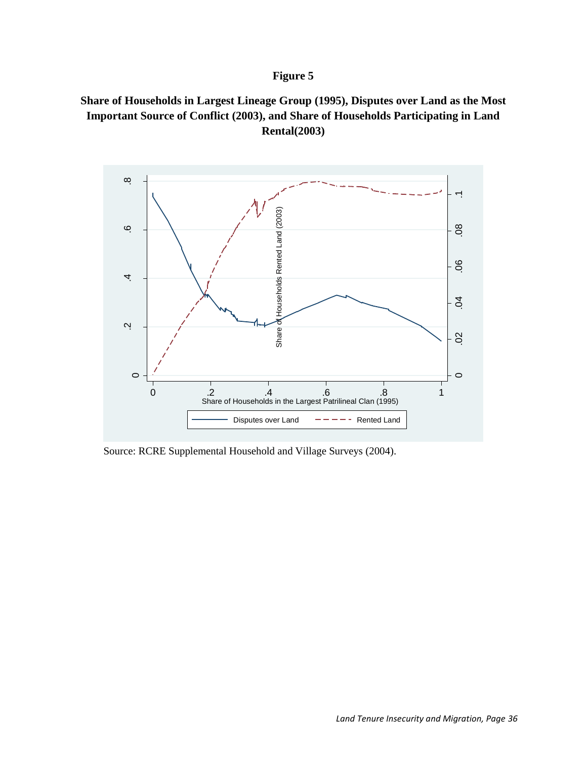# Figure 5

**Share of Households in Largest Lineage Group (1995), Disputes over Land as the Most Important Source of Conflict (2003), and Share of Households Participating in Land Rental(2003)**

Source: RCRE Supplemental Household and Village Surveys (2004).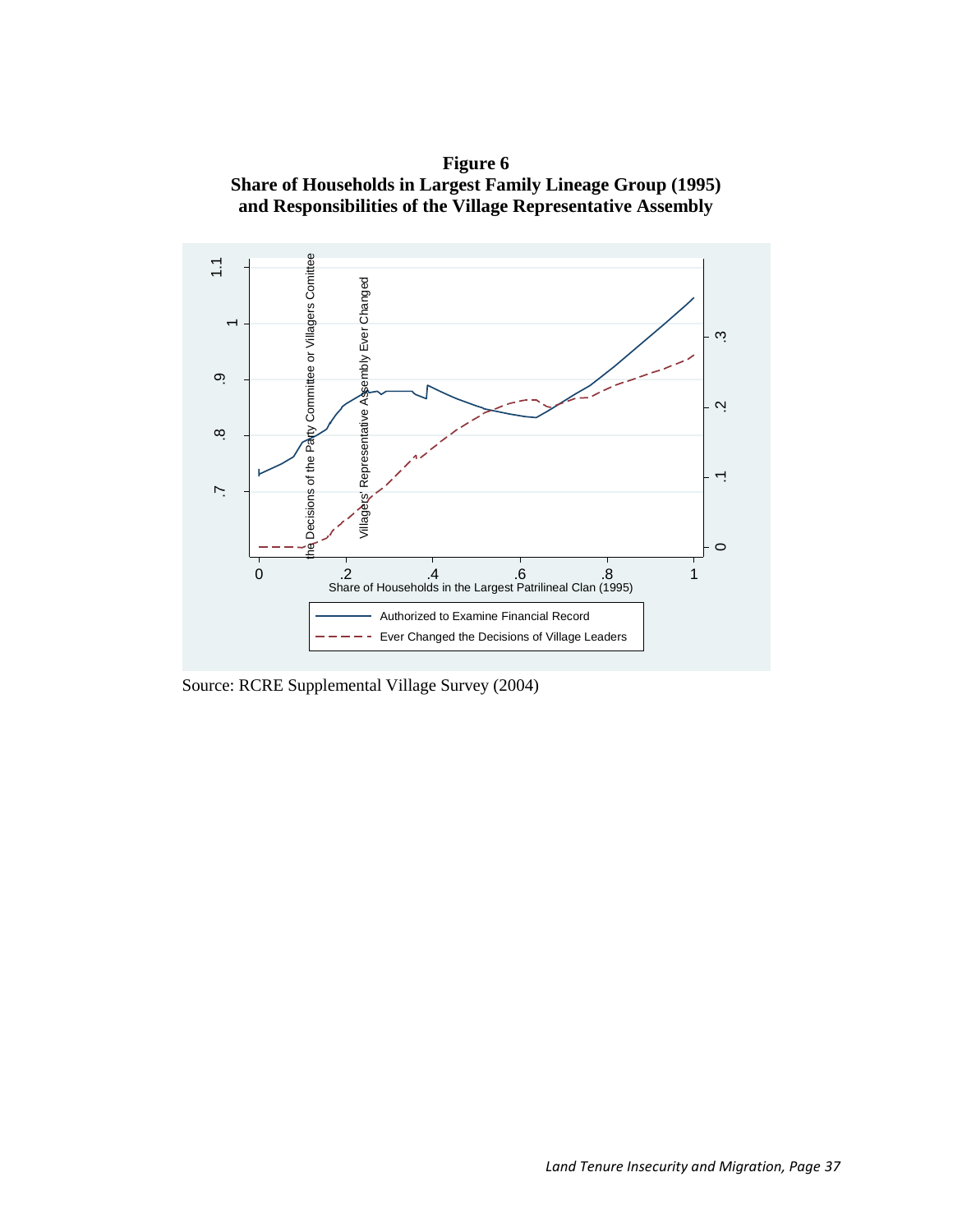**Figure 6**
**Share of Households in Largest Family Lineage Group (1995) and Responsibilities of the Village Representative Assembly**

Source: RCRE Supplemental Village Survey (2004)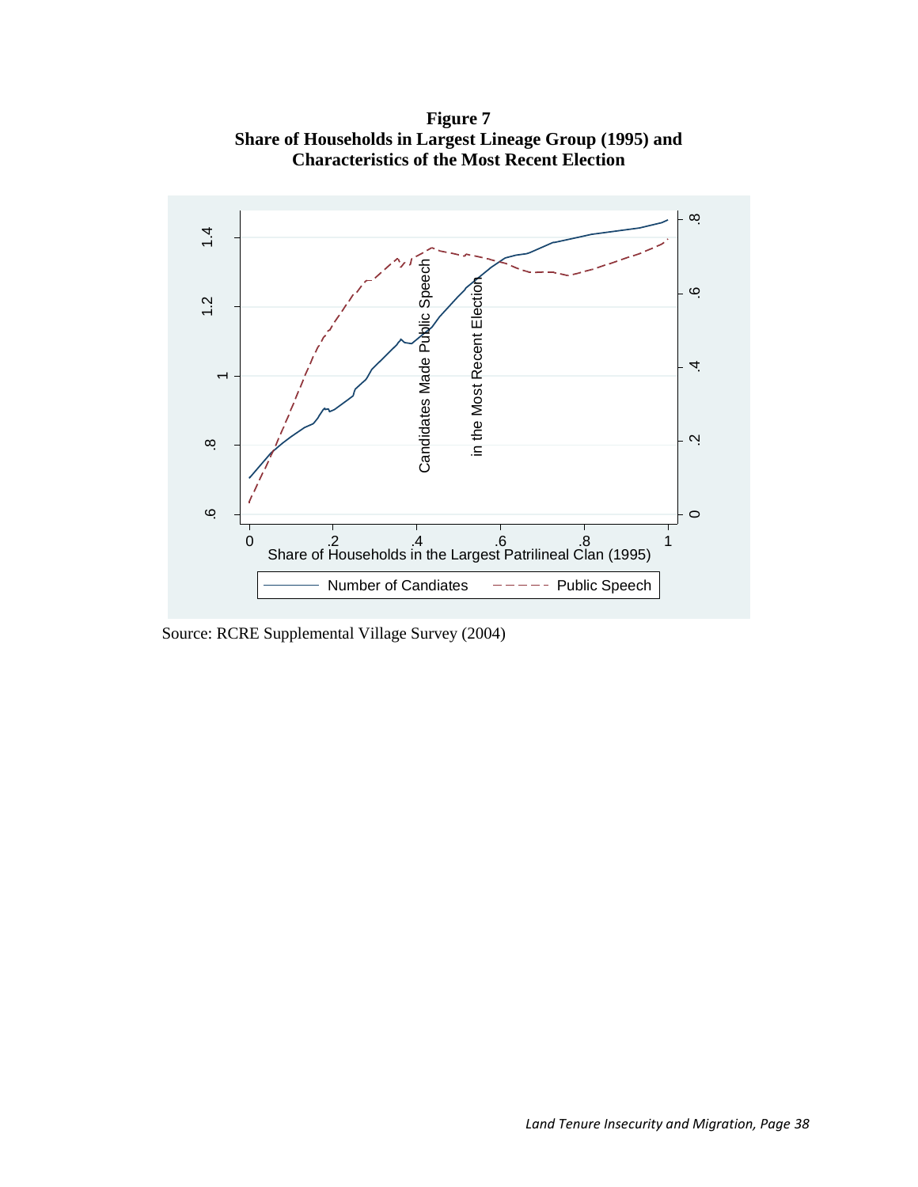**Figure 7**
**Share of Households in Largest Lineage Group (1995) and Characteristics of the Most Recent Election**

Source: RCRE Supplemental Village Survey (2004)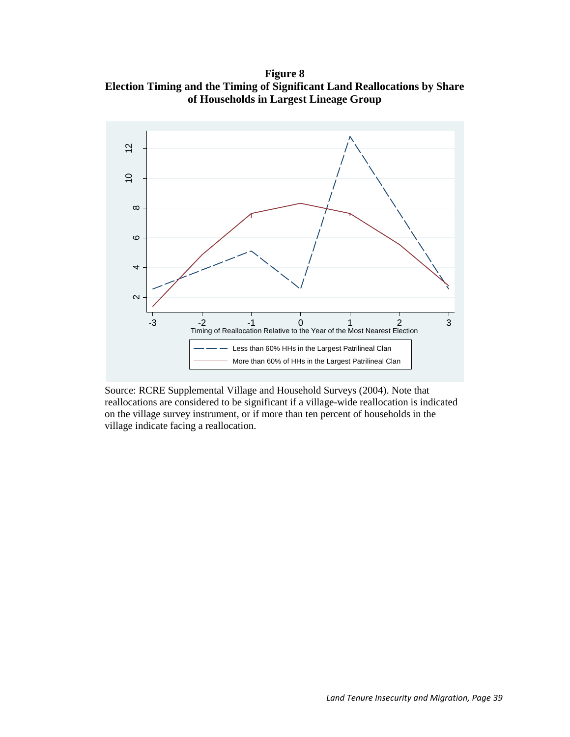**Figure 8**
**Election Timing and the Timing of Significant Land Reallocations by Share of Households in Largest Lineage Group**

Source: RCRE Supplemental Village and Household Surveys (2004). Note that reallocations are considered to be significant if a village-wide reallocation is indicated on the village survey instrument, or if more than ten percent of households in the village indicate facing a reallocation.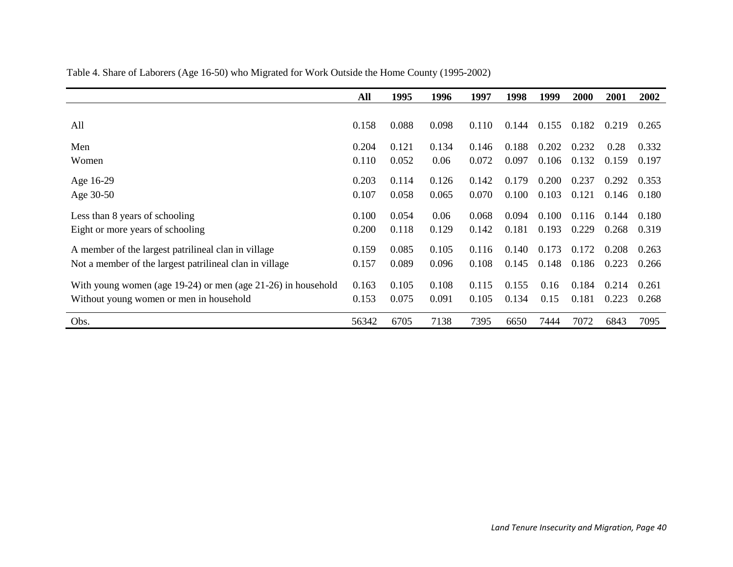Table 4. Share of Laborers (Age 16-50) who Migrated for Work Outside the Home County (1995-2002)

| | All | 1995 | 1996 | 1997 | 1998 | 1999 | 2000 | 2001 | 2002 |
|---|---|---|---|---|---|---|---|---|---|
| All | 0.158 | 0.088 | 0.098 | 0.110 | 0.144 | 0.155 | 0.182 | 0.219 | 0.265 |
| Men | 0.204 | 0.121 | 0.134 | 0.146 | 0.188 | 0.202 | 0.232 | 0.28 | 0.332 |
| Women | 0.110 | 0.052 | 0.06 | 0.072 | 0.097 | 0.106 | 0.132 | 0.159 | 0.197 |
| Age 16-29 | 0.203 | 0.114 | 0.126 | 0.142 | 0.179 | 0.200 | 0.237 | 0.292 | 0.353 |
| Age 30-50 | 0.107 | 0.058 | 0.065 | 0.070 | 0.100 | 0.103 | 0.121 | 0.146 | 0.180 |
| Less than 8 years of schooling | 0.100 | 0.054 | 0.06 | 0.068 | 0.094 | 0.100 | 0.116 | 0.144 | 0.180 |
| Eight or more years of schooling | 0.200 | 0.118 | 0.129 | 0.142 | 0.181 | 0.193 | 0.229 | 0.268 | 0.319 |
| A member of the largest patrilineal clan in village | 0.159 | 0.085 | 0.105 | 0.116 | 0.140 | 0.173 | 0.172 | 0.208 | 0.263 |
| Not a member of the largest patrilineal clan in village | 0.157 | 0.089 | 0.096 | 0.108 | 0.145 | 0.148 | 0.186 | 0.223 | 0.266 |
| With young women (age 19-24) or men (age 21-26) in household | 0.163 | 0.105 | 0.108 | 0.115 | 0.155 | 0.16 | 0.184 | 0.214 | 0.261 |
| Without young women or men in household | 0.153 | 0.075 | 0.091 | 0.105 | 0.134 | 0.15 | 0.181 | 0.223 | 0.268 |
| Obs. | 56342 | 6705 | 7138 | 7395 | 6650 | 7444 | 7072 | 6843 | 7095 |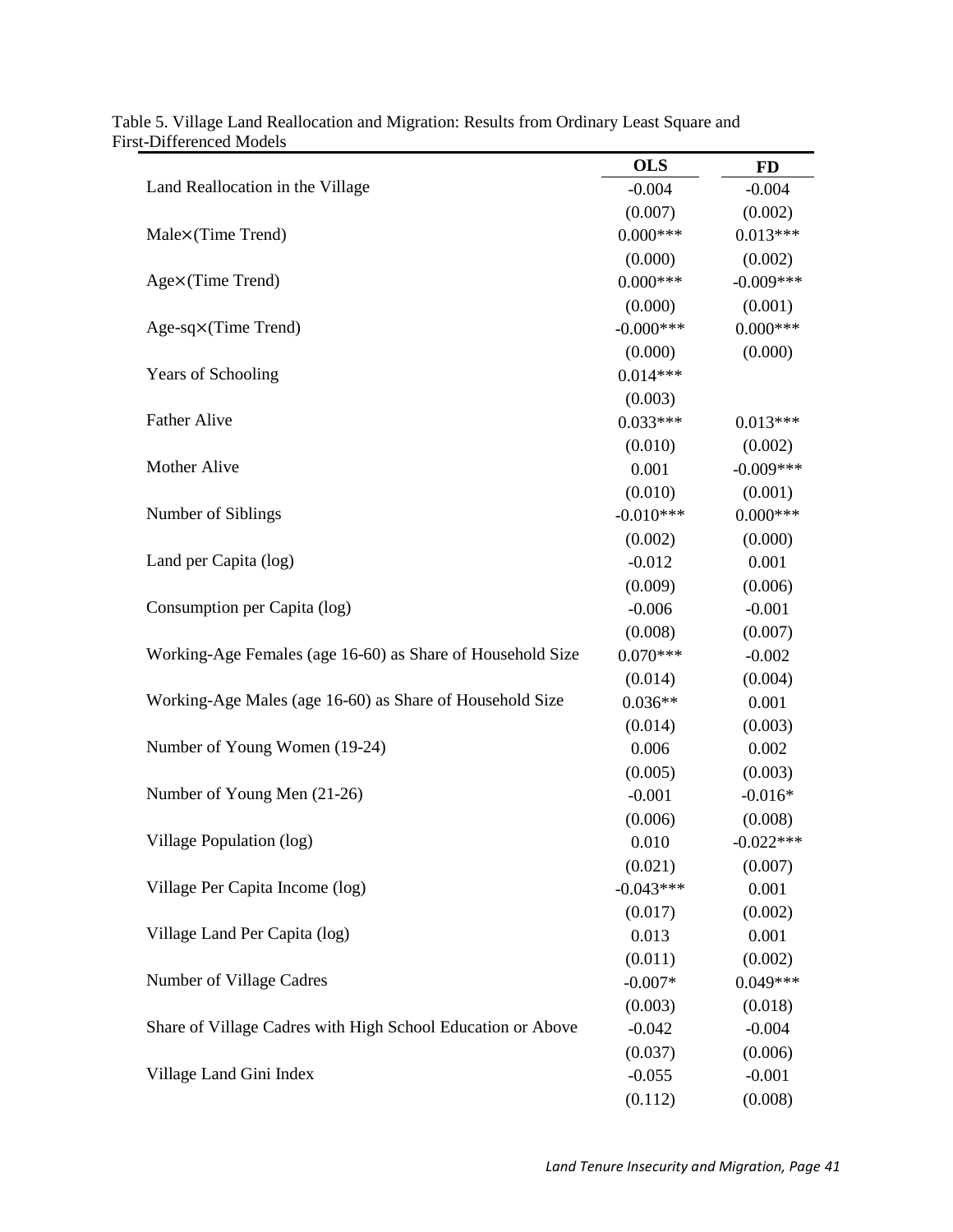Table 5. Village Land Reallocation and Migration: Results from Ordinary Least Square and First-Differenced Models

| | OLS | FD |
|---|---|---|
| Land Reallocation in the Village | -0.004 | -0.004 |
| | (0.007) | (0.002) |
| Male×(Time Trend) | 0.000*** | 0.013*** |
| | (0.000) | (0.002) |
| Age×(Time Trend) | 0.000*** | -0.009*** |
| | (0.000) | (0.001) |
| Age-sq×(Time Trend) | -0.000*** | 0.000*** |
| | (0.000) | (0.000) |
| Years of Schooling | 0.014*** | |
| | (0.003) | |
| Father Alive | 0.033*** | 0.013*** |
| | (0.010) | (0.002) |
| Mother Alive | 0.001 | -0.009*** |
| | (0.010) | (0.001) |
| Number of Siblings | -0.010*** | 0.000*** |
| | (0.002) | (0.000) |
| Land per Capita (log) | -0.012 | 0.001 |
| | (0.009) | (0.006) |
| Consumption per Capita (log) | -0.006 | -0.001 |
| | (0.008) | (0.007) |
| Working-Age Females (age 16-60) as Share of Household Size | 0.070*** | -0.002 |
| | (0.014) | (0.004) |
| Working-Age Males (age 16-60) as Share of Household Size | 0.036** | 0.001 |
| | (0.014) | (0.003) |
| Number of Young Women (19-24) | 0.006 | 0.002 |
| | (0.005) | (0.003) |
| Number of Young Men (21-26) | -0.001 | -0.016* |
| | (0.006) | (0.008) |
| Village Population (log) | 0.010 | -0.022*** |
| | (0.021) | (0.007) |
| Village Per Capita Income (log) | -0.043*** | 0.001 |
| | (0.017) | (0.002) |
| Village Land Per Capita (log) | 0.013 | 0.001 |
| | (0.011) | (0.002) |
| Number of Village Cadres | -0.007* | 0.049*** |
| | (0.003) | (0.018) |
| Share of Village Cadres with High School Education or Above | -0.042 | -0.004 |
| | (0.037) | (0.006) |
| Village Land Gini Index | -0.055 | -0.001 |
| | (0.112) | (0.008) |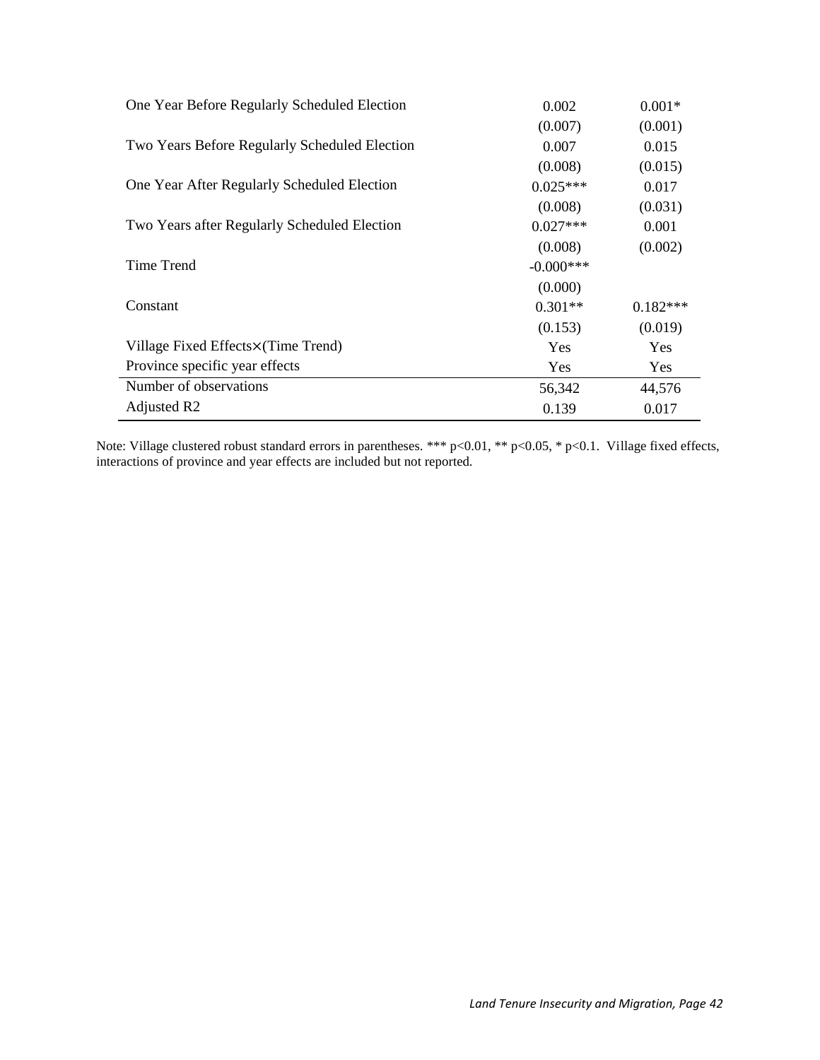| | | |
|---|---|---|
| One Year Before Regularly Scheduled Election | 0.002 | 0.001* |
| | (0.007) | (0.001) |
| Two Years Before Regularly Scheduled Election | 0.007 | 0.015 |
| | (0.008) | (0.015) |
| One Year After Regularly Scheduled Election | 0.025*** | 0.017 |
| | (0.008) | (0.031) |
| Two Years after Regularly Scheduled Election | 0.027*** | 0.001 |
| | (0.008) | (0.002) |
| Time Trend | -0.000*** | |
| | (0.000) | |
| Constant | 0.301** | 0.182*** |
| | (0.153) | (0.019) |
| Village Fixed Effects×(Time Trend) | Yes | Yes |
| Province specific year effects | Yes | Yes |
| Number of observations | 56,342 | 44,576 |
| Adjusted R2 | 0.139 | 0.017 |

Note: Village clustered robust standard errors in parentheses. *** p<0.01, ** p<0.05, * p<0.1. Village fixed effects, interactions of province and year effects are included but not reported.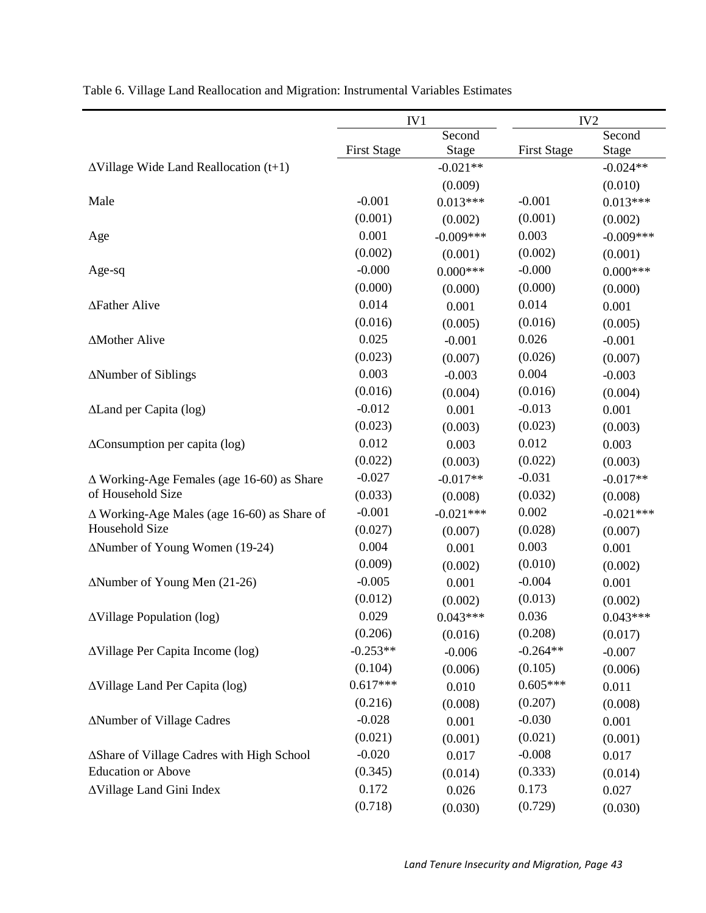Table 6. Village Land Reallocation and Migration: Instrumental Variables Estimates

| | IV1 | | IV2 | |
|---|---|---|---|---|
| | First Stage | Second Stage | First Stage | Second Stage |
| ∆Village Wide Land Reallocation (t+1) | | -0.021** | | -0.024** |
| | | (0.009) | | (0.010) |
| Male | -0.001 | 0.013*** | -0.001 | 0.013*** |
| | (0.001) | (0.002) | (0.001) | (0.002) |
| Age | 0.001 | -0.009*** | 0.003 | -0.009*** |
| | (0.002) | (0.001) | (0.002) | (0.001) |
| Age-sq | -0.000 | 0.000*** | -0.000 | 0.000*** |
| | (0.000) | (0.000) | (0.000) | (0.000) |
| ∆Father Alive | 0.014 | 0.001 | 0.014 | 0.001 |
| | (0.016) | (0.005) | (0.016) | (0.005) |
| ∆Mother Alive | 0.025 | -0.001 | 0.026 | -0.001 |
| | (0.023) | (0.007) | (0.026) | (0.007) |
| ∆Number of Siblings | 0.003 | -0.003 | 0.004 | -0.003 |
| | (0.016) | (0.004) | (0.016) | (0.004) |
| ∆Land per Capita (log) | -0.012 | 0.001 | -0.013 | 0.001 |
| | (0.023) | (0.003) | (0.023) | (0.003) |
| ∆Consumption per capita (log) | 0.012 | 0.003 | 0.012 | 0.003 |
| | (0.022) | (0.003) | (0.022) | (0.003) |
| ∆ Working-Age Females (age 16-60) as Share of Household Size | -0.027 | -0.017** | -0.031 | -0.017** |
| | (0.033) | (0.008) | (0.032) | (0.008) |
| ∆ Working-Age Males (age 16-60) as Share of Household Size | -0.001 | -0.021*** | 0.002 | -0.021*** |
| | (0.027) | (0.007) | (0.028) | (0.007) |
| ∆Number of Young Women (19-24) | 0.004 | 0.001 | 0.003 | 0.001 |
| | (0.009) | (0.002) | (0.010) | (0.002) |
| ∆Number of Young Men (21-26) | -0.005 | 0.001 | -0.004 | 0.001 |
| | (0.012) | (0.002) | (0.013) | (0.002) |
| ∆Village Population (log) | 0.029 | 0.043*** | 0.036 | 0.043*** |
| | (0.206) | (0.016) | (0.208) | (0.017) |
| ∆Village Per Capita Income (log) | -0.253** | -0.006 | -0.264** | -0.007 |
| | (0.104) | (0.006) | (0.105) | (0.006) |
| ∆Village Land Per Capita (log) | 0.617*** | 0.010 | 0.605*** | 0.011 |
| | (0.216) | (0.008) | (0.207) | (0.008) |
| ∆Number of Village Cadres | -0.028 | 0.001 | -0.030 | 0.001 |
| | (0.021) | (0.001) | (0.021) | (0.001) |
| ∆Share of Village Cadres with High School Education or Above | -0.020 | 0.017 | -0.008 | 0.017 |
| | (0.345) | (0.014) | (0.333) | (0.014) |
| ∆Village Land Gini Index | 0.172 | 0.026 | 0.173 | 0.027 |
| | (0.718) | (0.030) | (0.729) | (0.030) |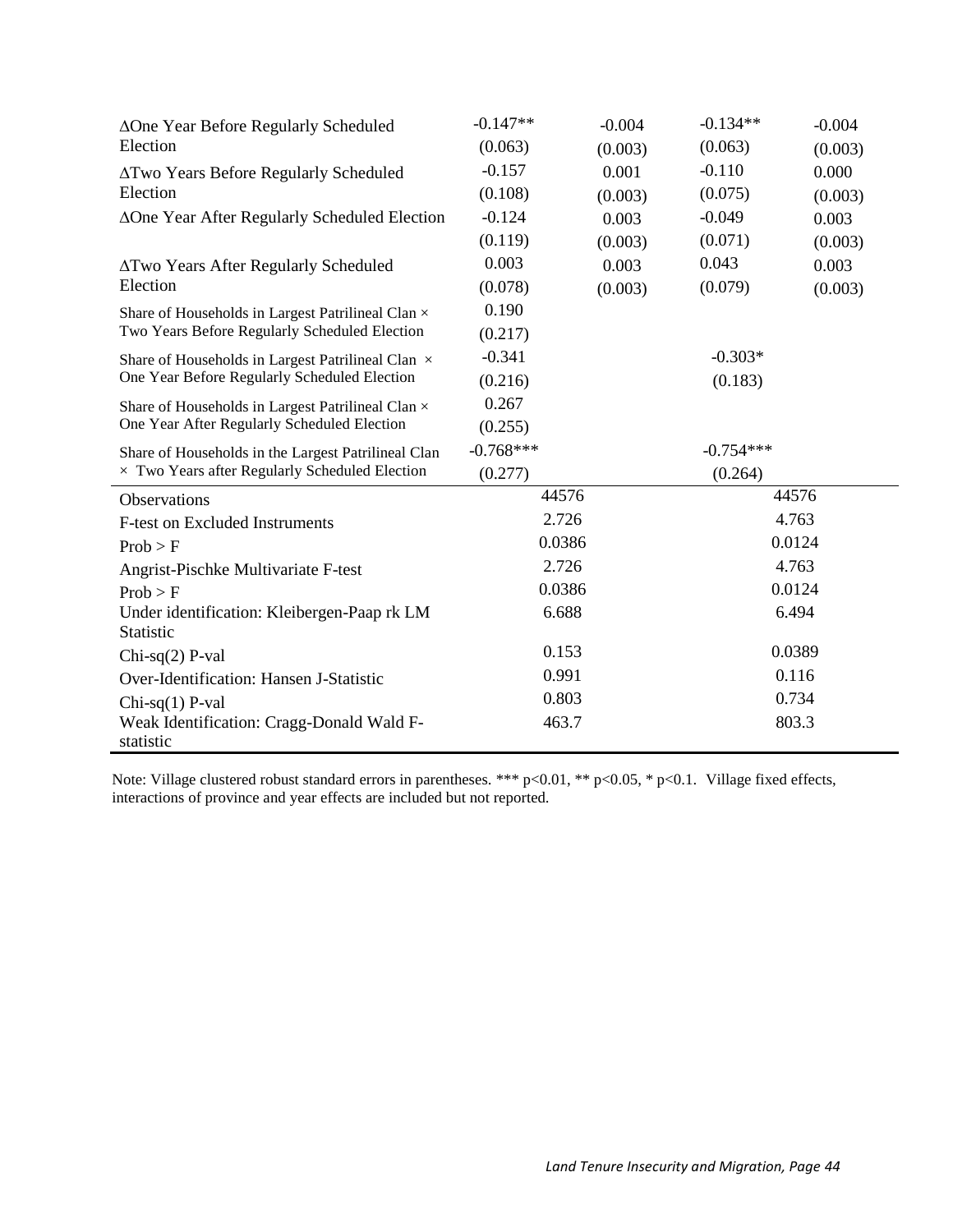| | | | | |
|---|---|---|---|---|
| ΔOne Year Before Regularly Scheduled Election | -0.147** | -0.004 | -0.134** | -0.004 |
| | (0.063) | (0.003) | (0.063) | (0.003) |
| ΔTwo Years Before Regularly Scheduled Election | -0.157 | 0.001 | -0.110 | 0.000 |
| | (0.108) | (0.003) | (0.075) | (0.003) |
| ΔOne Year After Regularly Scheduled Election | -0.124 | 0.003 | -0.049 | 0.003 |
| | (0.119) | (0.003) | (0.071) | (0.003) |
| ΔTwo Years After Regularly Scheduled Election | 0.003 | 0.003 | 0.043 | 0.003 |
| | (0.078) | (0.003) | (0.079) | (0.003) |
| Share of Households in Largest Patrilineal Clan × Two Years Before Regularly Scheduled Election | 0.190 | | | |
| | (0.217) | | | |
| Share of Households in Largest Patrilineal Clan × One Year Before Regularly Scheduled Election | -0.341 | | -0.303* | |
| | (0.216) | | (0.183) | |
| Share of Households in Largest Patrilineal Clan × One Year After Regularly Scheduled Election | 0.267 | | | |
| | (0.255) | | | |
| Share of Households in the Largest Patrilineal Clan × Two Years after Regularly Scheduled Election | -0.768*** | | -0.754*** | |
| | (0.277) | | (0.264) | |
| Observations | 44576 | | 44576 | |
| F-test on Excluded Instruments | 2.726 | | 4.763 | |
| Prob > F | 0.0386 | | 0.0124 | |
| Angrist-Pischke Multivariate F-test | 2.726 | | 4.763 | |
| Prob > F | 0.0386 | | 0.0124 | |
| Under identification: Kleibergen-Paap rk LM Statistic | 6.688 | | 6.494 | |
| Chi-sq(2) P-val | 0.153 | | 0.0389 | |
| Over-Identification: Hansen J-Statistic | 0.991 | | 0.116 | |
| Chi-sq(1) P-val | 0.803 | | 0.734 | |
| Weak Identification: Cragg-Donald Wald F-statistic | 463.7 | | 803.3 | |

Note: Village clustered robust standard errors in parentheses. *** p<0.01, ** p<0.05, * p<0.1. Village fixed effects, interactions of province and year effects are included but not reported.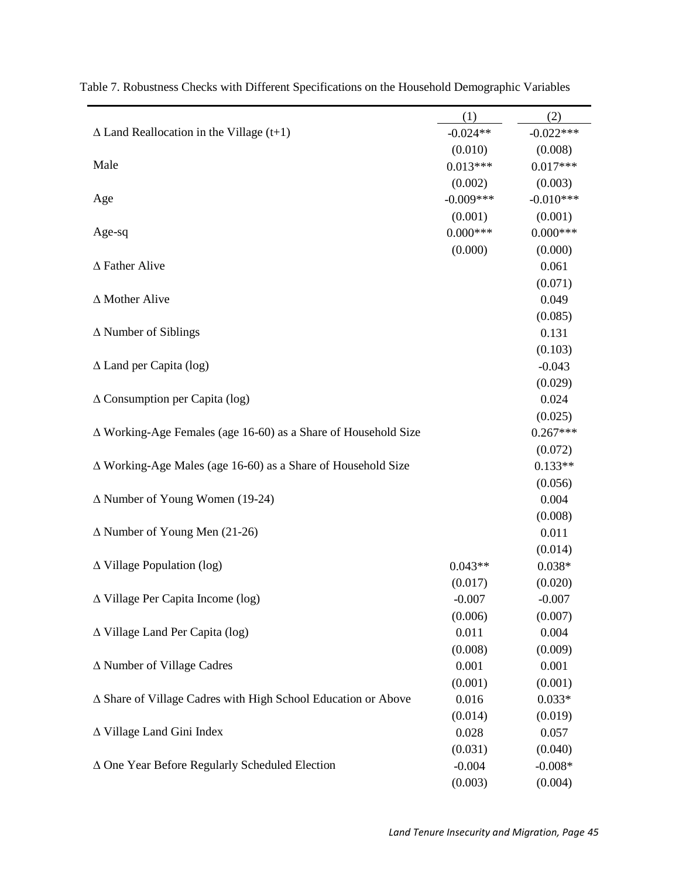Table 7. Robustness Checks with Different Specifications on the Household Demographic Variables

| | (1) | (2) |
|---|---|---|
| Δ Land Reallocation in the Village (t+1) | -0.024** | -0.022*** |
| | (0.010) | (0.008) |
| Male | 0.013*** | 0.017*** |
| | (0.002) | (0.003) |
| Age | -0.009*** | -0.010*** |
| | (0.001) | (0.001) |
| Age-sq | 0.000*** | 0.000*** |
| | (0.000) | (0.000) |
| Δ Father Alive | | 0.061 |
| | | (0.071) |
| Δ Mother Alive | | 0.049 |
| | | (0.085) |
| Δ Number of Siblings | | 0.131 |
| | | (0.103) |
| Δ Land per Capita (log) | | -0.043 |
| | | (0.029) |
| Δ Consumption per Capita (log) | | 0.024 |
| | | (0.025) |
| Δ Working-Age Females (age 16-60) as a Share of Household Size | | 0.267*** |
| | | (0.072) |
| Δ Working-Age Males (age 16-60) as a Share of Household Size | | 0.133** |
| | | (0.056) |
| Δ Number of Young Women (19-24) | | 0.004 |
| | | (0.008) |
| Δ Number of Young Men (21-26) | | 0.011 |
| | | (0.014) |
| Δ Village Population (log) | 0.043** | 0.038* |
| | (0.017) | (0.020) |
| Δ Village Per Capita Income (log) | -0.007 | -0.007 |
| | (0.006) | (0.007) |
| Δ Village Land Per Capita (log) | 0.011 | 0.004 |
| | (0.008) | (0.009) |
| Δ Number of Village Cadres | 0.001 | 0.001 |
| | (0.001) | (0.001) |
| Δ Share of Village Cadres with High School Education or Above | 0.016 | 0.033* |
| | (0.014) | (0.019) |
| Δ Village Land Gini Index | 0.028 | 0.057 |
| | (0.031) | (0.040) |
| Δ One Year Before Regularly Scheduled Election | -0.004 | -0.008* |
| | (0.003) | (0.004) |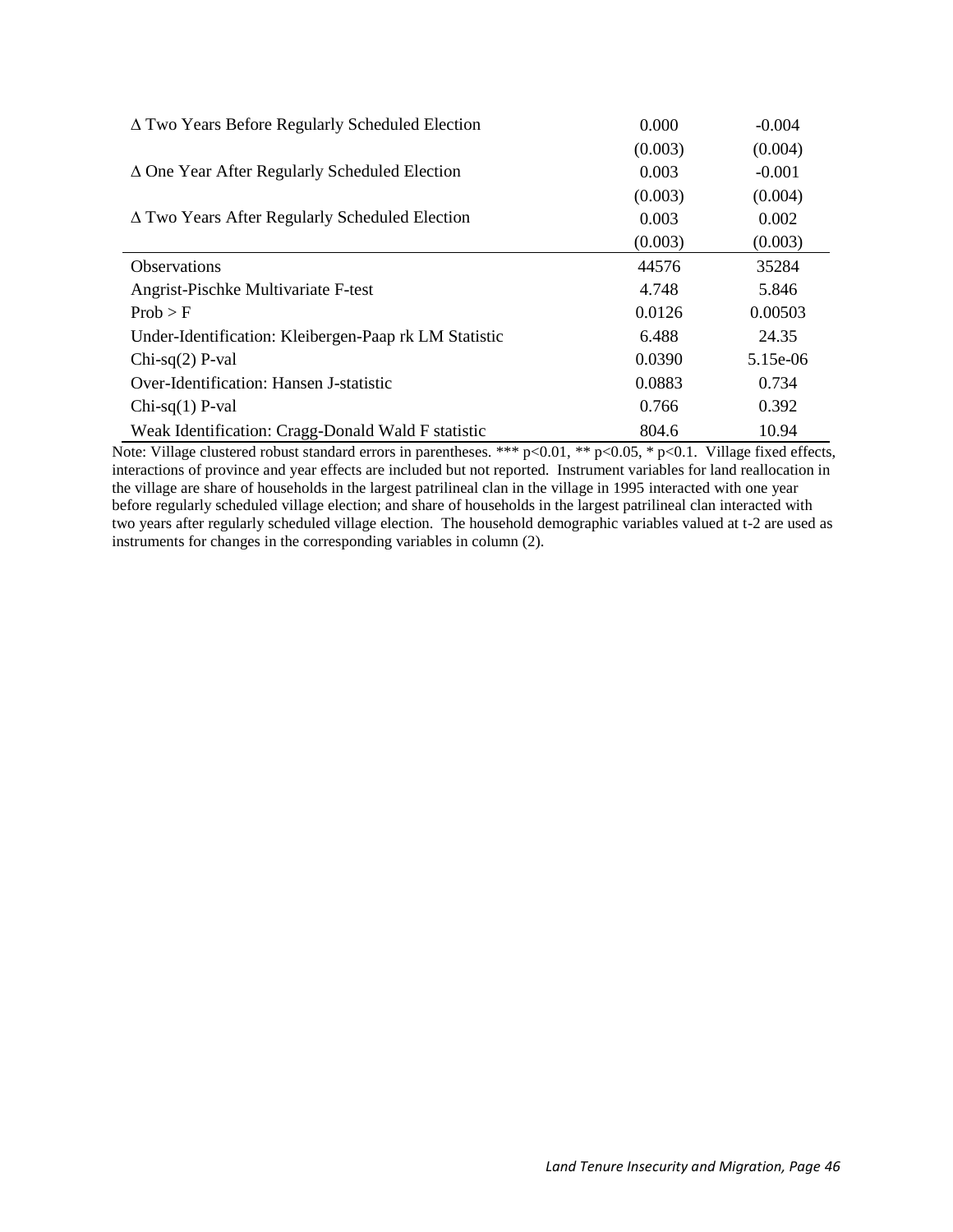| | | |
|---|---|---|
| Δ Two Years Before Regularly Scheduled Election | 0.000 | -0.004 |
| | (0.003) | (0.004) |
| Δ One Year After Regularly Scheduled Election | 0.003 | -0.001 |
| | (0.003) | (0.004) |
| Δ Two Years After Regularly Scheduled Election | 0.003 | 0.002 |
| | (0.003) | (0.003) |
| Observations | 44576 | 35284 |
| Angrist-Pischke Multivariate F-test | 4.748 | 5.846 |
| Prob > F | 0.0126 | 0.00503 |
| Under-Identification: Kleibergen-Paap rk LM Statistic | 6.488 | 24.35 |
| Chi-sq(2) P-val | 0.0390 | 5.15e-06 |
| Over-Identification: Hansen J-statistic | 0.0883 | 0.734 |
| Chi-sq(1) P-val | 0.766 | 0.392 |
| Weak Identification: Cragg-Donald Wald F statistic | 804.6 | 10.94 |

Note: Village clustered robust standard errors in parentheses. *** p<0.01, ** p<0.05, * p<0.1. Village fixed effects, interactions of province and year effects are included but not reported. Instrument variables for land reallocation in the village are share of households in the largest patrilineal clan in the village in 1995 interacted with one year before regularly scheduled village election; and share of households in the largest patrilineal clan interacted with two years after regularly scheduled village election. The household demographic variables valued at t-2 are used as instruments for changes in the corresponding variables in column (2).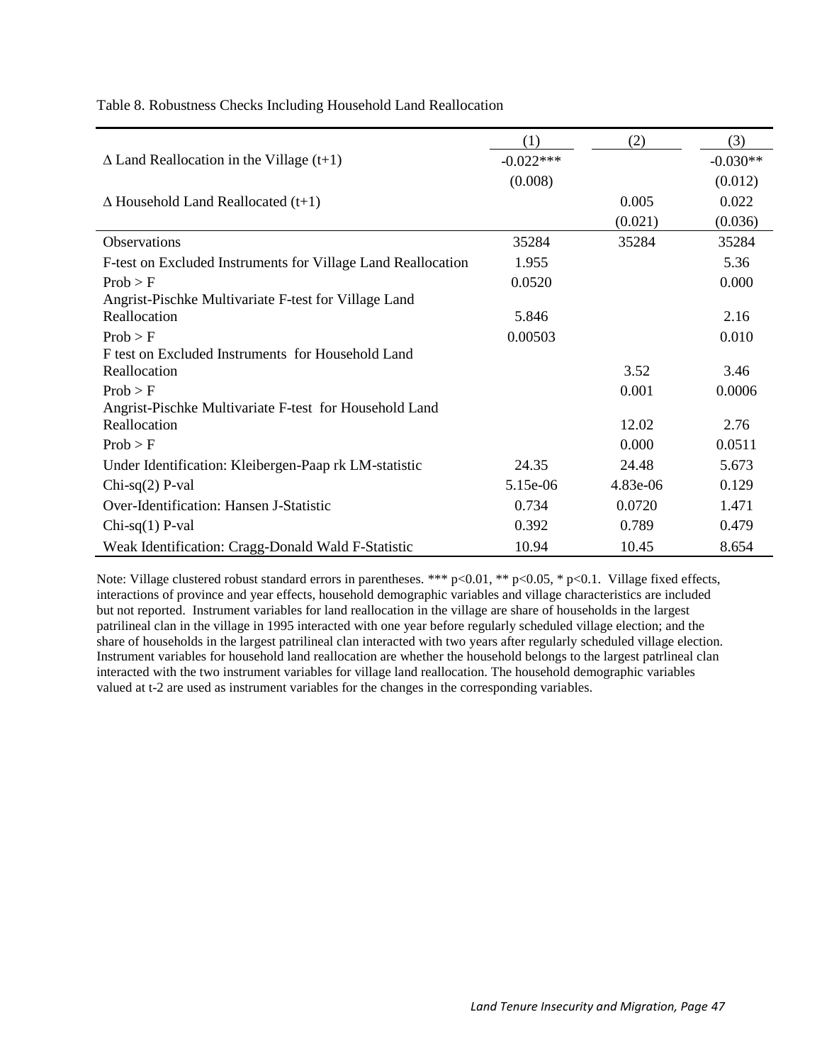Table 8. Robustness Checks Including Household Land Reallocation

| | (1) | (2) | (3) |
|---|---|---|---|
| $\Delta$ Land Reallocation in the Village (t+1) | -0.022*** | | -0.030** |
| | (0.008) | | (0.012) |
| $\Delta$ Household Land Reallocated (t+1) | | 0.005 | 0.022 |
| | | (0.021) | (0.036) |
| Observations | 35284 | 35284 | 35284 |
| F-test on Excluded Instruments for Village Land Reallocation | 1.955 | | 5.36 |
| Prob > F | 0.0520 | | 0.000 |
| Angrist-Pischke Multivariate F-test for Village Land Reallocation | 5.846 | | 2.16 |
| Prob > F | 0.00503 | | 0.010 |
| F test on Excluded Instruments for Household Land Reallocation | | 3.52 | 3.46 |
| Prob > F | | 0.001 | 0.0006 |
| Angrist-Pischke Multivariate F-test for Household Land Reallocation | | 12.02 | 2.76 |
| Prob > F | | 0.000 | 0.0511 |
| Under Identification: Kleibergen-Paap rk LM-statistic | 24.35 | 24.48 | 5.673 |
| Chi-sq(2) P-val | 5.15e-06 | 4.83e-06 | 0.129 |
| Over-Identification: Hansen J-Statistic | 0.734 | 0.0720 | 1.471 |
| Chi-sq(1) P-val | 0.392 | 0.789 | 0.479 |
| Weak Identification: Cragg-Donald Wald F-Statistic | 10.94 | 10.45 | 8.654 |

Note: Village clustered robust standard errors in parentheses. *** p<0.01, ** p<0.05, * p<0.1. Village fixed effects, interactions of province and year effects, household demographic variables and village characteristics are included but not reported. Instrument variables for land reallocation in the village are share of households in the largest patrilineal clan in the village in 1995 interacted with one year before regularly scheduled village election; and the share of households in the largest patrilineal clan interacted with two years after regularly scheduled village election. Instrument variables for household land reallocation are whether the household belongs to the largest patrlineal clan interacted with the two instrument variables for village land reallocation. The household demographic variables valued at t-2 are used as instrument variables for the changes in the corresponding variables.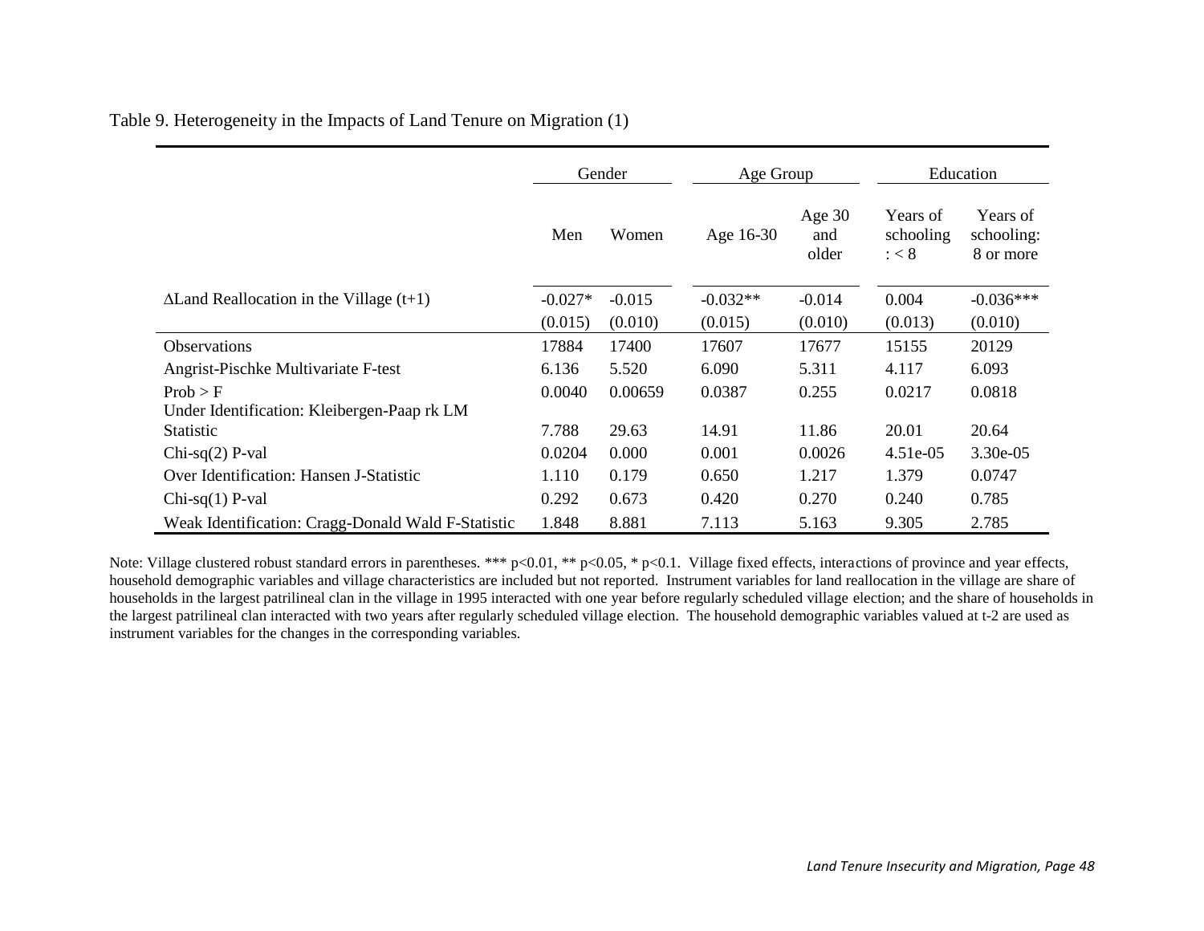Table 9. Heterogeneity in the Impacts of Land Tenure on Migration (1)

| | Gender | | Age Group | | Education | |
|---|---|---|---|---|---|---|
| | Men | Women | Age 16-30 | Age 30 and older | Years of schooling : < 8 | Years of schooling: 8 or more |
| ΔLand Reallocation in the Village (t+1) | -0.027* | -0.015 | -0.032** | -0.014 | 0.004 | -0.036*** |
| | (0.015) | (0.010) | (0.015) | (0.010) | (0.013) | (0.010) |
| Observations | 17884 | 17400 | 17607 | 17677 | 15155 | 20129 |
| Angrist-Pischke Multivariate F-test | 6.136 | 5.520 | 6.090 | 5.311 | 4.117 | 6.093 |
| Prob > F | 0.0040 | 0.00659 | 0.0387 | 0.255 | 0.0217 | 0.0818 |
| Under Identification: Kleibergen-Paap rk LM Statistic | 7.788 | 29.63 | 14.91 | 11.86 | 20.01 | 20.64 |
| Chi-sq(2) P-val | 0.0204 | 0.000 | 0.001 | 0.0026 | 4.51e-05 | 3.30e-05 |
| Over Identification: Hansen J-Statistic | 1.110 | 0.179 | 0.650 | 1.217 | 1.379 | 0.0747 |
| Chi-sq(1) P-val | 0.292 | 0.673 | 0.420 | 0.270 | 0.240 | 0.785 |
| Weak Identification: Cragg-Donald Wald F-Statistic | 1.848 | 8.881 | 7.113 | 5.163 | 9.305 | 2.785 |

Note: Village clustered robust standard errors in parentheses. *** p<0.01, ** p<0.05, * p<0.1. Village fixed effects, interactions of province and year effects, household demographic variables and village characteristics are included but not reported. Instrument variables for land reallocation in the village are share of households in the largest patrilineal clan in the village in 1995 interacted with one year before regularly scheduled village election; and the share of households in the largest patrilineal clan interacted with two years after regularly scheduled village election. The household demographic variables valued at t-2 are used as instrument variables for the changes in the corresponding variables.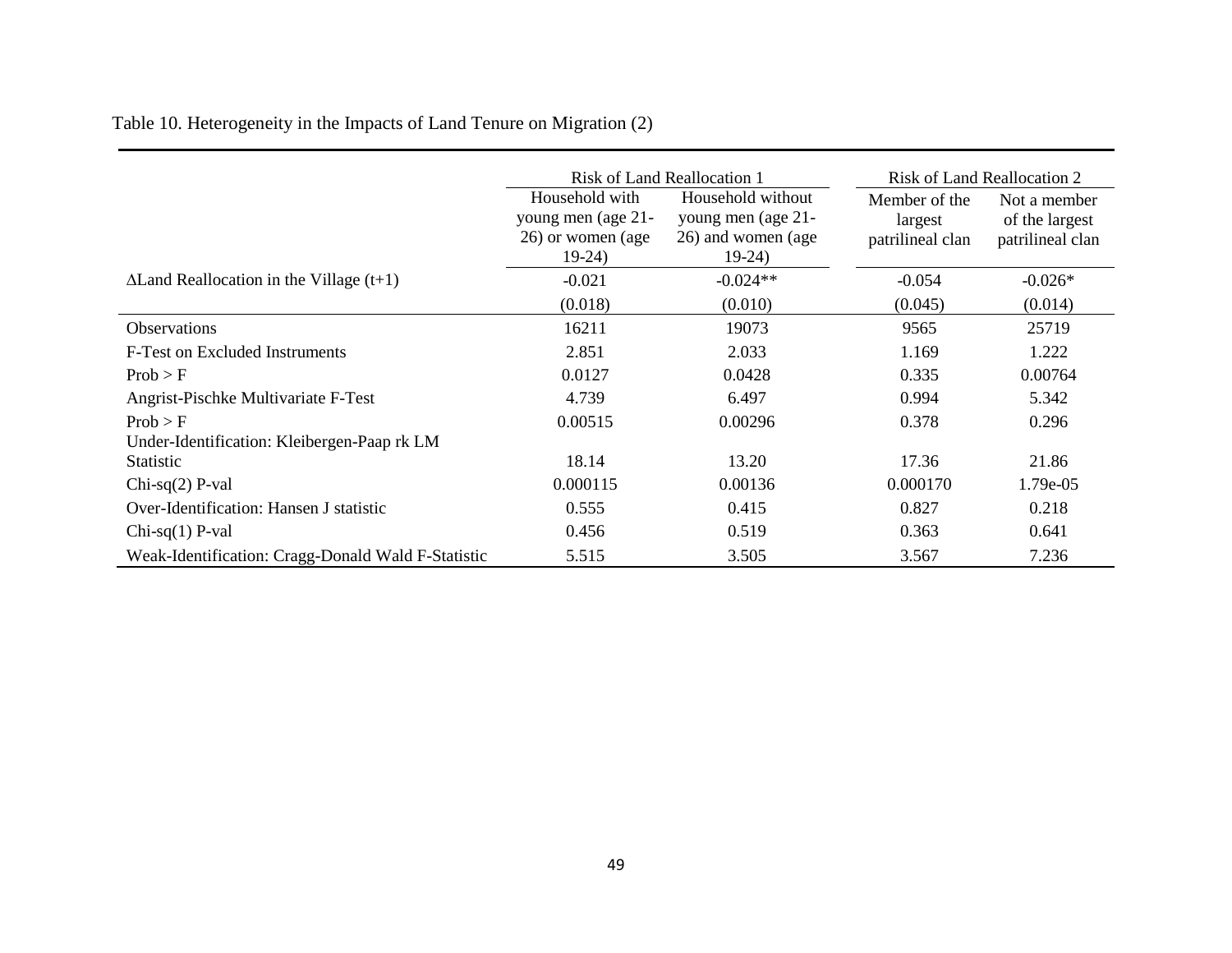Table 10. Heterogeneity in the Impacts of Land Tenure on Migration (2)

| | Risk of Land Reallocation 1 | | Risk of Land Reallocation 2 | |
|---|---|---|---|---|
| | Household with young men (age 21-26) or women (age 19-24) | Household without young men (age 21-26) and women (age 19-24) | Member of the largest patrilineal clan | Not a member of the largest patrilineal clan |
| ΔLand Reallocation in the Village (t+1) | -0.021 | -0.024** | -0.054 | -0.026* |
| | (0.018) | (0.010) | (0.045) | (0.014) |
| Observations | 16211 | 19073 | 9565 | 25719 |
| F-Test on Excluded Instruments | 2.851 | 2.033 | 1.169 | 1.222 |
| Prob > F | 0.0127 | 0.0428 | 0.335 | 0.00764 |
| Angrist-Pischke Multivariate F-Test | 4.739 | 6.497 | 0.994 | 5.342 |
| Prob > F | 0.00515 | 0.00296 | 0.378 | 0.296 |
| Under-Identification: Kleibergen-Paap rk LM Statistic | 18.14 | 13.20 | 17.36 | 21.86 |
| Chi-sq(2) P-val | 0.000115 | 0.00136 | 0.000170 | 1.79e-05 |
| Over-Identification: Hansen J statistic | 0.555 | 0.415 | 0.827 | 0.218 |
| Chi-sq(1) P-val | 0.456 | 0.519 | 0.363 | 0.641 |
| Weak-Identification: Cragg-Donald Wald F-Statistic | 5.515 | 3.505 | 3.567 | 7.236 |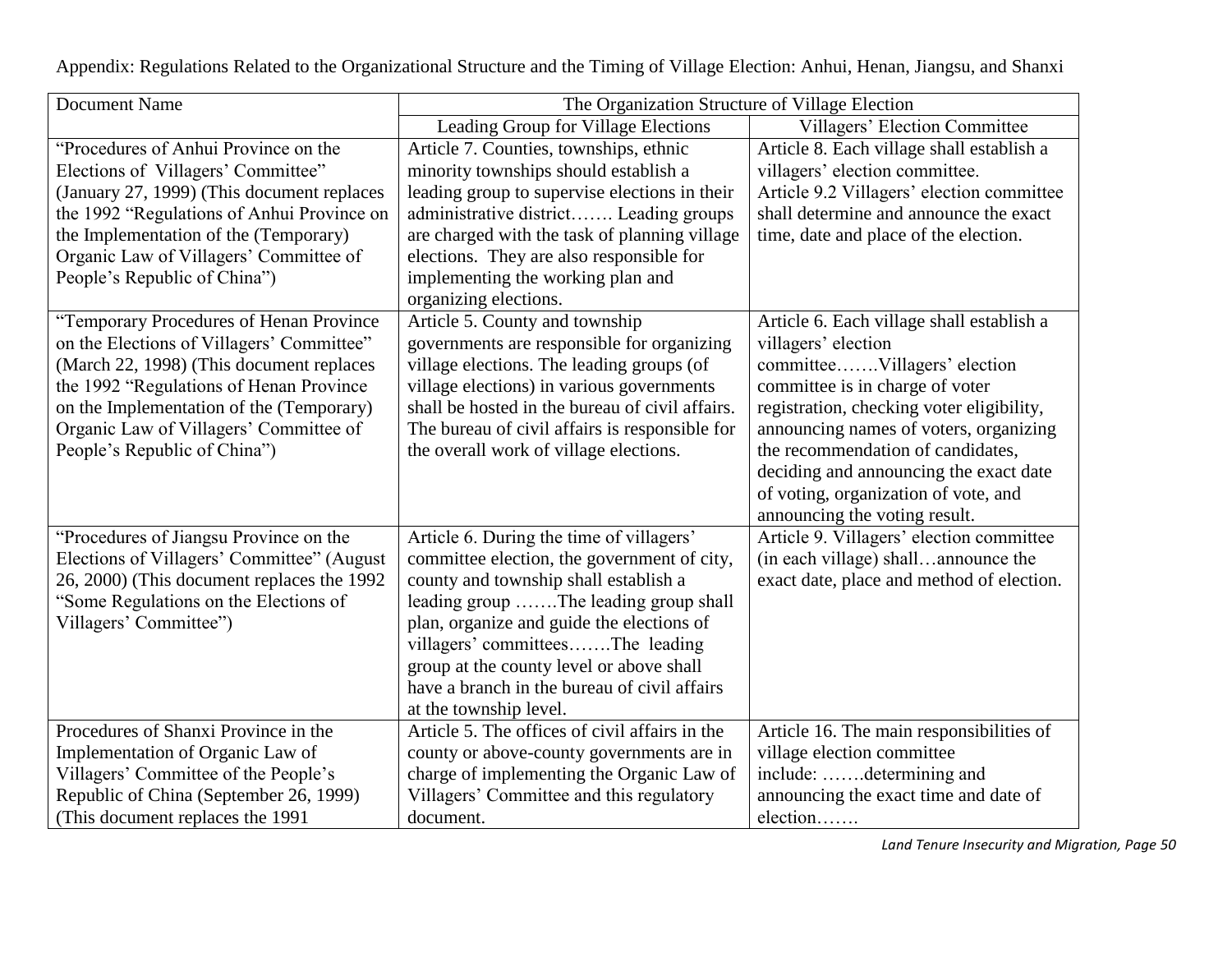Appendix: Regulations Related to the Organizational Structure and the Timing of Village Election: Anhui, Henan, Jiangsu, and Shanxi

| Document Name | The Organization Structure of Village Election | |
|---|---|---|
| | Leading Group for Village Elections | Villagers' Election Committee |
| "Procedures of Anhui Province on the Elections of Villagers' Committee" (January 27, 1999) (This document replaces the 1992 "Regulations of Anhui Province on the Implementation of the (Temporary) Organic Law of Villagers' Committee of People's Republic of China") | Article 7. Counties, townships, ethnic minority townships should establish a leading group to supervise elections in their administrative district……. Leading groups are charged with the task of planning village elections. They are also responsible for implementing the working plan and organizing elections. | Article 8. Each village shall establish a villagers' election committee. Article 9.2 Villagers' election committee shall determine and announce the exact time, date and place of the election. |
| "Temporary Procedures of Henan Province on the Elections of Villagers' Committee" (March 22, 1998) (This document replaces the 1992 "Regulations of Henan Province on the Implementation of the (Temporary) Organic Law of Villagers' Committee of People's Republic of China") | Article 5. County and township governments are responsible for organizing village elections. The leading groups (of village elections) in various governments shall be hosted in the bureau of civil affairs. The bureau of civil affairs is responsible for the overall work of village elections. | Article 6. Each village shall establish a villagers' election committee…….Villagers' election committee is in charge of voter registration, checking voter eligibility, announcing names of voters, organizing the recommendation of candidates, deciding and announcing the exact date of voting, organization of vote, and announcing the voting result. |
| "Procedures of Jiangsu Province on the Elections of Villagers' Committee" (August 26, 2000) (This document replaces the 1992 "Some Regulations on the Elections of Villagers' Committee") | Article 6. During the time of villagers' committee election, the government of city, county and township shall establish a leading group …….The leading group shall plan, organize and guide the elections of villagers' committees…….The leading group at the county level or above shall have a branch in the bureau of civil affairs at the township level. | Article 9. Villagers' election committee (in each village) shall…announce the exact date, place and method of election. |
| Procedures of Shanxi Province in the Implementation of Organic Law of Villagers' Committee of the People's Republic of China (September 26, 1999) (This document replaces the 1991 | Article 5. The offices of civil affairs in the county or above-county governments are in charge of implementing the Organic Law of Villagers' Committee and this regulatory document. | Article 16. The main responsibilities of village election committee include: …….determining and announcing the exact time and date of election……. |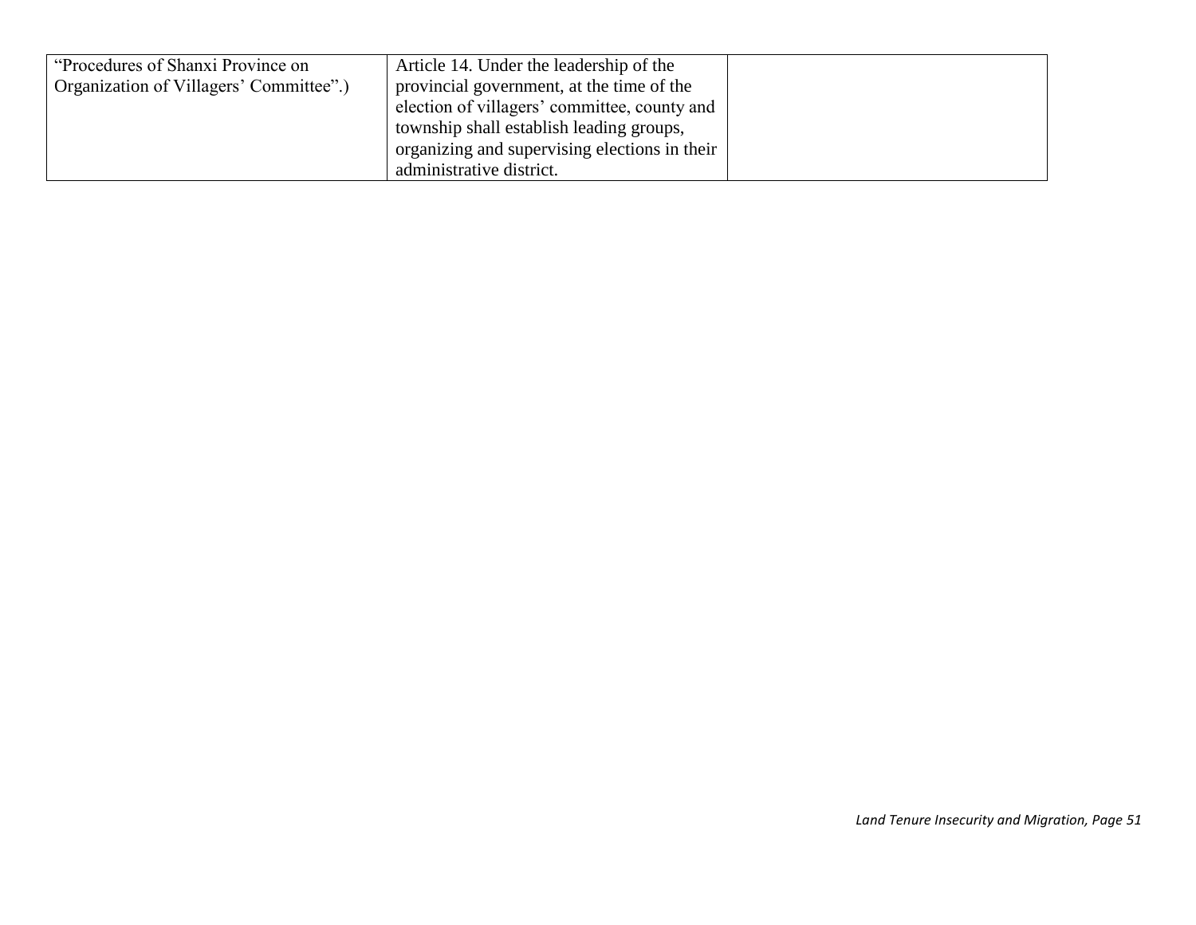| | | |
|---|---|---|
| "Procedures of Shanxi Province on Organization of Villagers' Committee".) | Article 14. Under the leadership of the provincial government, at the time of the election of villagers' committee, county and township shall establish leading groups, organizing and supervising elections in their administrative district. | |